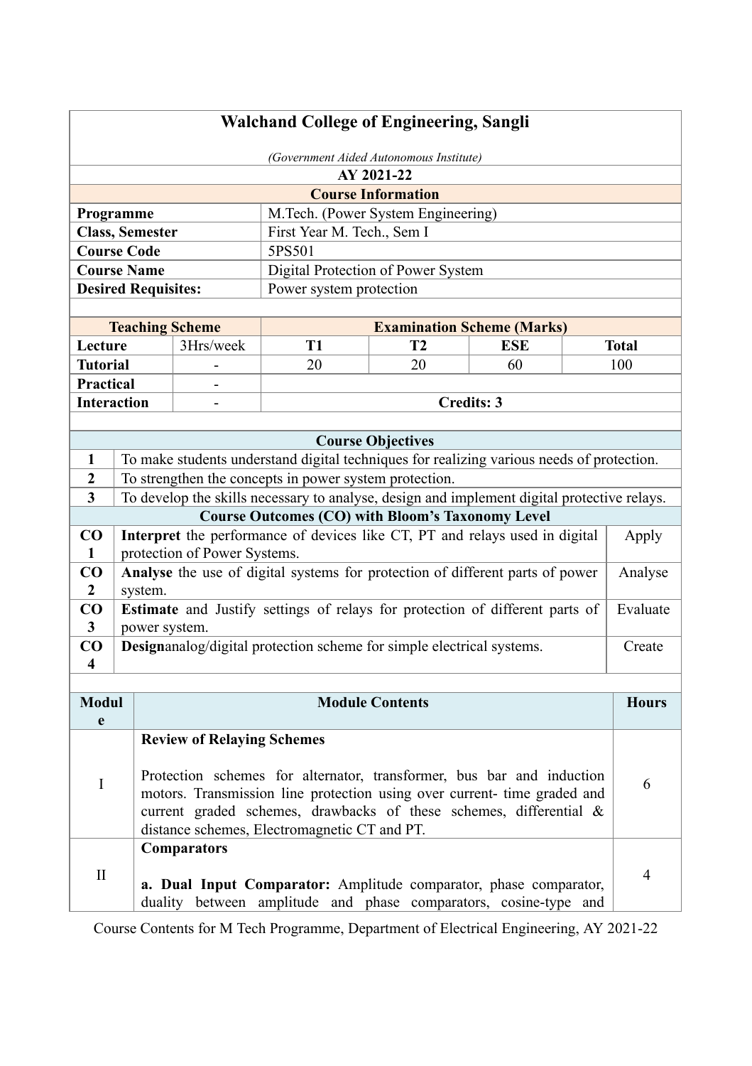# Walchand College of Engineering, Sangli

*(Government Aided Autonomous Institute)*

**AY 2021-22**

## Course Information

| | |
|---|---|
| **Programme** | M.Tech. (Power System Engineering) |
| **Class, Semester** | First Year M. Tech., Sem I |
| **Course Code** | 5PS501 |
| **Course Name** | Digital Protection of Power System |
| **Desired Requisites:** | Power system protection |

| **Teaching Scheme** | | **Examination Scheme (Marks)** | | | |
|---|---|---|---|---|---|
| **Lecture** | 3Hrs/week | **T1** | **T2** | **ESE** | **Total** |
| **Tutorial** | - | 20 | 20 | 60 | 100 |
| **Practical** | - | | | | |
| **Interaction** | - | **Credits: 3** | | | |

## Course Objectives

| | |
|---|---|
| **1** | To make students understand digital techniques for realizing various needs of protection. |
| **2** | To strengthen the concepts in power system protection. |
| **3** | To develop the skills necessary to analyse, design and implement digital protective relays. |

## Course Outcomes (CO) with Bloom's Taxonomy Level

| | | |
|---|---|---|
| **CO 1** | **Interpret** the performance of devices like CT, PT and relays used in digital protection of Power Systems. | Apply |
| **CO 2** | **Analyse** the use of digital systems for protection of different parts of power system. | Analyse |
| **CO 3** | **Estimate** and Justify settings of relays for protection of different parts of power system. | Evaluate |
| **CO 4** | **Design**analog/digital protection scheme for simple electrical systems. | Create |

| **Module** | **Module Contents** | **Hours** |
|---|---|---|
| I | **Review of Relaying Schemes**<br><br>Protection schemes for alternator, transformer, bus bar and induction motors. Transmission line protection using over current- time graded and current graded schemes, drawbacks of these schemes, differential & distance schemes, Electromagnetic CT and PT. | 6 |
| II | **Comparators**<br><br>**a. Dual Input Comparator:** Amplitude comparator, phase comparator, duality between amplitude and phase comparators, cosine-type and | 4 |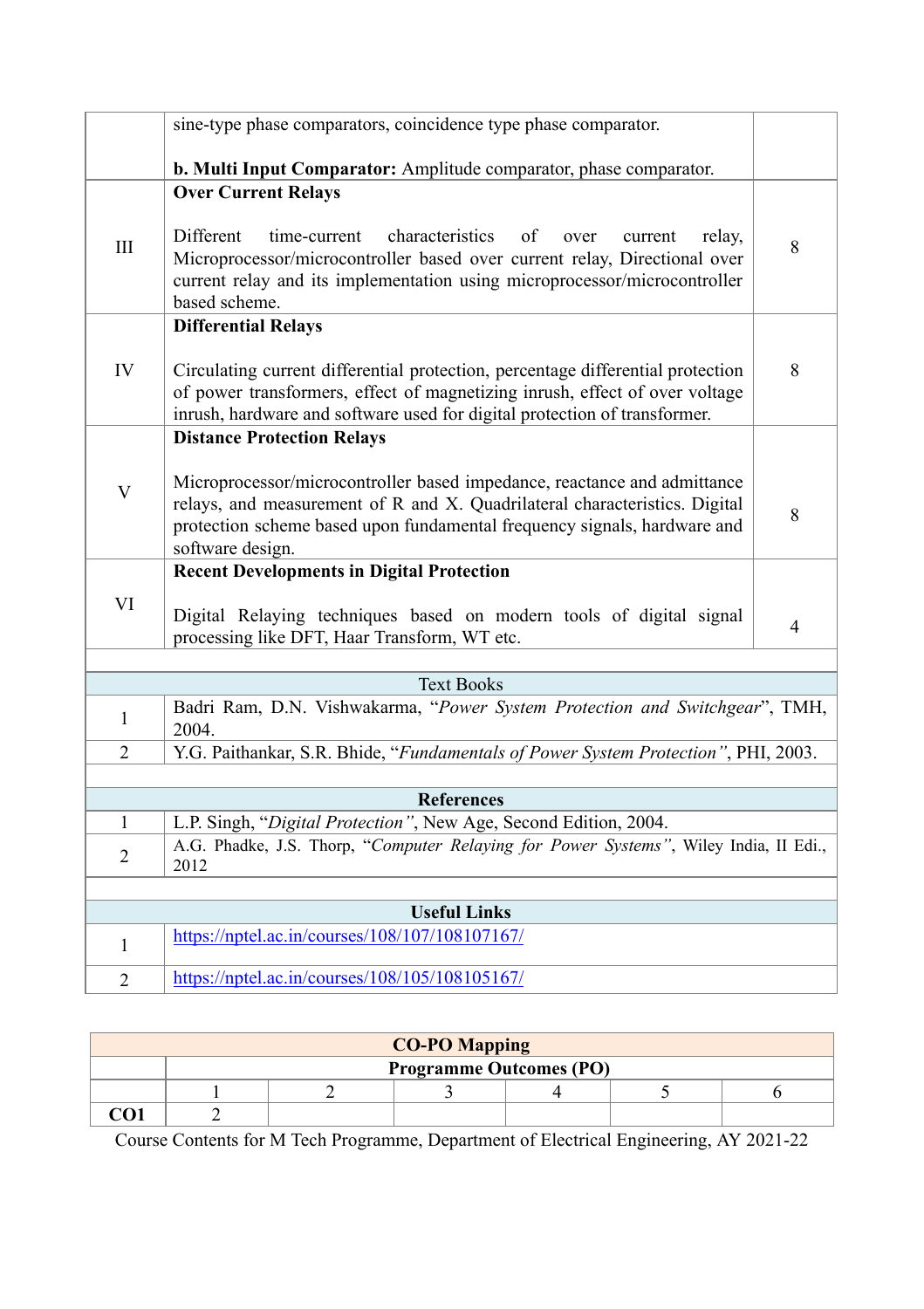| | | |
|---|---|---|
| | sine-type phase comparators, coincidence type phase comparator.<br><br>**b. Multi Input Comparator:** Amplitude comparator, phase comparator. | |
| III | **Over Current Relays**<br><br>Different time-current characteristics of over current relay, Microprocessor/microcontroller based over current relay, Directional over current relay and its implementation using microprocessor/microcontroller based scheme. | 8 |
| IV | **Differential Relays**<br><br>Circulating current differential protection, percentage differential protection of power transformers, effect of magnetizing inrush, effect of over voltage inrush, hardware and software used for digital protection of transformer. | 8 |
| V | **Distance Protection Relays**<br><br>Microprocessor/microcontroller based impedance, reactance and admittance relays, and measurement of R and X. Quadrilateral characteristics. Digital protection scheme based upon fundamental frequency signals, hardware and software design. | 8 |
| VI | **Recent Developments in Digital Protection**<br><br>Digital Relaying techniques based on modern tools of digital signal processing like DFT, Haar Transform, WT etc. | 4 |

| Text Books | |
|---|---|
| 1 | Badri Ram, D.N. Vishwakarma, "*Power System Protection and Switchgear*", TMH, 2004. |
| 2 | Y.G. Paithankar, S.R. Bhide, "*Fundamentals of Power System Protection"*, PHI, 2003. |

| **References** | |
|---|---|
| 1 | L.P. Singh, "*Digital Protection"*, New Age, Second Edition, 2004. |
| 2 | A.G. Phadke, J.S. Thorp, "*Computer Relaying for Power Systems"*, Wiley India, II Edi., 2012 |

| **Useful Links** | |
|---|---|
| 1 | https://nptel.ac.in/courses/108/107/108107167/ |
| 2 | https://nptel.ac.in/courses/108/105/108105167/ |

**CO-PO Mapping**

| | **Programme Outcomes (PO)** | | | | | |
|---|---|---|---|---|---|---|
| | 1 | 2 | 3 | 4 | 5 | 6 |
| **CO1** | 2 | | | | | |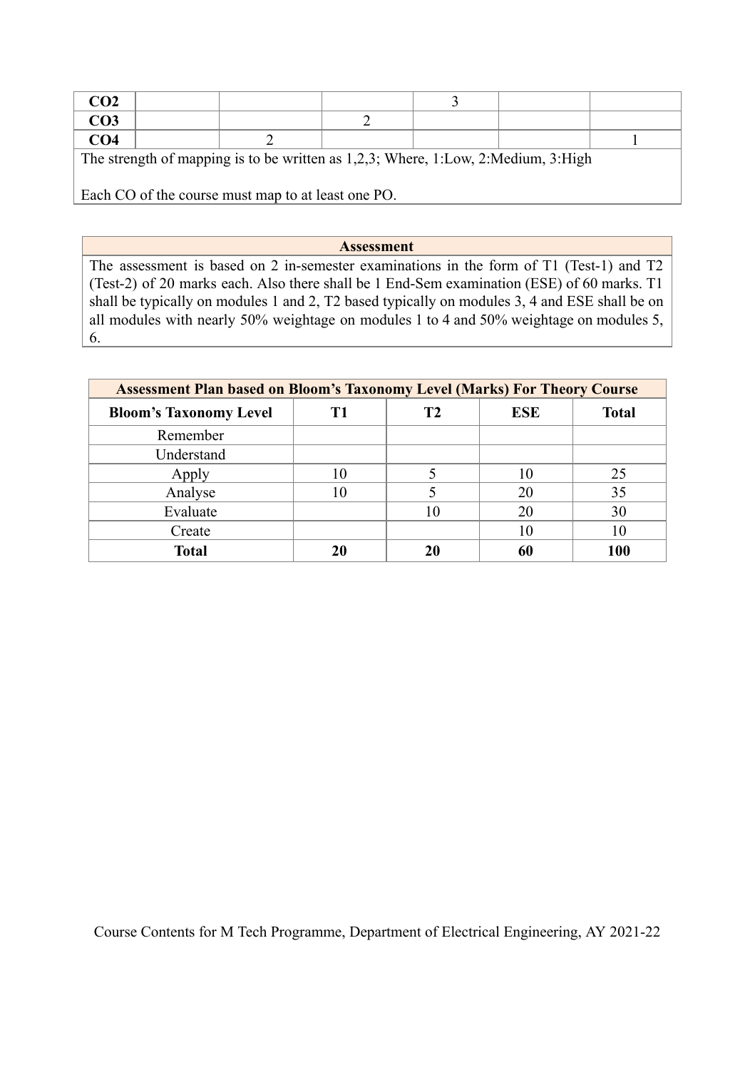| | | | | | | |
|---|---|---|---|---|---|---|
| **CO2** | | | | 3 | | |
| **CO3** | | | 2 | | | |
| **CO4** | | 2 | | | | 1 |

The strength of mapping is to be written as 1,2,3; Where, 1:Low, 2:Medium, 3:High

Each CO of the course must map to at least one PO.

| **Assessment** |
|---|
| The assessment is based on 2 in-semester examinations in the form of T1 (Test-1) and T2 (Test-2) of 20 marks each. Also there shall be 1 End-Sem examination (ESE) of 60 marks. T1 shall be typically on modules 1 and 2, T2 based typically on modules 3, 4 and ESE shall be on all modules with nearly 50% weightage on modules 1 to 4 and 50% weightage on modules 5, 6. |

**Assessment Plan based on Bloom's Taxonomy Level (Marks) For Theory Course**

| **Bloom's Taxonomy Level** | **T1** | **T2** | **ESE** | **Total** |
|---|---|---|---|---|
| Remember | | | | |
| Understand | | | | |
| Apply | 10 | 5 | 10 | 25 |
| Analyse | 10 | 5 | 20 | 35 |
| Evaluate | | 10 | 20 | 30 |
| Create | | | 10 | 10 |
| **Total** | **20** | **20** | **60** | **100** |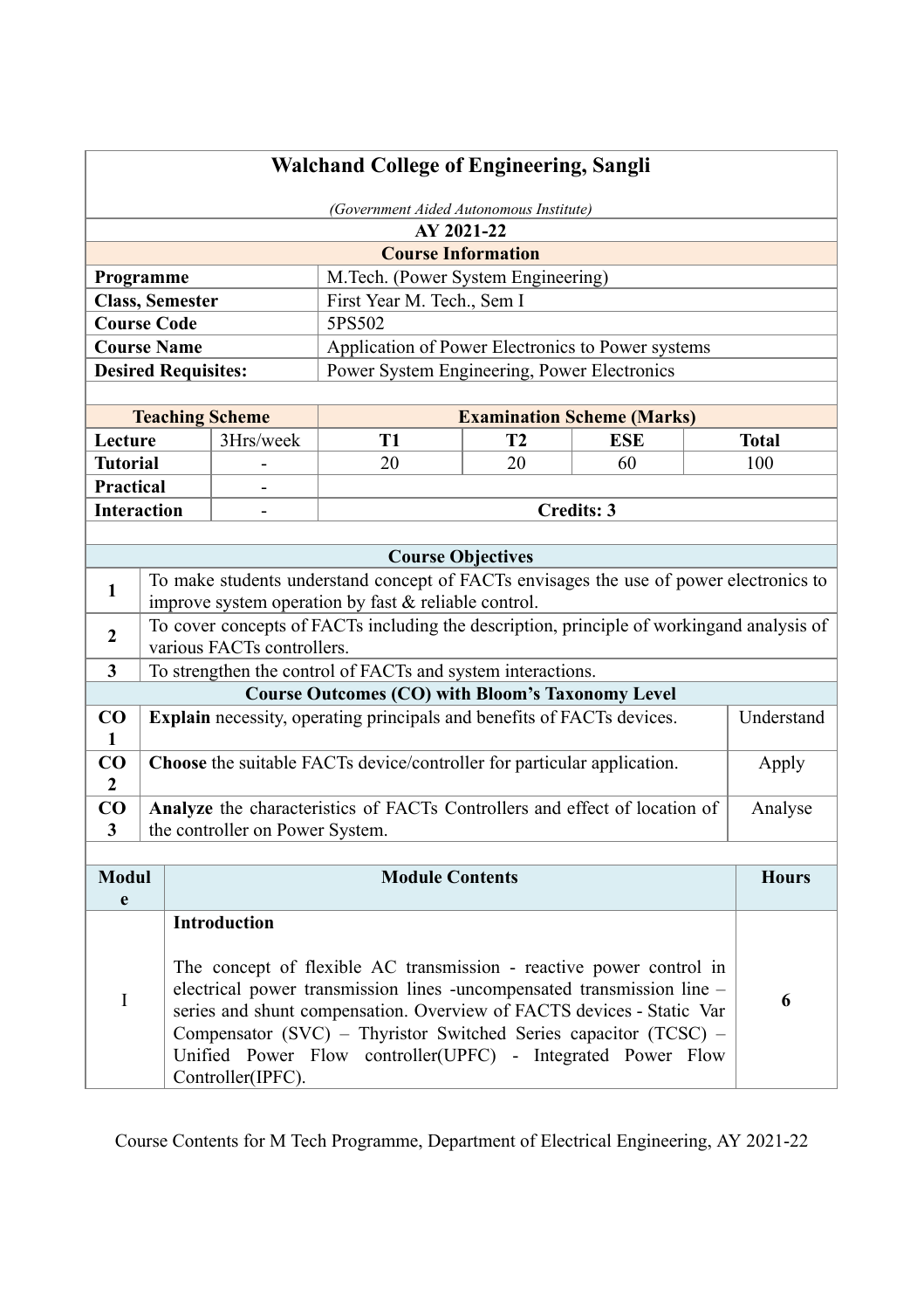# Walchand College of Engineering, Sangli

*(Government Aided Autonomous Institute)*

**AY 2021-22**

## Course Information

| | |
|---|---|
| **Programme** | M.Tech. (Power System Engineering) |
| **Class, Semester** | First Year M. Tech., Sem I |
| **Course Code** | 5PS502 |
| **Course Name** | Application of Power Electronics to Power systems |
| **Desired Requisites:** | Power System Engineering, Power Electronics |

| **Teaching Scheme** | | **Examination Scheme (Marks)** | | | |
|---|---|---|---|---|---|
| **Lecture** | 3Hrs/week | **T1** | **T2** | **ESE** | **Total** |
| **Tutorial** | - | 20 | 20 | 60 | 100 |
| **Practical** | - | | | | |
| **Interaction** | - | **Credits: 3** | | | |

## Course Objectives

| | |
|---|---|
| **1** | To make students understand concept of FACTs envisages the use of power electronics to improve system operation by fast & reliable control. |
| **2** | To cover concepts of FACTs including the description, principle of workingand analysis of various FACTs controllers. |
| **3** | To strengthen the control of FACTs and system interactions. |

## Course Outcomes (CO) with Bloom's Taxonomy Level

| | | |
|---|---|---|
| **CO 1** | **Explain** necessity, operating principals and benefits of FACTs devices. | Understand |
| **CO 2** | **Choose** the suitable FACTs device/controller for particular application. | Apply |
| **CO 3** | **Analyze** the characteristics of FACTs Controllers and effect of location of the controller on Power System. | Analyse |

| **Module** | **Module Contents** | **Hours** |
|---|---|---|
| I | **Introduction**<br><br>The concept of flexible AC transmission - reactive power control in electrical power transmission lines -uncompensated transmission line – series and shunt compensation. Overview of FACTS devices - Static Var Compensator (SVC) – Thyristor Switched Series capacitor (TCSC) – Unified Power Flow controller(UPFC) - Integrated Power Flow Controller(IPFC). | **6** |

Course Contents for M Tech Programme, Department of Electrical Engineering, AY 2021-22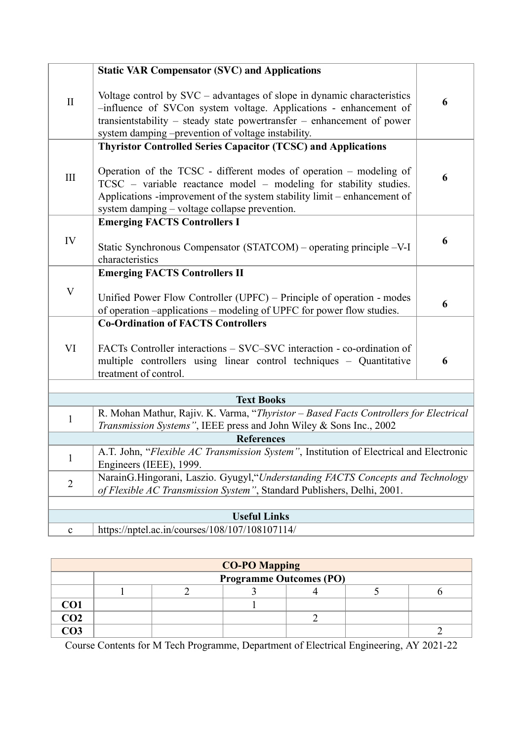| | | |
|---|---|---|
| II | **Static VAR Compensator (SVC) and Applications**<br><br>Voltage control by SVC – advantages of slope in dynamic characteristics –influence of SVCon system voltage. Applications - enhancement of transientstability – steady state powertransfer – enhancement of power system damping –prevention of voltage instability. | **6** |
| III | **Thyristor Controlled Series Capacitor (TCSC) and Applications**<br><br>Operation of the TCSC - different modes of operation – modeling of TCSC – variable reactance model – modeling for stability studies. Applications -improvement of the system stability limit – enhancement of system damping – voltage collapse prevention. | **6** |
| IV | **Emerging FACTS Controllers I**<br><br>Static Synchronous Compensator (STATCOM) – operating principle –V-I characteristics | **6** |
| V | **Emerging FACTS Controllers II**<br><br>Unified Power Flow Controller (UPFC) – Principle of operation - modes of operation –applications – modeling of UPFC for power flow studies. | **6** |
| VI | **Co-Ordination of FACTS Controllers**<br><br>FACTs Controller interactions – SVC–SVC interaction - co-ordination of multiple controllers using linear control techniques – Quantitative treatment of control. | **6** |

| | **Text Books** |
|---|---|
| 1 | R. Mohan Mathur, Rajiv. K. Varma, "*Thyristor – Based Facts Controllers for Electrical Transmission Systems"*, IEEE press and John Wiley & Sons Inc., 2002 |
| | **References** |
| 1 | A.T. John, "*Flexible AC Transmission System"*, Institution of Electrical and Electronic Engineers (IEEE), 1999. |
| 2 | NarainG.Hingorani, Laszio. Gyugyl,"*Understanding FACTS Concepts and Technology of Flexible AC Transmission System"*, Standard Publishers, Delhi, 2001. |
| | **Useful Links** |
| c | https://nptel.ac.in/courses/108/107/108107114/ |

**CO-PO Mapping**

| | Programme Outcomes (PO) | | | | | |
|---|---|---|---|---|---|---|
| | 1 | 2 | 3 | 4 | 5 | 6 |
| **CO1** | | | 1 | | | |
| **CO2** | | | | 2 | | |
| **CO3** | | | | | | 2 |

Course Contents for M Tech Programme, Department of Electrical Engineering, AY 2021-22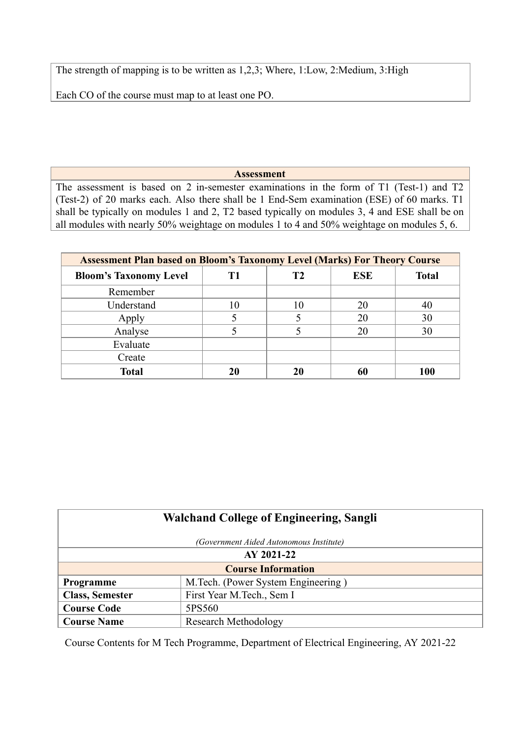| The strength of mapping is to be written as 1,2,3; Where, 1:Low, 2:Medium, 3:High<br><br>Each CO of the course must map to at least one PO. |
|---|

| **Assessment** |
|---|
| The assessment is based on 2 in-semester examinations in the form of T1 (Test-1) and T2 (Test-2) of 20 marks each. Also there shall be 1 End-Sem examination (ESE) of 60 marks. T1 shall be typically on modules 1 and 2, T2 based typically on modules 3, 4 and ESE shall be on all modules with nearly 50% weightage on modules 1 to 4 and 50% weightage on modules 5, 6. |

| **Assessment Plan based on Bloom's Taxonomy Level (Marks) For Theory Course** | | | | |
|---|---|---|---|---|
| **Bloom's Taxonomy Level** | **T1** | **T2** | **ESE** | **Total** |
| Remember | | | | |
| Understand | 10 | 10 | 20 | 40 |
| Apply | 5 | 5 | 20 | 30 |
| Analyse | 5 | 5 | 20 | 30 |
| Evaluate | | | | |
| Create | | | | |
| **Total** | **20** | **20** | **60** | **100** |

| **Walchand College of Engineering, Sangli**<br>*(Government Aided Autonomous Institute)* | |
|---|---|
| **AY 2021-22** | |
| **Course Information** | |
| **Programme** | M.Tech. (Power System Engineering ) |
| **Class, Semester** | First Year M.Tech., Sem I |
| **Course Code** | 5PS560 |
| **Course Name** | Research Methodology |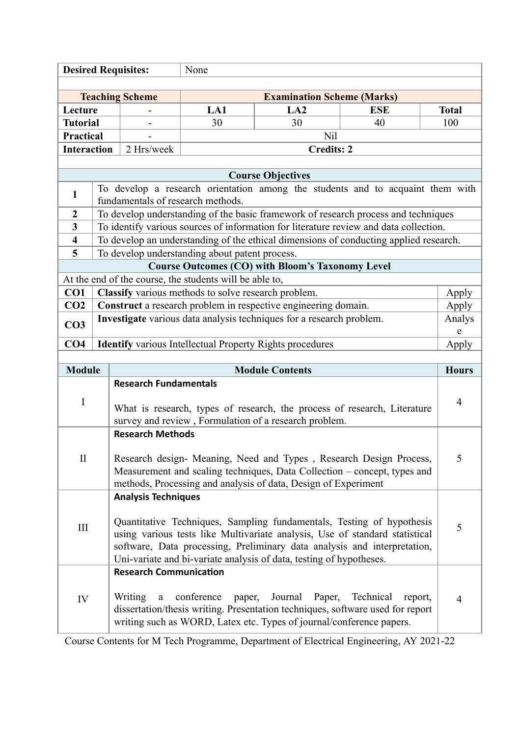| **Desired Requisites:** | None | | | |
|---|---|---|---|---|

| **Teaching Scheme** | | **Examination Scheme (Marks)** | | | |
|---|---|---|---|---|---|
| **Lecture** | - | **LA1** | **LA2** | **ESE** | **Total** |
| **Tutorial** | - | 30 | 30 | 40 | 100 |
| **Practical** | - | Nil | | | |
| **Interaction** | 2 Hrs/week | **Credits: 2** | | | |

| **Course Objectives** | |
|---|---|
| **1** | To develop a research orientation among the students and to acquaint them with fundamentals of research methods. |
| **2** | To develop understanding of the basic framework of research process and techniques |
| **3** | To identify various sources of information for literature review and data collection. |
| **4** | To develop an understanding of the ethical dimensions of conducting applied research. |
| **5** | To develop understanding about patent process. |

| **Course Outcomes (CO) with Bloom's Taxonomy Level** | | |
|---|---|---|
| At the end of the course, the students will be able to, | | |
| **CO1** | **Classify** various methods to solve research problem. | Apply |
| **CO2** | **Construct** a research problem in respective engineering domain. | Apply |
| **CO3** | **Investigate** various data analysis techniques for a research problem. | Analyse |
| **CO4** | **Identify** various Intellectual Property Rights procedures | Apply |

| **Module** | **Module Contents** | **Hours** |
|---|---|---|
| I | **Research Fundamentals**<br><br>What is research, types of research, the process of research, Literature survey and review , Formulation of a research problem. | 4 |
| II | **Research Methods**<br><br>Research design- Meaning, Need and Types , Research Design Process, Measurement and scaling techniques, Data Collection – concept, types and methods, Processing and analysis of data, Design of Experiment | 5 |
| III | **Analysis Techniques**<br><br>Quantitative Techniques, Sampling fundamentals, Testing of hypothesis using various tests like Multivariate analysis, Use of standard statistical software, Data processing, Preliminary data analysis and interpretation, Uni-variate and bi-variate analysis of data, testing of hypotheses. | 5 |
| IV | **Research Communication**<br><br>Writing a conference paper, Journal Paper, Technical report, dissertation/thesis writing. Presentation techniques, software used for report writing such as WORD, Latex etc. Types of journal/conference papers. | 4 |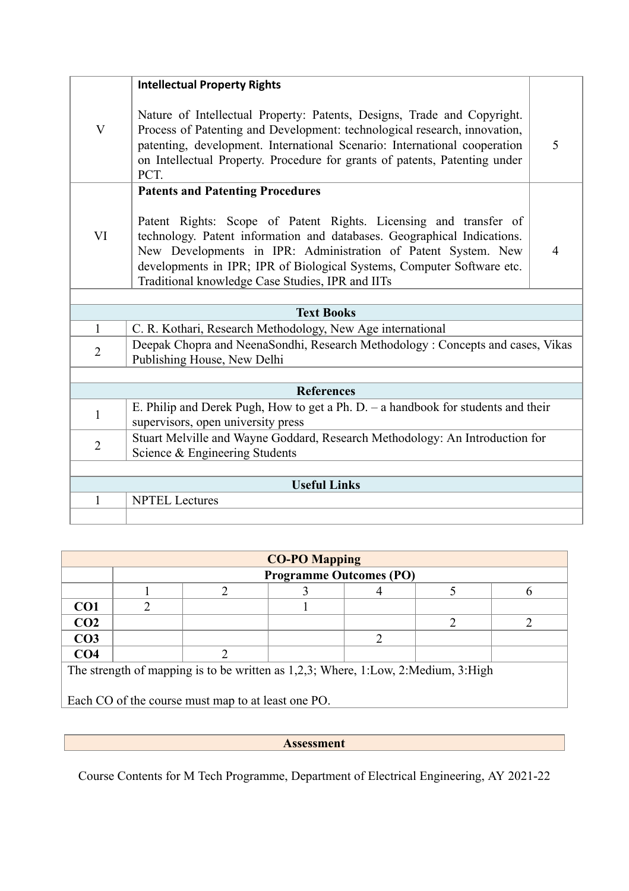| | | |
|---|---|---|
| V | **Intellectual Property Rights**<br><br>Nature of Intellectual Property: Patents, Designs, Trade and Copyright. Process of Patenting and Development: technological research, innovation, patenting, development. International Scenario: International cooperation on Intellectual Property. Procedure for grants of patents, Patenting under PCT. | 5 |
| VI | **Patents and Patenting Procedures**<br><br>Patent Rights: Scope of Patent Rights. Licensing and transfer of technology. Patent information and databases. Geographical Indications. New Developments in IPR: Administration of Patent System. New developments in IPR; IPR of Biological Systems, Computer Software etc. Traditional knowledge Case Studies, IPR and IITs | 4 |

| **Text Books** | |
|---|---|
| 1 | C. R. Kothari, Research Methodology, New Age international |
| 2 | Deepak Chopra and NeenaSondhi, Research Methodology : Concepts and cases, Vikas Publishing House, New Delhi |

| **References** | |
|---|---|
| 1 | E. Philip and Derek Pugh, How to get a Ph. D. – a handbook for students and their supervisors, open university press |
| 2 | Stuart Melville and Wayne Goddard, Research Methodology: An Introduction for Science & Engineering Students |

| **Useful Links** | |
|---|---|
| 1 | NPTEL Lectures |

| **CO-PO Mapping** | | | | | | |
|---|---|---|---|---|---|---|
| | **Programme Outcomes (PO)** | | | | | |
| | 1 | 2 | 3 | 4 | 5 | 6 |
| **CO1** | 2 | | 1 | | | |
| **CO2** | | | | | 2 | 2 |
| **CO3** | | | | 2 | | |
| **CO4** | | 2 | | | | |

The strength of mapping is to be written as 1,2,3; Where, 1:Low, 2:Medium, 3:High

Each CO of the course must map to at least one PO.

| **Assessment** |
|---|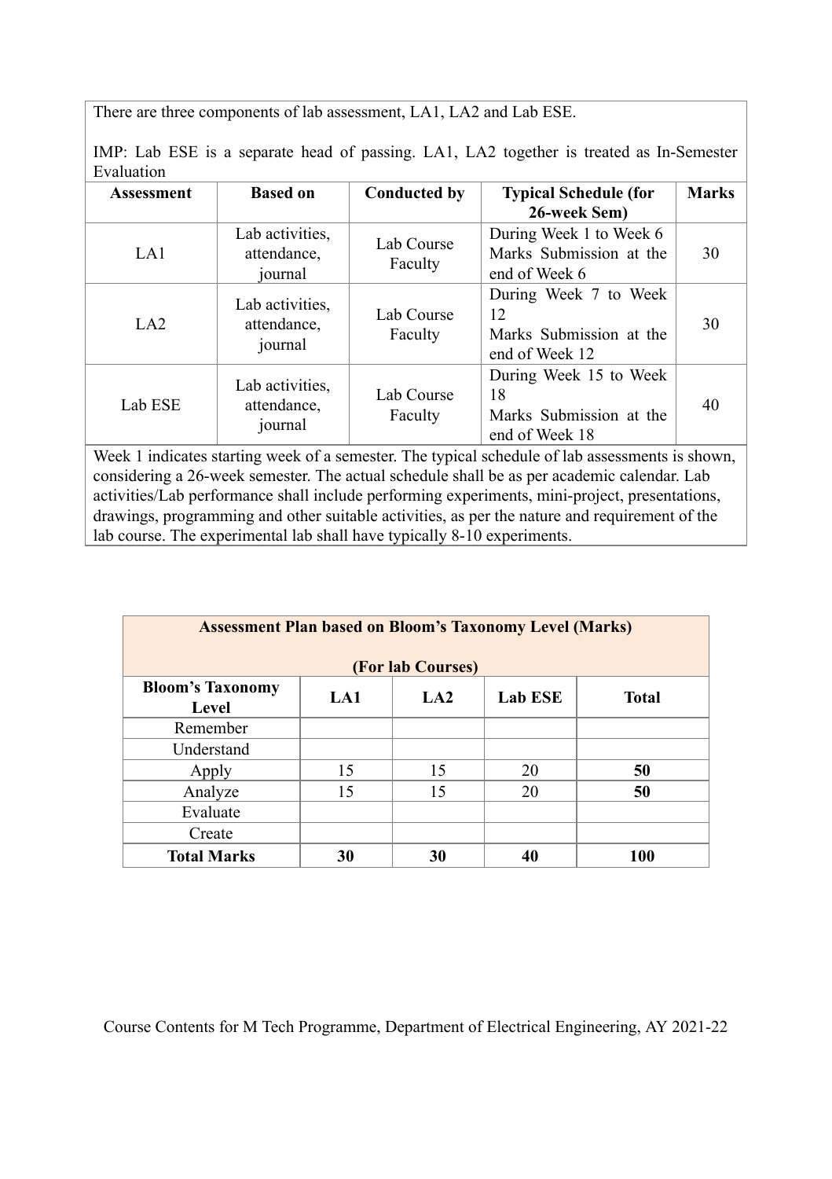There are three components of lab assessment, LA1, LA2 and Lab ESE.

IMP: Lab ESE is a separate head of passing. LA1, LA2 together is treated as In-Semester Evaluation

| Assessment | Based on | Conducted by | Typical Schedule (for 26-week Sem) | Marks |
|---|---|---|---|---|
| LA1 | Lab activities, attendance, journal | Lab Course Faculty | During Week 1 to Week 6<br>Marks Submission at the end of Week 6 | 30 |
| LA2 | Lab activities, attendance, journal | Lab Course Faculty | During Week 7 to Week 12<br>Marks Submission at the end of Week 12 | 30 |
| Lab ESE | Lab activities, attendance, journal | Lab Course Faculty | During Week 15 to Week 18<br>Marks Submission at the end of Week 18 | 40 |

Week 1 indicates starting week of a semester. The typical schedule of lab assessments is shown, considering a 26-week semester. The actual schedule shall be as per academic calendar. Lab activities/Lab performance shall include performing experiments, mini-project, presentations, drawings, programming and other suitable activities, as per the nature and requirement of the lab course. The experimental lab shall have typically 8-10 experiments.

**Assessment Plan based on Bloom's Taxonomy Level (Marks)**

**(For lab Courses)**

| Bloom's Taxonomy Level | LA1 | LA2 | Lab ESE | Total |
|---|---|---|---|---|
| Remember | | | | |
| Understand | | | | |
| Apply | 15 | 15 | 20 | **50** |
| Analyze | 15 | 15 | 20 | **50** |
| Evaluate | | | | |
| Create | | | | |
| **Total Marks** | **30** | **30** | **40** | **100** |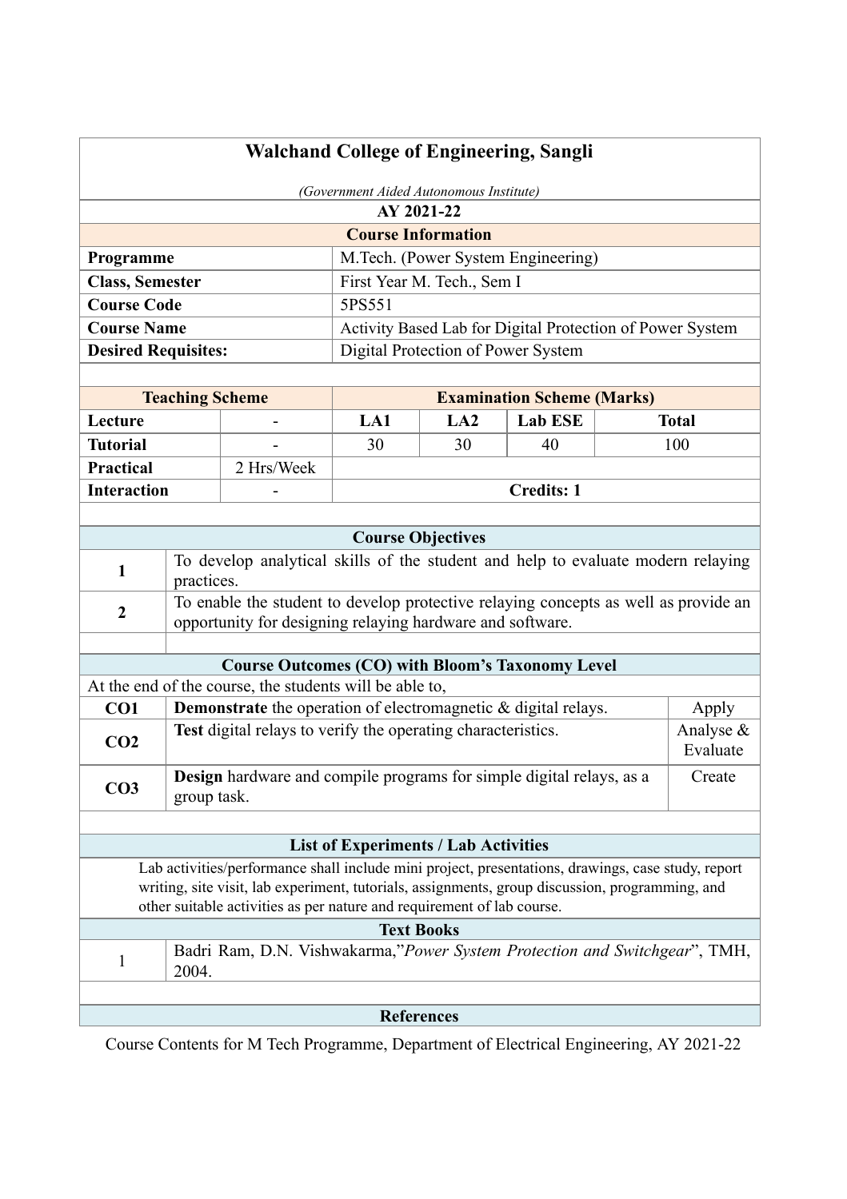# Walchand College of Engineering, Sangli

*(Government Aided Autonomous Institute)*

**AY 2021-22**

## Course Information

| | |
|---|---|
| **Programme** | M.Tech. (Power System Engineering) |
| **Class, Semester** | First Year M. Tech., Sem I |
| **Course Code** | 5PS551 |
| **Course Name** | Activity Based Lab for Digital Protection of Power System |
| **Desired Requisites:** | Digital Protection of Power System |

| **Teaching Scheme** | | **Examination Scheme (Marks)** | | | |
|---|---|---|---|---|---|
| **Lecture** | - | **LA1** | **LA2** | **Lab ESE** | **Total** |
| **Tutorial** | - | 30 | 30 | 40 | 100 |
| **Practical** | 2 Hrs/Week | | | | |
| **Interaction** | - | **Credits: 1** | | | |

## Course Objectives

| | |
|---|---|
| 1 | To develop analytical skills of the student and help to evaluate modern relaying practices. |
| 2 | To enable the student to develop protective relaying concepts as well as provide an opportunity for designing relaying hardware and software. |

## Course Outcomes (CO) with Bloom's Taxonomy Level

At the end of the course, the students will be able to,

| | | |
|---|---|---|
| **CO1** | **Demonstrate** the operation of electromagnetic & digital relays. | Apply |
| **CO2** | **Test** digital relays to verify the operating characteristics. | Analyse & Evaluate |
| **CO3** | **Design** hardware and compile programs for simple digital relays, as a group task. | Create |

## List of Experiments / Lab Activities

Lab activities/performance shall include mini project, presentations, drawings, case study, report writing, site visit, lab experiment, tutorials, assignments, group discussion, programming, and other suitable activities as per nature and requirement of lab course.

## Text Books

| | |
|---|---|
| 1 | Badri Ram, D.N. Vishwakarma,"*Power System Protection and Switchgear*", TMH, 2004. |

## References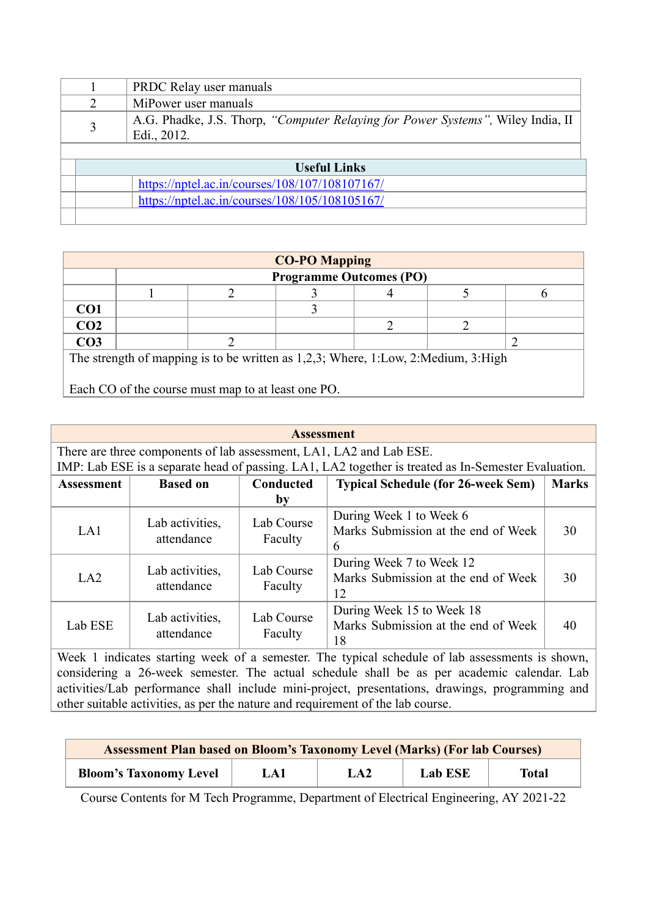| | |
|---|---|
| 1 | PRDC Relay user manuals |
| 2 | MiPower user manuals |
| 3 | A.G. Phadke, J.S. Thorp, *"Computer Relaying for Power Systems"*, Wiley India, II Edi., 2012. |

| **Useful Links** |
|---|
| https://nptel.ac.in/courses/108/107/108107167/ |
| https://nptel.ac.in/courses/108/105/108105167/ |

| **CO-PO Mapping** | | | | | | |
|---|---|---|---|---|---|---|
| | **Programme Outcomes (PO)** | | | | | |
| | 1 | 2 | 3 | 4 | 5 | 6 |
| **CO1** | | | 3 | | | |
| **CO2** | | | | 2 | 2 | |
| **CO3** | | 2 | | | | 2 |

The strength of mapping is to be written as 1,2,3; Where, 1:Low, 2:Medium, 3:High

Each CO of the course must map to at least one PO.

**Assessment**

There are three components of lab assessment, LA1, LA2 and Lab ESE.
IMP: Lab ESE is a separate head of passing. LA1, LA2 together is treated as In-Semester Evaluation.

| Assessment | Based on | Conducted by | Typical Schedule (for 26-week Sem) | Marks |
|---|---|---|---|---|
| LA1 | Lab activities, attendance | Lab Course Faculty | During Week 1 to Week 6<br>Marks Submission at the end of Week 6 | 30 |
| LA2 | Lab activities, attendance | Lab Course Faculty | During Week 7 to Week 12<br>Marks Submission at the end of Week 12 | 30 |
| Lab ESE | Lab activities, attendance | Lab Course Faculty | During Week 15 to Week 18<br>Marks Submission at the end of Week 18 | 40 |

Week 1 indicates starting week of a semester. The typical schedule of lab assessments is shown, considering a 26-week semester. The actual schedule shall be as per academic calendar. Lab activities/Lab performance shall include mini-project, presentations, drawings, programming and other suitable activities, as per the nature and requirement of the lab course.

| **Assessment Plan based on Bloom's Taxonomy Level (Marks) (For lab Courses)** | | | | |
|---|---|---|---|---|
| **Bloom's Taxonomy Level** | **LA1** | **LA2** | **Lab ESE** | **Total** |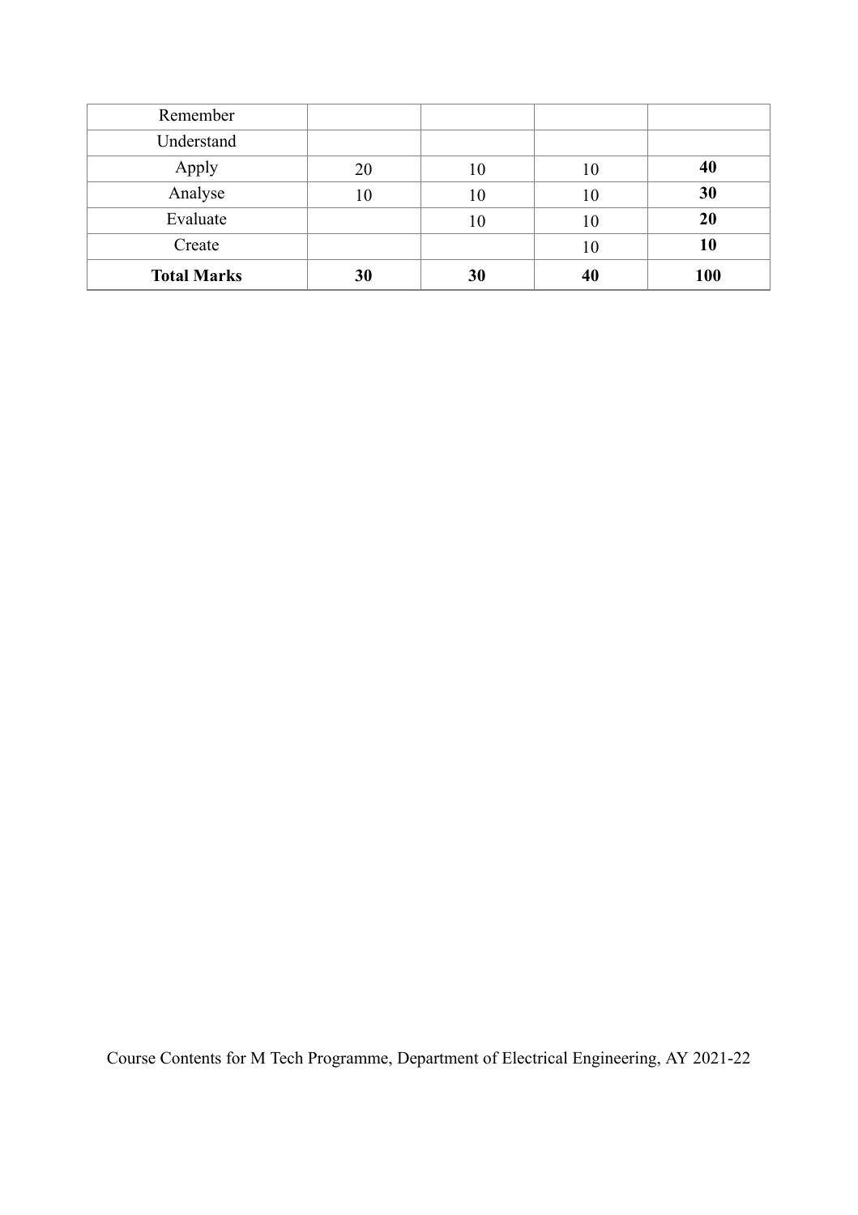| Remember | | | | |
|---|---|---|---|---|
| Understand | | | | |
| Apply | 20 | 10 | 10 | **40** |
| Analyse | 10 | 10 | 10 | **30** |
| Evaluate | | 10 | 10 | **20** |
| Create | | | 10 | **10** |
| **Total Marks** | **30** | **30** | **40** | **100** |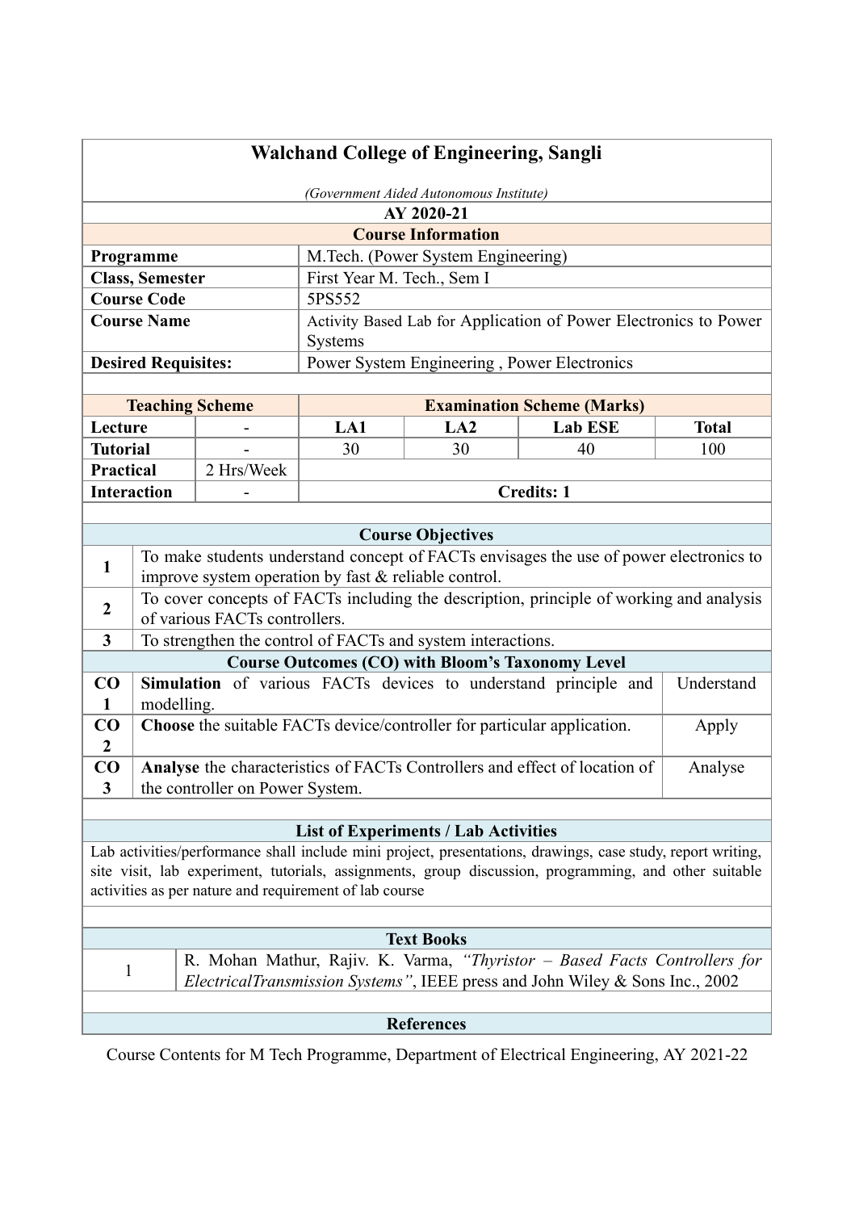# Walchand College of Engineering, Sangli

*(Government Aided Autonomous Institute)*

**AY 2020-21**

## Course Information

| | |
|---|---|
| **Programme** | M.Tech. (Power System Engineering) |
| **Class, Semester** | First Year M. Tech., Sem I |
| **Course Code** | 5PS552 |
| **Course Name** | Activity Based Lab for Application of Power Electronics to Power Systems |
| **Desired Requisites:** | Power System Engineering , Power Electronics |

| **Teaching Scheme** | | **Examination Scheme (Marks)** | | | |
|---|---|---|---|---|---|
| **Lecture** | - | **LA1** | **LA2** | **Lab ESE** | **Total** |
| **Tutorial** | - | 30 | 30 | 40 | 100 |
| **Practical** | 2 Hrs/Week | | | | |
| **Interaction** | - | **Credits: 1** | | | |

## Course Objectives

| | |
|---|---|
| **1** | To make students understand concept of FACTs envisages the use of power electronics to improve system operation by fast & reliable control. |
| **2** | To cover concepts of FACTs including the description, principle of working and analysis of various FACTs controllers. |
| **3** | To strengthen the control of FACTs and system interactions. |

## Course Outcomes (CO) with Bloom's Taxonomy Level

| | | |
|---|---|---|
| **CO 1** | **Simulation** of various FACTs devices to understand principle and modelling. | Understand |
| **CO 2** | **Choose** the suitable FACTs device/controller for particular application. | Apply |
| **CO 3** | **Analyse** the characteristics of FACTs Controllers and effect of location of the controller on Power System. | Analyse |

## List of Experiments / Lab Activities

Lab activities/performance shall include mini project, presentations, drawings, case study, report writing, site visit, lab experiment, tutorials, assignments, group discussion, programming, and other suitable activities as per nature and requirement of lab course

## Text Books

| | |
|---|---|
| 1 | R. Mohan Mathur, Rajiv. K. Varma, *"Thyristor – Based Facts Controllers for ElectricalTransmission Systems"*, IEEE press and John Wiley & Sons Inc., 2002 |

## References

Course Contents for M Tech Programme, Department of Electrical Engineering, AY 2021-22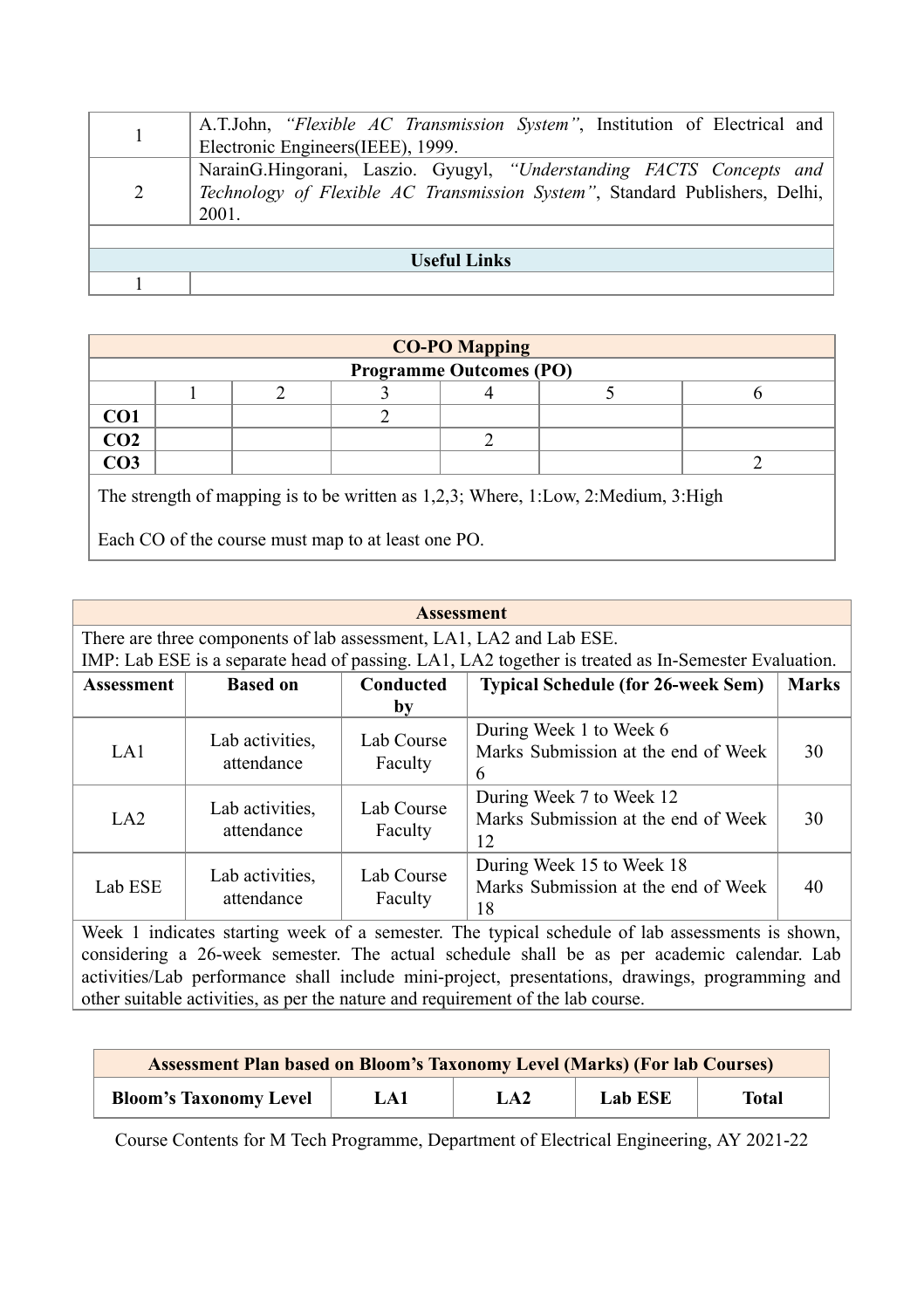| | |
|---|---|
| 1 | A.T.John, *"Flexible AC Transmission System"*, Institution of Electrical and Electronic Engineers(IEEE), 1999. |
| 2 | NarainG.Hingorani, Laszio. Gyugyl, *"Understanding FACTS Concepts and Technology of Flexible AC Transmission System"*, Standard Publishers, Delhi, 2001. |
| | |
| **Useful Links** | |
| 1 | |

| **CO-PO Mapping** | | | | | | |
|---|---|---|---|---|---|---|
| **Programme Outcomes (PO)** | | | | | | |
| | 1 | 2 | 3 | 4 | 5 | 6 |
| **CO1** | | | 2 | | | |
| **CO2** | | | | 2 | | |
| **CO3** | | | | | | 2 |

The strength of mapping is to be written as 1,2,3; Where, 1:Low, 2:Medium, 3:High

Each CO of the course must map to at least one PO.

**Assessment**

There are three components of lab assessment, LA1, LA2 and Lab ESE.
IMP: Lab ESE is a separate head of passing. LA1, LA2 together is treated as In-Semester Evaluation.

| Assessment | Based on | Conducted by | Typical Schedule (for 26-week Sem) | Marks |
|---|---|---|---|---|
| LA1 | Lab activities, attendance | Lab Course Faculty | During Week 1 to Week 6<br>Marks Submission at the end of Week 6 | 30 |
| LA2 | Lab activities, attendance | Lab Course Faculty | During Week 7 to Week 12<br>Marks Submission at the end of Week 12 | 30 |
| Lab ESE | Lab activities, attendance | Lab Course Faculty | During Week 15 to Week 18<br>Marks Submission at the end of Week 18 | 40 |

Week 1 indicates starting week of a semester. The typical schedule of lab assessments is shown, considering a 26-week semester. The actual schedule shall be as per academic calendar. Lab activities/Lab performance shall include mini-project, presentations, drawings, programming and other suitable activities, as per the nature and requirement of the lab course.

| **Assessment Plan based on Bloom's Taxonomy Level (Marks) (For lab Courses)** | | | | |
|---|---|---|---|---|
| **Bloom's Taxonomy Level** | **LA1** | **LA2** | **Lab ESE** | **Total** |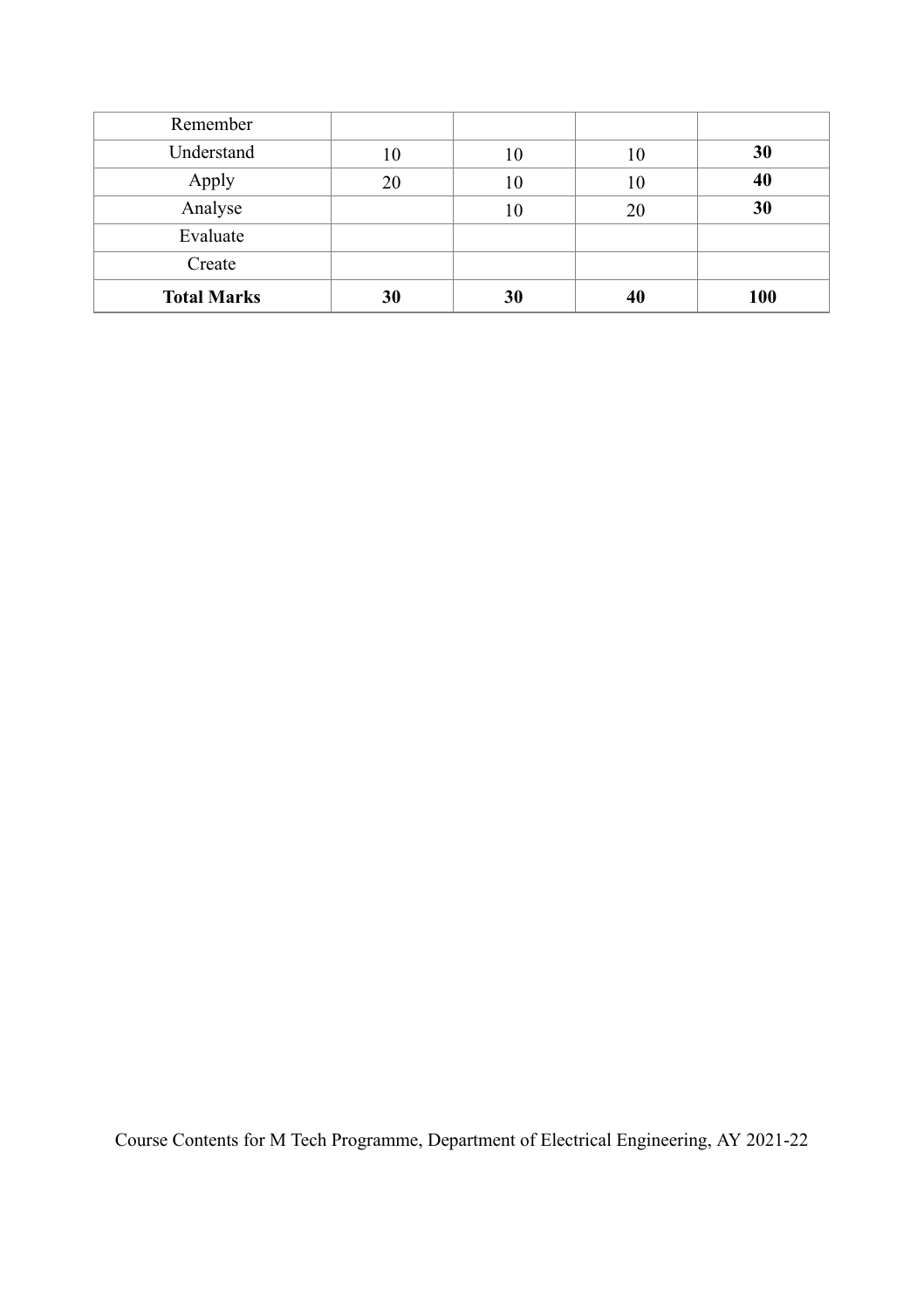| | | | | |
|---|---|---|---|---|
| Remember | | | | |
| Understand | 10 | 10 | 10 | **30** |
| Apply | 20 | 10 | 10 | **40** |
| Analyse | | 10 | 20 | **30** |
| Evaluate | | | | |
| Create | | | | |
| **Total Marks** | **30** | **30** | **40** | **100** |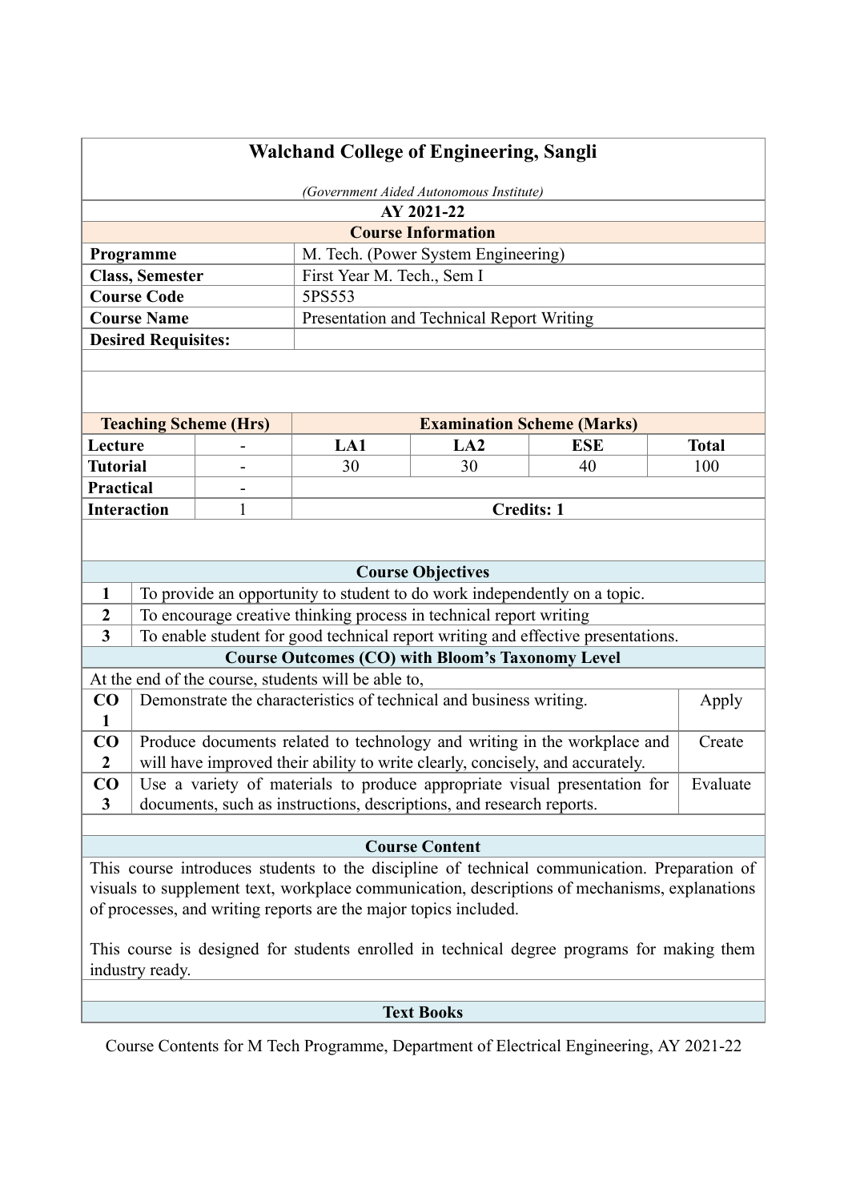# Walchand College of Engineering, Sangli

*(Government Aided Autonomous Institute)*

**AY 2021-22**

| Course Information | |
|---|---|
| **Programme** | M. Tech. (Power System Engineering) |
| **Class, Semester** | First Year M. Tech., Sem I |
| **Course Code** | 5PS553 |
| **Course Name** | Presentation and Technical Report Writing |
| **Desired Requisites:** | |

| Teaching Scheme (Hrs) | | Examination Scheme (Marks) | | | |
|---|---|---|---|---|---|
| **Lecture** | - | **LA1** | **LA2** | **ESE** | **Total** |
| **Tutorial** | - | 30 | 30 | 40 | 100 |
| **Practical** | - | | | | |
| **Interaction** | 1 | **Credits: 1** | | | |

### Course Objectives

| | |
|---|---|
| 1 | To provide an opportunity to student to do work independently on a topic. |
| 2 | To encourage creative thinking process in technical report writing |
| 3 | To enable student for good technical report writing and effective presentations. |

### Course Outcomes (CO) with Bloom's Taxonomy Level

At the end of the course, students will be able to,

| | | |
|---|---|---|
| **CO 1** | Demonstrate the characteristics of technical and business writing. | Apply |
| **CO 2** | Produce documents related to technology and writing in the workplace and will have improved their ability to write clearly, concisely, and accurately. | Create |
| **CO 3** | Use a variety of materials to produce appropriate visual presentation for documents, such as instructions, descriptions, and research reports. | Evaluate |

### Course Content

This course introduces students to the discipline of technical communication. Preparation of visuals to supplement text, workplace communication, descriptions of mechanisms, explanations of processes, and writing reports are the major topics included.

This course is designed for students enrolled in technical degree programs for making them industry ready.

### Text Books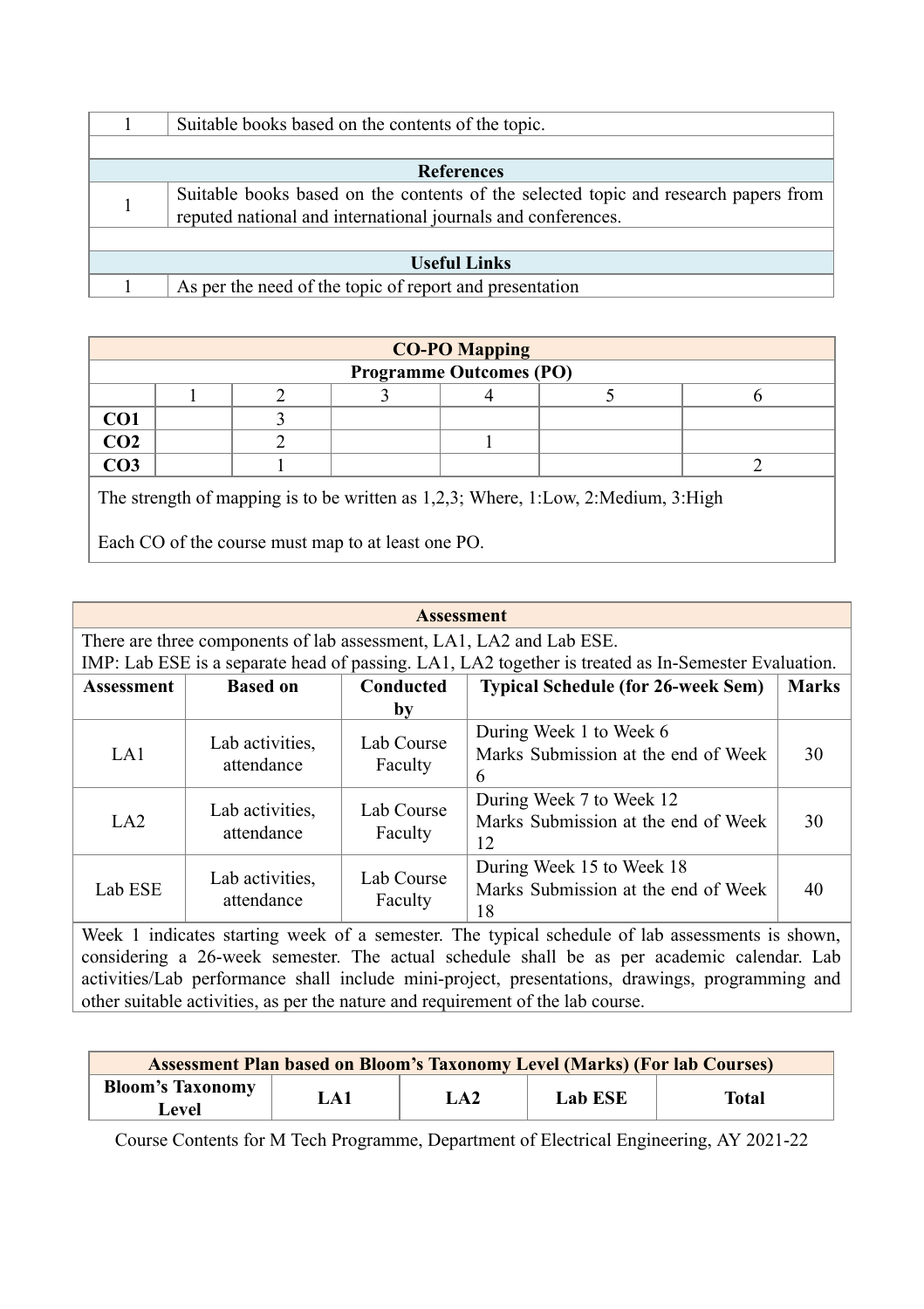| | |
|---|---|
| 1 | Suitable books based on the contents of the topic. |
| | |
| **References** | |
| 1 | Suitable books based on the contents of the selected topic and research papers from reputed national and international journals and conferences. |
| | |
| **Useful Links** | |
| 1 | As per the need of the topic of report and presentation |

| **CO-PO Mapping** | | | | | | |
|---|---|---|---|---|---|---|
| **Programme Outcomes (PO)** | | | | | | |
| | 1 | 2 | 3 | 4 | 5 | 6 |
| **CO1** | | 3 | | | | |
| **CO2** | | 2 | | 1 | | |
| **CO3** | | 1 | | | | 2 |

The strength of mapping is to be written as 1,2,3; Where, 1:Low, 2:Medium, 3:High

Each CO of the course must map to at least one PO.

**Assessment**

There are three components of lab assessment, LA1, LA2 and Lab ESE.
IMP: Lab ESE is a separate head of passing. LA1, LA2 together is treated as In-Semester Evaluation.

| Assessment | Based on | Conducted by | Typical Schedule (for 26-week Sem) | Marks |
|---|---|---|---|---|
| LA1 | Lab activities, attendance | Lab Course Faculty | During Week 1 to Week 6 Marks Submission at the end of Week 6 | 30 |
| LA2 | Lab activities, attendance | Lab Course Faculty | During Week 7 to Week 12 Marks Submission at the end of Week 12 | 30 |
| Lab ESE | Lab activities, attendance | Lab Course Faculty | During Week 15 to Week 18 Marks Submission at the end of Week 18 | 40 |

Week 1 indicates starting week of a semester. The typical schedule of lab assessments is shown, considering a 26-week semester. The actual schedule shall be as per academic calendar. Lab activities/Lab performance shall include mini-project, presentations, drawings, programming and other suitable activities, as per the nature and requirement of the lab course.

| **Assessment Plan based on Bloom's Taxonomy Level (Marks) (For lab Courses)** | | | | |
|---|---|---|---|---|
| **Bloom's Taxonomy Level** | **LA1** | **LA2** | **Lab ESE** | **Total** |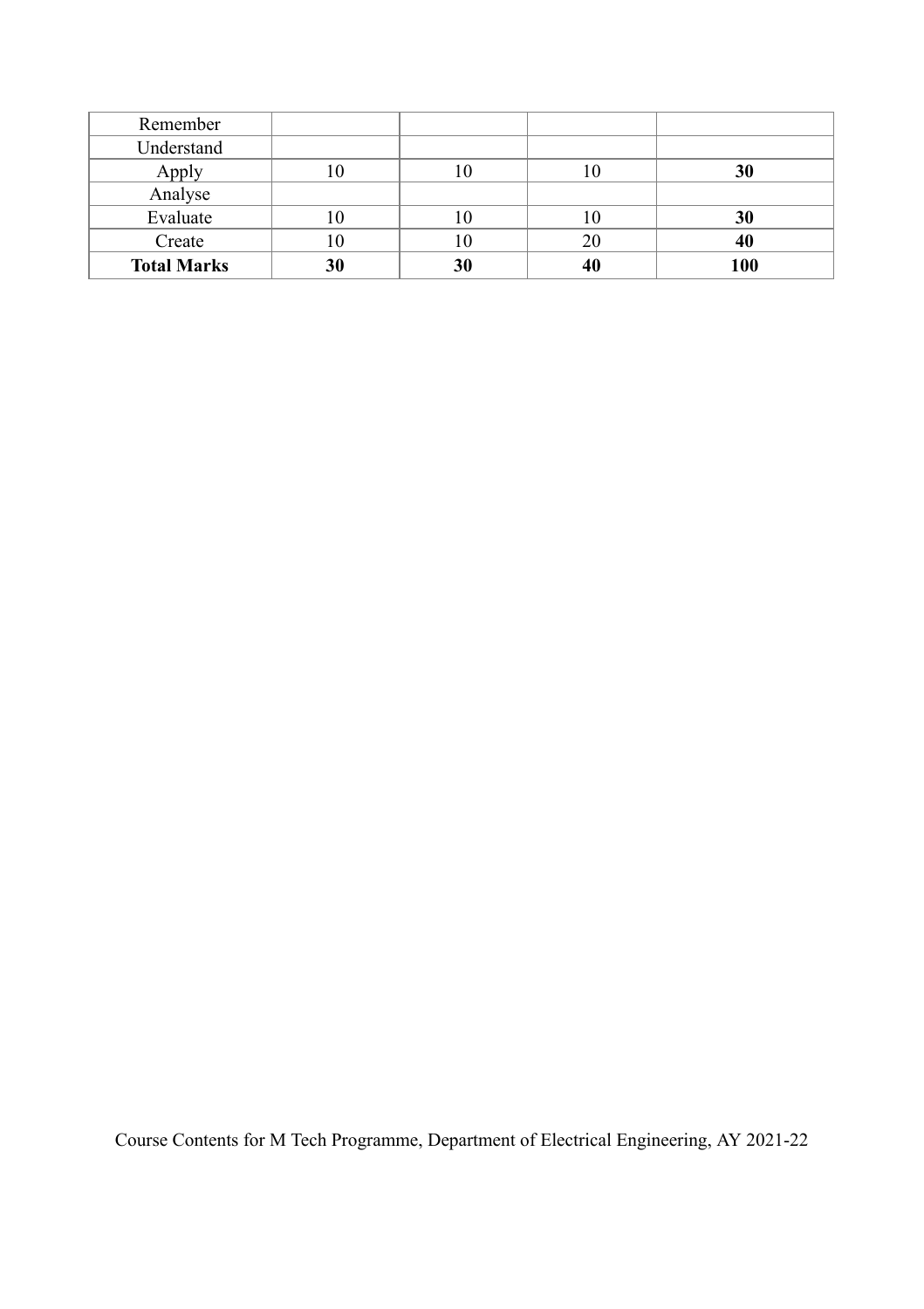| | | | | |
|---|---|---|---|---|
| Remember | | | | |
| Understand | | | | |
| Apply | 10 | 10 | 10 | **30** |
| Analyse | | | | |
| Evaluate | 10 | 10 | 10 | **30** |
| Create | 10 | 10 | 20 | **40** |
| **Total Marks** | **30** | **30** | **40** | **100** |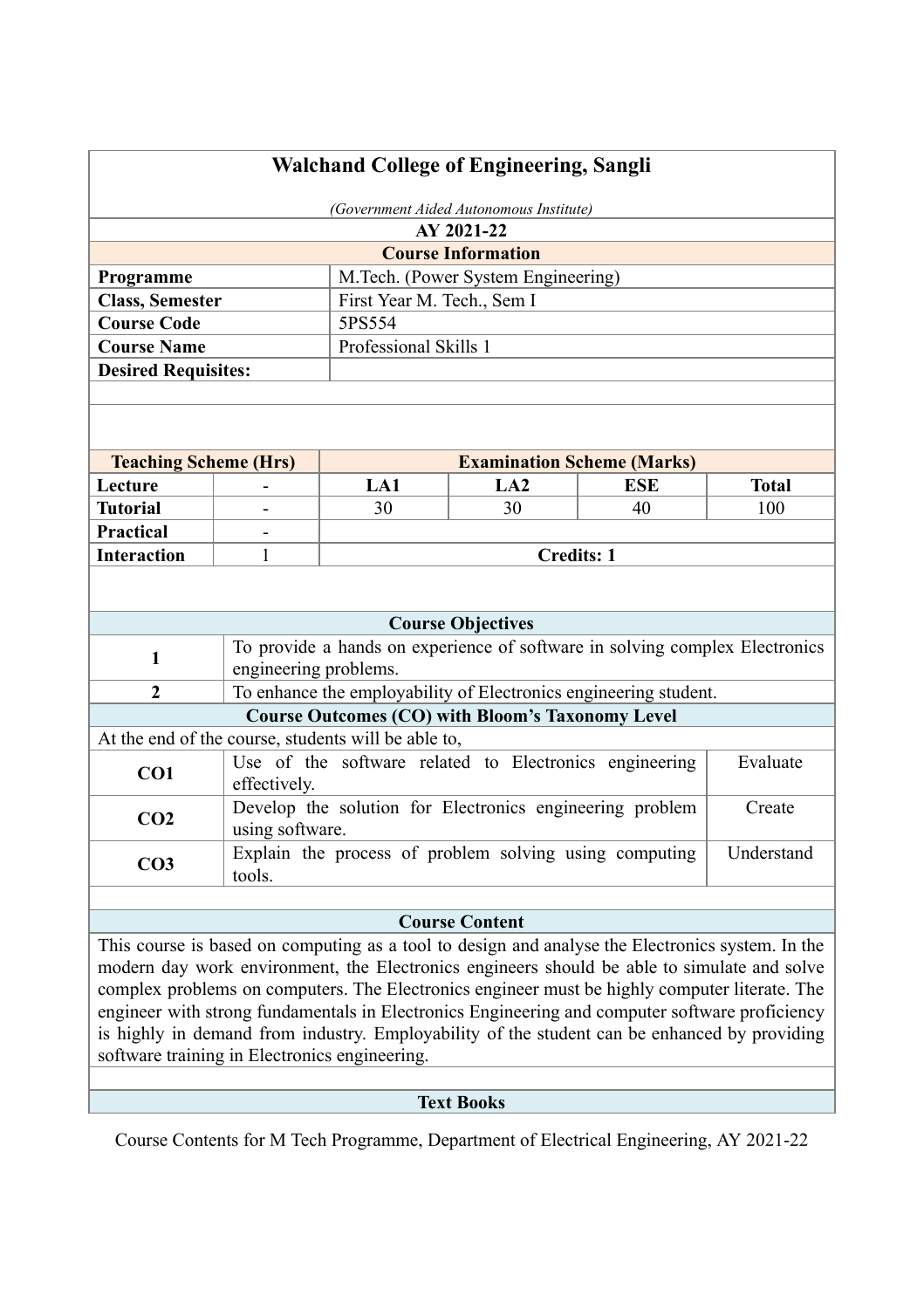# Walchand College of Engineering, Sangli

*(Government Aided Autonomous Institute)*

**AY 2021-22**

## Course Information

| | |
|---|---|
| **Programme** | M.Tech. (Power System Engineering) |
| **Class, Semester** | First Year M. Tech., Sem I |
| **Course Code** | 5PS554 |
| **Course Name** | Professional Skills 1 |
| **Desired Requisites:** | |

| **Teaching Scheme (Hrs)** | | **Examination Scheme (Marks)** | | | |
|---|---|---|---|---|---|
| **Lecture** | - | **LA1** | **LA2** | **ESE** | **Total** |
| **Tutorial** | - | 30 | 30 | 40 | 100 |
| **Practical** | - | | | | |
| **Interaction** | 1 | **Credits: 1** | | | |

## Course Objectives

| | |
|---|---|
| **1** | To provide a hands on experience of software in solving complex Electronics engineering problems. |
| **2** | To enhance the employability of Electronics engineering student. |

## Course Outcomes (CO) with Bloom's Taxonomy Level

At the end of the course, students will be able to,

| | | |
|---|---|---|
| **CO1** | Use of the software related to Electronics engineering effectively. | Evaluate |
| **CO2** | Develop the solution for Electronics engineering problem using software. | Create |
| **CO3** | Explain the process of problem solving using computing tools. | Understand |

## Course Content

This course is based on computing as a tool to design and analyse the Electronics system. In the modern day work environment, the Electronics engineers should be able to simulate and solve complex problems on computers. The Electronics engineer must be highly computer literate. The engineer with strong fundamentals in Electronics Engineering and computer software proficiency is highly in demand from industry. Employability of the student can be enhanced by providing software training in Electronics engineering.

## Text Books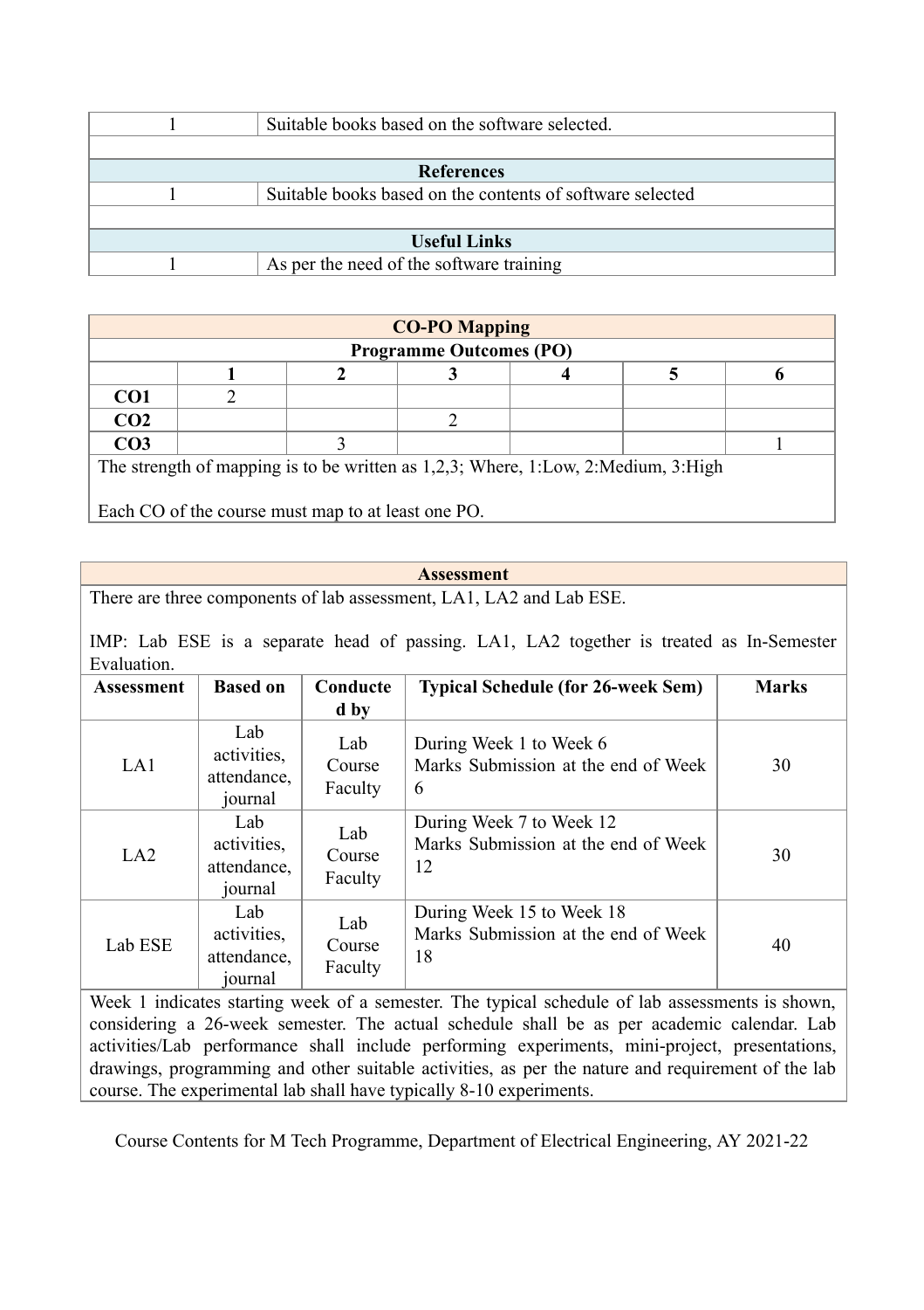| | |
|---|---|
| 1 | Suitable books based on the software selected. |
| | |
| **References** | |
| 1 | Suitable books based on the contents of software selected |
| | |
| **Useful Links** | |
| 1 | As per the need of the software training |

| **CO-PO Mapping** | | | | | | |
|---|---|---|---|---|---|---|
| **Programme Outcomes (PO)** | | | | | | |
| | **1** | **2** | **3** | **4** | **5** | **6** |
| **CO1** | 2 | | | | | |
| **CO2** | | | 2 | | | |
| **CO3** | | 3 | | | | 1 |

The strength of mapping is to be written as 1,2,3; Where, 1:Low, 2:Medium, 3:High

Each CO of the course must map to at least one PO.

**Assessment**

There are three components of lab assessment, LA1, LA2 and Lab ESE.

IMP: Lab ESE is a separate head of passing. LA1, LA2 together is treated as In-Semester Evaluation.

| Assessment | Based on | Conducted by | Typical Schedule (for 26-week Sem) | Marks |
|---|---|---|---|---|
| LA1 | Lab activities, attendance, journal | Lab Course Faculty | During Week 1 to Week 6<br>Marks Submission at the end of Week 6 | 30 |
| LA2 | Lab activities, attendance, journal | Lab Course Faculty | During Week 7 to Week 12<br>Marks Submission at the end of Week 12 | 30 |
| Lab ESE | Lab activities, attendance, journal | Lab Course Faculty | During Week 15 to Week 18<br>Marks Submission at the end of Week 18 | 40 |

Week 1 indicates starting week of a semester. The typical schedule of lab assessments is shown, considering a 26-week semester. The actual schedule shall be as per academic calendar. Lab activities/Lab performance shall include performing experiments, mini-project, presentations, drawings, programming and other suitable activities, as per the nature and requirement of the lab course. The experimental lab shall have typically 8-10 experiments.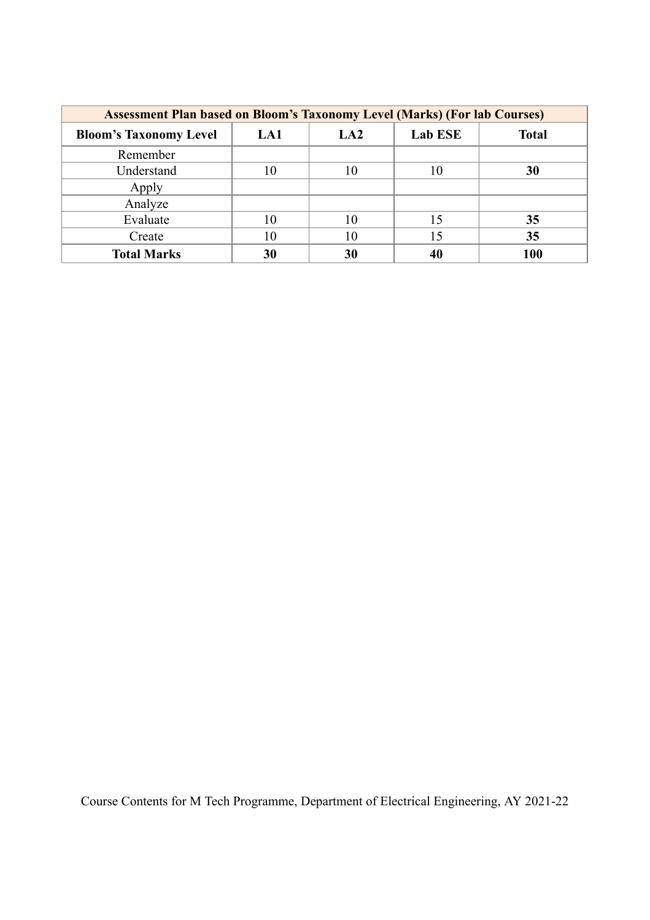| Assessment Plan based on Bloom's Taxonomy Level (Marks) (For lab Courses) | | | | |
|---|---|---|---|---|
| **Bloom's Taxonomy Level** | **LA1** | **LA2** | **Lab ESE** | **Total** |
| Remember | | | | |
| Understand | 10 | 10 | 10 | **30** |
| Apply | | | | |
| Analyze | | | | |
| Evaluate | 10 | 10 | 15 | **35** |
| Create | 10 | 10 | 15 | **35** |
| **Total Marks** | **30** | **30** | **40** | **100** |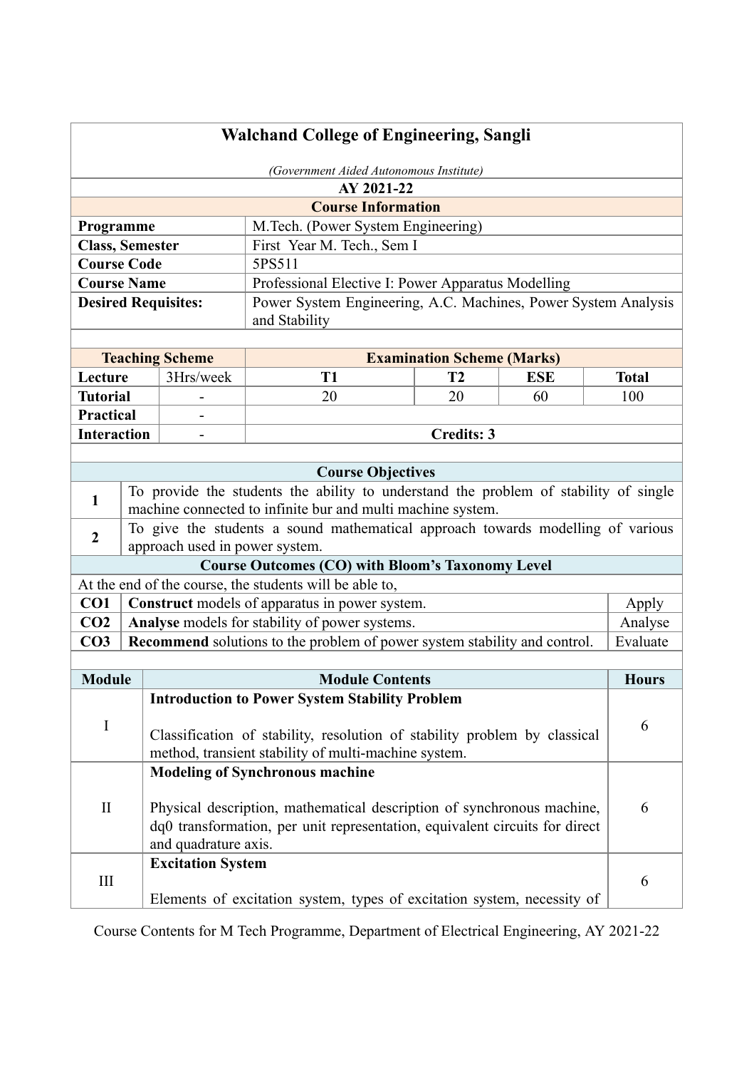# Walchand College of Engineering, Sangli

*(Government Aided Autonomous Institute)*

**AY 2021-22**

## Course Information

| | |
|---|---|
| **Programme** | M.Tech. (Power System Engineering) |
| **Class, Semester** | First Year M. Tech., Sem I |
| **Course Code** | 5PS511 |
| **Course Name** | Professional Elective I: Power Apparatus Modelling |
| **Desired Requisites:** | Power System Engineering, A.C. Machines, Power System Analysis and Stability |

| **Teaching Scheme** | | **Examination Scheme (Marks)** | | | |
|---|---|---|---|---|---|
| **Lecture** | 3Hrs/week | **T1** | **T2** | **ESE** | **Total** |
| **Tutorial** | - | 20 | 20 | 60 | 100 |
| **Practical** | - | | | | |
| **Interaction** | - | **Credits: 3** | | | |

## Course Objectives

| | |
|---|---|
| **1** | To provide the students the ability to understand the problem of stability of single machine connected to infinite bur and multi machine system. |
| **2** | To give the students a sound mathematical approach towards modelling of various approach used in power system. |

## Course Outcomes (CO) with Bloom's Taxonomy Level

At the end of the course, the students will be able to,

| | | |
|---|---|---|
| **CO1** | **Construct** models of apparatus in power system. | Apply |
| **CO2** | **Analyse** models for stability of power systems. | Analyse |
| **CO3** | **Recommend** solutions to the problem of power system stability and control. | Evaluate |

| Module | Module Contents | Hours |
|---|---|---|
| I | **Introduction to Power System Stability Problem**<br><br>Classification of stability, resolution of stability problem by classical method, transient stability of multi-machine system. | 6 |
| II | **Modeling of Synchronous machine**<br><br>Physical description, mathematical description of synchronous machine, dq0 transformation, per unit representation, equivalent circuits for direct and quadrature axis. | 6 |
| III | **Excitation System**<br><br>Elements of excitation system, types of excitation system, necessity of | 6 |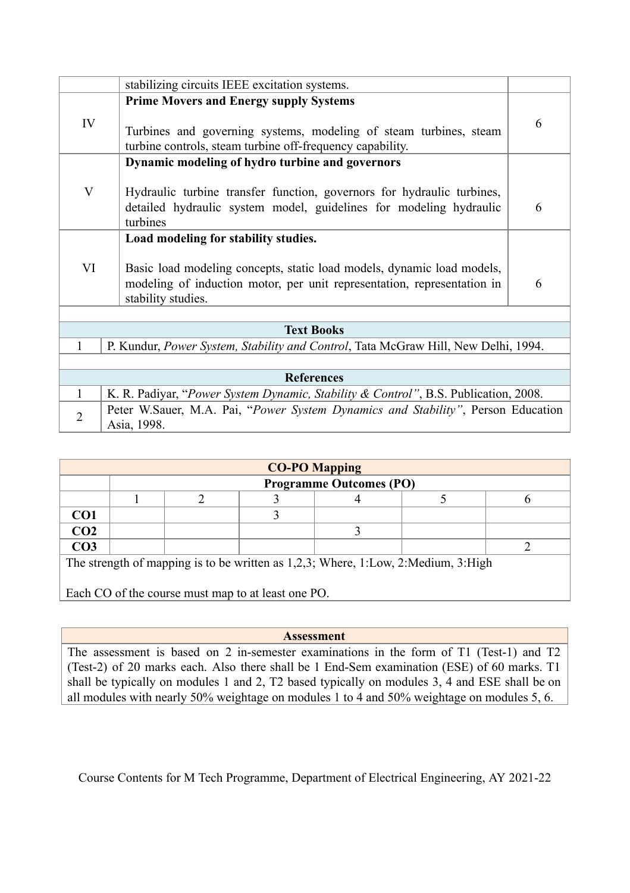| | | |
|---|---|---|
| | stabilizing circuits IEEE excitation systems. | |
| IV | **Prime Movers and Energy supply Systems**<br><br>Turbines and governing systems, modeling of steam turbines, steam turbine controls, steam turbine off-frequency capability. | 6 |
| V | **Dynamic modeling of hydro turbine and governors**<br><br>Hydraulic turbine transfer function, governors for hydraulic turbines, detailed hydraulic system model, guidelines for modeling hydraulic turbines | 6 |
| VI | **Load modeling for stability studies.**<br><br>Basic load modeling concepts, static load models, dynamic load models, modeling of induction motor, per unit representation, representation in stability studies. | 6 |

| **Text Books** | |
|---|---|
| 1 | P. Kundur, *Power System, Stability and Control*, Tata McGraw Hill, New Delhi, 1994. |

| **References** | |
|---|---|
| 1 | K. R. Padiyar, "*Power System Dynamic, Stability & Control"*, B.S. Publication, 2008. |
| 2 | Peter W.Sauer, M.A. Pai, "*Power System Dynamics and Stability"*, Person Education Asia, 1998. |

**CO-PO Mapping**

| | **Programme Outcomes (PO)** | | | | | |
|---|---|---|---|---|---|---|
| | 1 | 2 | 3 | 4 | 5 | 6 |
| **CO1** | | | 3 | | | |
| **CO2** | | | | 3 | | |
| **CO3** | | | | | | 2 |

The strength of mapping is to be written as 1,2,3; Where, 1:Low, 2:Medium, 3:High

Each CO of the course must map to at least one PO.

**Assessment**

The assessment is based on 2 in-semester examinations in the form of T1 (Test-1) and T2 (Test-2) of 20 marks each. Also there shall be 1 End-Sem examination (ESE) of 60 marks. T1 shall be typically on modules 1 and 2, T2 based typically on modules 3, 4 and ESE shall be on all modules with nearly 50% weightage on modules 1 to 4 and 50% weightage on modules 5, 6.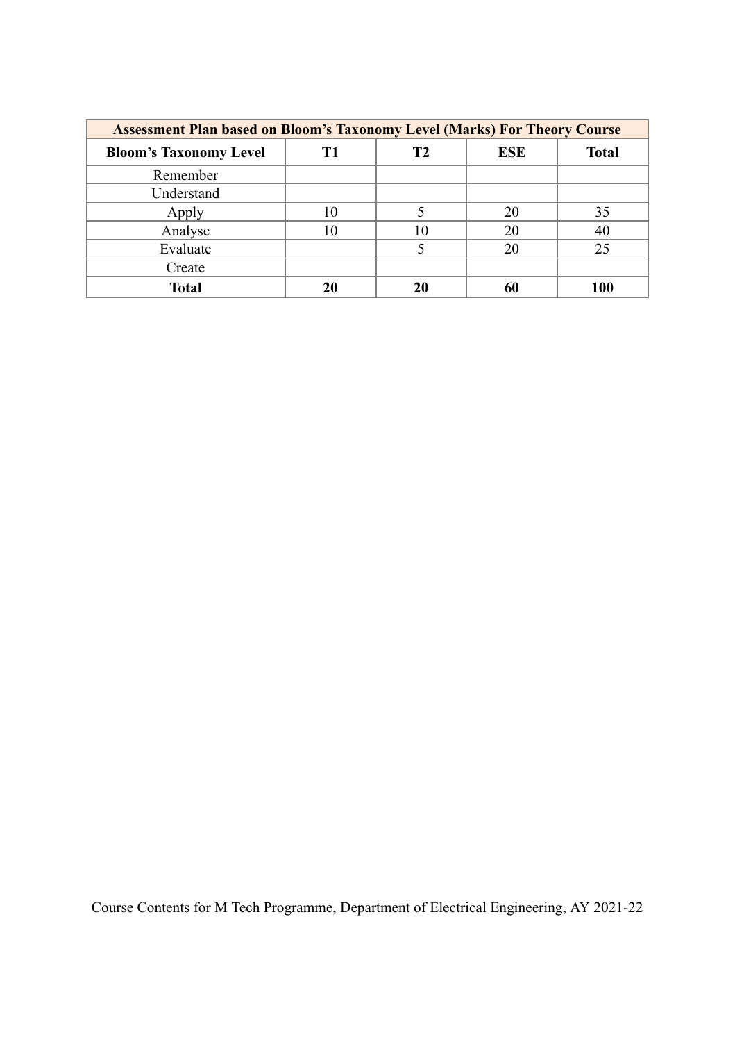| Assessment Plan based on Bloom's Taxonomy Level (Marks) For Theory Course | | | | |
|---|---|---|---|---|
| **Bloom's Taxonomy Level** | **T1** | **T2** | **ESE** | **Total** |
| Remember | | | | |
| Understand | | | | |
| Apply | 10 | 5 | 20 | 35 |
| Analyse | 10 | 10 | 20 | 40 |
| Evaluate | | 5 | 20 | 25 |
| Create | | | | |
| **Total** | **20** | **20** | **60** | **100** |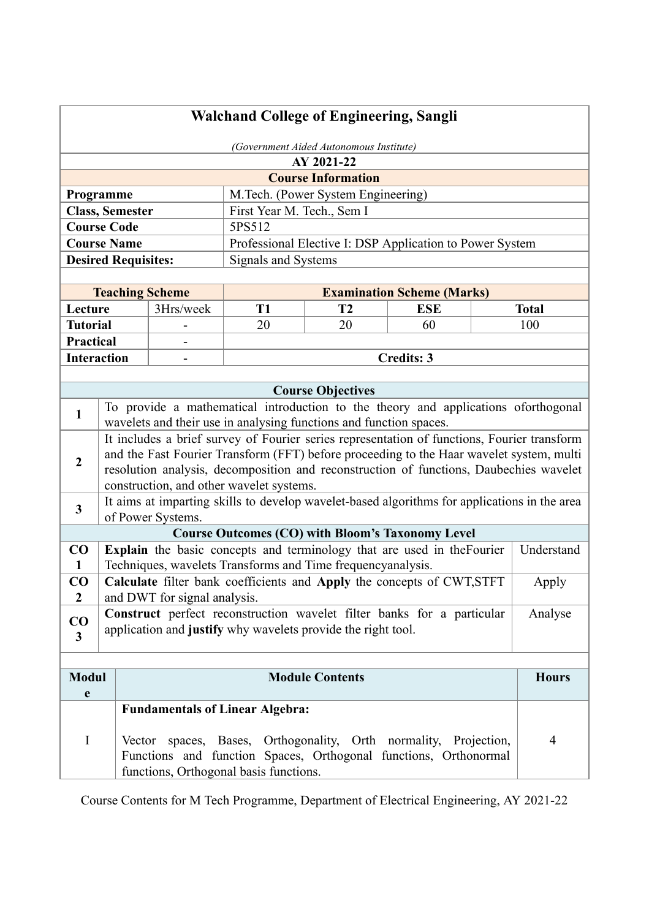# Walchand College of Engineering, Sangli

*(Government Aided Autonomous Institute)*

**AY 2021-22**

## Course Information

| | |
|---|---|
| **Programme** | M.Tech. (Power System Engineering) |
| **Class, Semester** | First Year M. Tech., Sem I |
| **Course Code** | 5PS512 |
| **Course Name** | Professional Elective I: DSP Application to Power System |
| **Desired Requisites:** | Signals and Systems |

| **Teaching Scheme** | | **Examination Scheme (Marks)** | | | |
|---|---|---|---|---|---|
| **Lecture** | 3Hrs/week | **T1** | **T2** | **ESE** | **Total** |
| **Tutorial** | - | 20 | 20 | 60 | 100 |
| **Practical** | - | | | | |
| **Interaction** | - | **Credits: 3** | | | |

## Course Objectives

| | |
|---|---|
| 1 | To provide a mathematical introduction to the theory and applications oforthogonal wavelets and their use in analysing functions and function spaces. |
| 2 | It includes a brief survey of Fourier series representation of functions, Fourier transform and the Fast Fourier Transform (FFT) before proceeding to the Haar wavelet system, multi resolution analysis, decomposition and reconstruction of functions, Daubechies wavelet construction, and other wavelet systems. |
| 3 | It aims at imparting skills to develop wavelet-based algorithms for applications in the area of Power Systems. |

## Course Outcomes (CO) with Bloom's Taxonomy Level

| | | |
|---|---|---|
| CO 1 | **Explain** the basic concepts and terminology that are used in theFourier Techniques, wavelets Transforms and Time frequencyanalysis. | Understand |
| CO 2 | **Calculate** filter bank coefficients and **Apply** the concepts of CWT,STFT and DWT for signal analysis. | Apply |
| CO 3 | **Construct** perfect reconstruction wavelet filter banks for a particular application and **justify** why wavelets provide the right tool. | Analyse |

| Module | Module Contents | Hours |
|---|---|---|
| I | **Fundamentals of Linear Algebra:** Vector spaces, Bases, Orthogonality, Orth normality, Projection, Functions and function Spaces, Orthogonal functions, Orthonormal functions, Orthogonal basis functions. | 4 |

Course Contents for M Tech Programme, Department of Electrical Engineering, AY 2021-22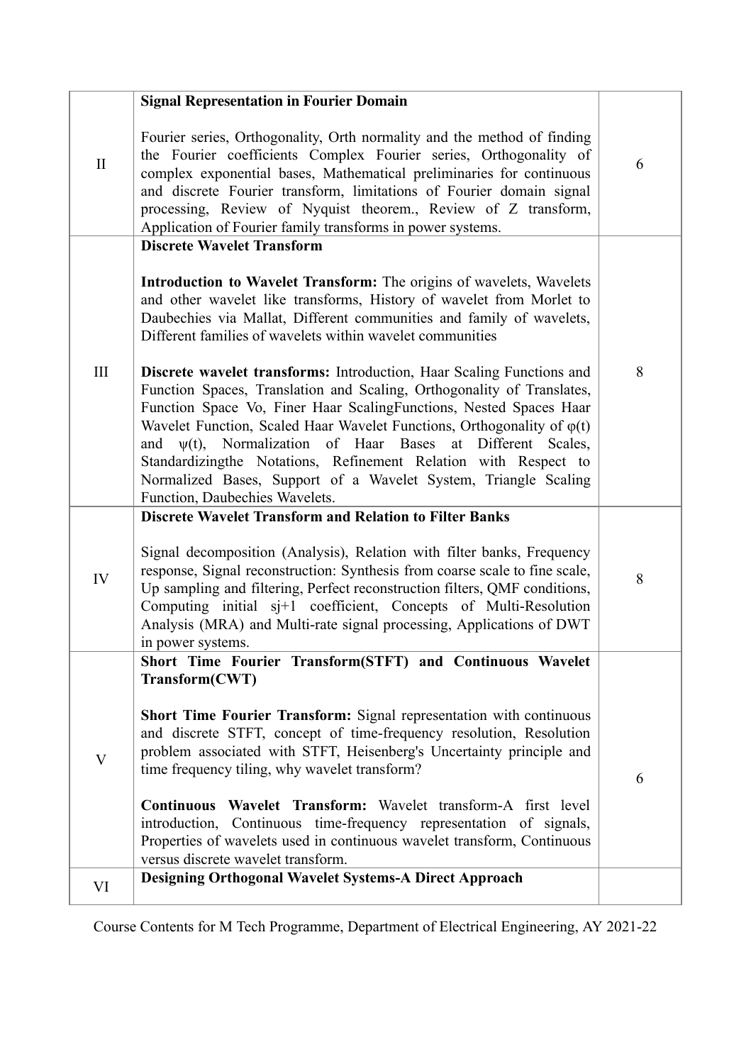| | | |
|---|---|---|
| II | **Signal Representation in Fourier Domain**<br><br>Fourier series, Orthogonality, Orth normality and the method of finding the Fourier coefficients Complex Fourier series, Orthogonality of complex exponential bases, Mathematical preliminaries for continuous and discrete Fourier transform, limitations of Fourier domain signal processing, Review of Nyquist theorem., Review of Z transform, Application of Fourier family transforms in power systems. | 6 |
| III | **Discrete Wavelet Transform**<br><br>**Introduction to Wavelet Transform:** The origins of wavelets, Wavelets and other wavelet like transforms, History of wavelet from Morlet to Daubechies via Mallat, Different communities and family of wavelets, Different families of wavelets within wavelet communities<br><br>**Discrete wavelet transforms:** Introduction, Haar Scaling Functions and Function Spaces, Translation and Scaling, Orthogonality of Translates, Function Space Vo, Finer Haar ScalingFunctions, Nested Spaces Haar Wavelet Function, Scaled Haar Wavelet Functions, Orthogonality of $\varphi(t)$ and $\psi(t)$, Normalization of Haar Bases at Different Scales, Standardizingthe Notations, Refinement Relation with Respect to Normalized Bases, Support of a Wavelet System, Triangle Scaling Function, Daubechies Wavelets. | 8 |
| IV | **Discrete Wavelet Transform and Relation to Filter Banks**<br><br>Signal decomposition (Analysis), Relation with filter banks, Frequency response, Signal reconstruction: Synthesis from coarse scale to fine scale, Up sampling and filtering, Perfect reconstruction filters, QMF conditions, Computing initial sj+1 coefficient, Concepts of Multi-Resolution Analysis (MRA) and Multi-rate signal processing, Applications of DWT in power systems. | 8 |
| V | **Short Time Fourier Transform(STFT) and Continuous Wavelet Transform(CWT)**<br><br>**Short Time Fourier Transform:** Signal representation with continuous and discrete STFT, concept of time-frequency resolution, Resolution problem associated with STFT, Heisenberg's Uncertainty principle and time frequency tiling, why wavelet transform?<br><br>**Continuous Wavelet Transform:** Wavelet transform-A first level introduction, Continuous time-frequency representation of signals, Properties of wavelets used in continuous wavelet transform, Continuous versus discrete wavelet transform. | 6 |
| VI | **Designing Orthogonal Wavelet Systems-A Direct Approach** | |

Course Contents for M Tech Programme, Department of Electrical Engineering, AY 2021-22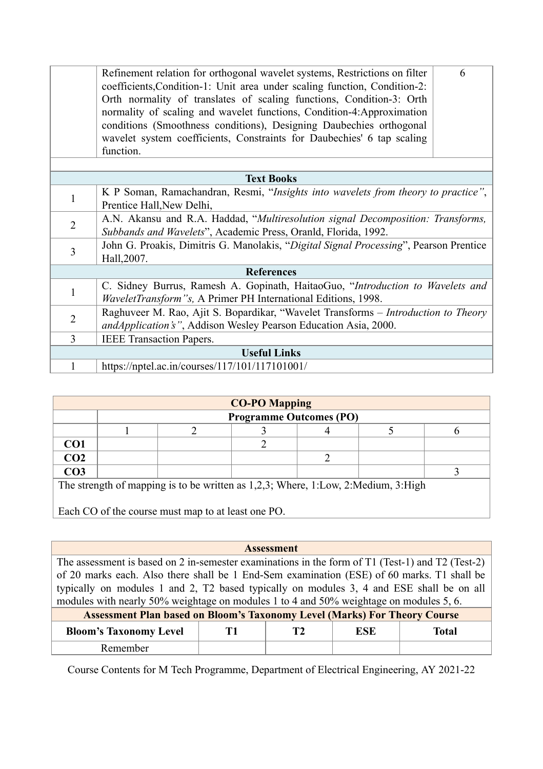| | | |
|---|---|---|
| | Refinement relation for orthogonal wavelet systems, Restrictions on filter coefficients,Condition-1: Unit area under scaling function, Condition-2: Orth normality of translates of scaling functions, Condition-3: Orth normality of scaling and wavelet functions, Condition-4:Approximation conditions (Smoothness conditions), Designing Daubechies orthogonal wavelet system coefficients, Constraints for Daubechies' 6 tap scaling function. | 6 |

| | **Text Books** |
|---|---|
| 1 | K P Soman, Ramachandran, Resmi, "*Insights into wavelets from theory to practice"*, Prentice Hall,New Delhi, |
| 2 | A.N. Akansu and R.A. Haddad, "*Multiresolution signal Decomposition: Transforms, Subbands and Wavelets*", Academic Press, Oranld, Florida, 1992. |
| 3 | John G. Proakis, Dimitris G. Manolakis, "*Digital Signal Processing*", Pearson Prentice Hall,2007. |
| | **References** |
| 1 | C. Sidney Burrus, Ramesh A. Gopinath, HaitaoGuo, "*Introduction to Wavelets and WaveletTransform"s,* A Primer PH International Editions, 1998. |
| 2 | Raghuveer M. Rao, Ajit S. Bopardikar, "Wavelet Transforms – *Introduction to Theory andApplication's"*, Addison Wesley Pearson Education Asia, 2000. |
| 3 | IEEE Transaction Papers. |
| | **Useful Links** |
| 1 | https://nptel.ac.in/courses/117/101/117101001/ |

**CO-PO Mapping**

| | **Programme Outcomes (PO)** | | | | | |
|---|---|---|---|---|---|---|
| | 1 | 2 | 3 | 4 | 5 | 6 |
| **CO1** | | | 2 | | | |
| **CO2** | | | | 2 | | |
| **CO3** | | | | | | 3 |

The strength of mapping is to be written as 1,2,3; Where, 1:Low, 2:Medium, 3:High

Each CO of the course must map to at least one PO.

**Assessment**

The assessment is based on 2 in-semester examinations in the form of T1 (Test-1) and T2 (Test-2) of 20 marks each. Also there shall be 1 End-Sem examination (ESE) of 60 marks. T1 shall be typically on modules 1 and 2, T2 based typically on modules 3, 4 and ESE shall be on all modules with nearly 50% weightage on modules 1 to 4 and 50% weightage on modules 5, 6.

**Assessment Plan based on Bloom's Taxonomy Level (Marks) For Theory Course**

| **Bloom's Taxonomy Level** | **T1** | **T2** | **ESE** | **Total** |
|---|---|---|---|---|
| Remember | | | | |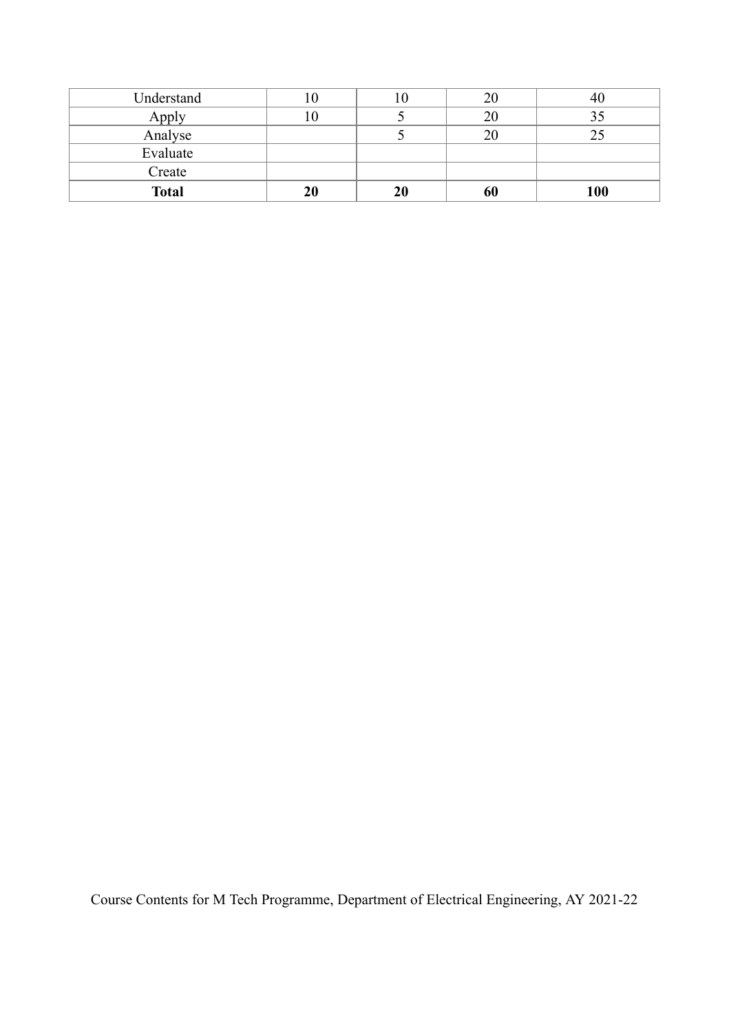| Understand | 10 | 10 | 20 | 40 |
|---|---|---|---|---|
| Apply | 10 | 5 | 20 | 35 |
| Analyse | | 5 | 20 | 25 |
| Evaluate | | | | |
| Create | | | | |
| **Total** | **20** | **20** | **60** | **100** |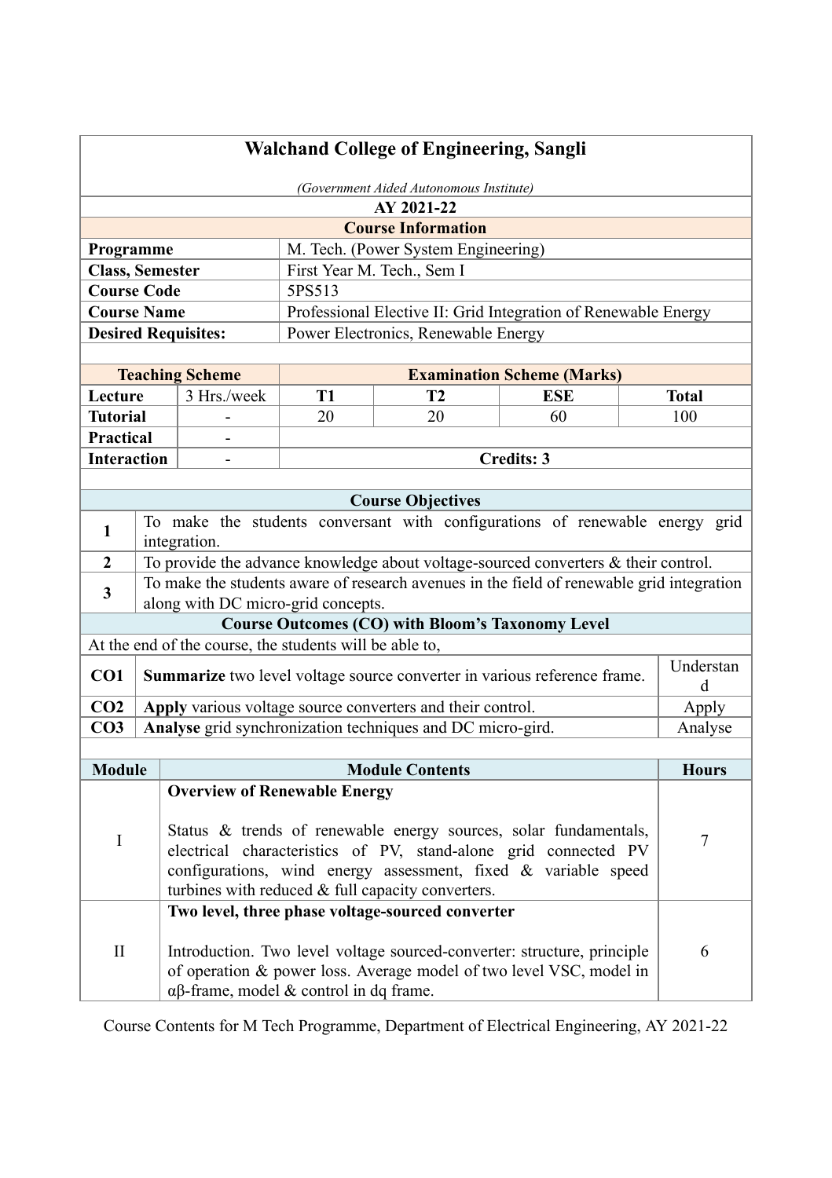# Walchand College of Engineering, Sangli

*(Government Aided Autonomous Institute)*

**AY 2021-22**

## Course Information

| | |
|---|---|
| **Programme** | M. Tech. (Power System Engineering) |
| **Class, Semester** | First Year M. Tech., Sem I |
| **Course Code** | 5PS513 |
| **Course Name** | Professional Elective II: Grid Integration of Renewable Energy |
| **Desired Requisites:** | Power Electronics, Renewable Energy |

| Teaching Scheme | | Examination Scheme (Marks) | | | |
|---|---|---|---|---|---|
| **Lecture** | 3 Hrs./week | **T1** | **T2** | **ESE** | **Total** |
| **Tutorial** | - | 20 | 20 | 60 | 100 |
| **Practical** | - | | | | |
| **Interaction** | - | **Credits: 3** | | | |

## Course Objectives

| | |
|---|---|
| 1 | To make the students conversant with configurations of renewable energy grid integration. |
| 2 | To provide the advance knowledge about voltage-sourced converters & their control. |
| 3 | To make the students aware of research avenues in the field of renewable grid integration along with DC micro-grid concepts. |

## Course Outcomes (CO) with Bloom's Taxonomy Level

At the end of the course, the students will be able to,

| | | |
|---|---|---|
| **CO1** | **Summarize** two level voltage source converter in various reference frame. | Understand |
| **CO2** | **Apply** various voltage source converters and their control. | Apply |
| **CO3** | **Analyse** grid synchronization techniques and DC micro-gird. | Analyse |

| Module | Module Contents | Hours |
|---|---|---|
| I | **Overview of Renewable Energy**<br><br>Status & trends of renewable energy sources, solar fundamentals, electrical characteristics of PV, stand-alone grid connected PV configurations, wind energy assessment, fixed & variable speed turbines with reduced & full capacity converters. | 7 |
| II | **Two level, three phase voltage-sourced converter**<br><br>Introduction. Two level voltage sourced-converter: structure, principle of operation & power loss. Average model of two level VSC, model in αβ-frame, model & control in dq frame. | 6 |

Course Contents for M Tech Programme, Department of Electrical Engineering, AY 2021-22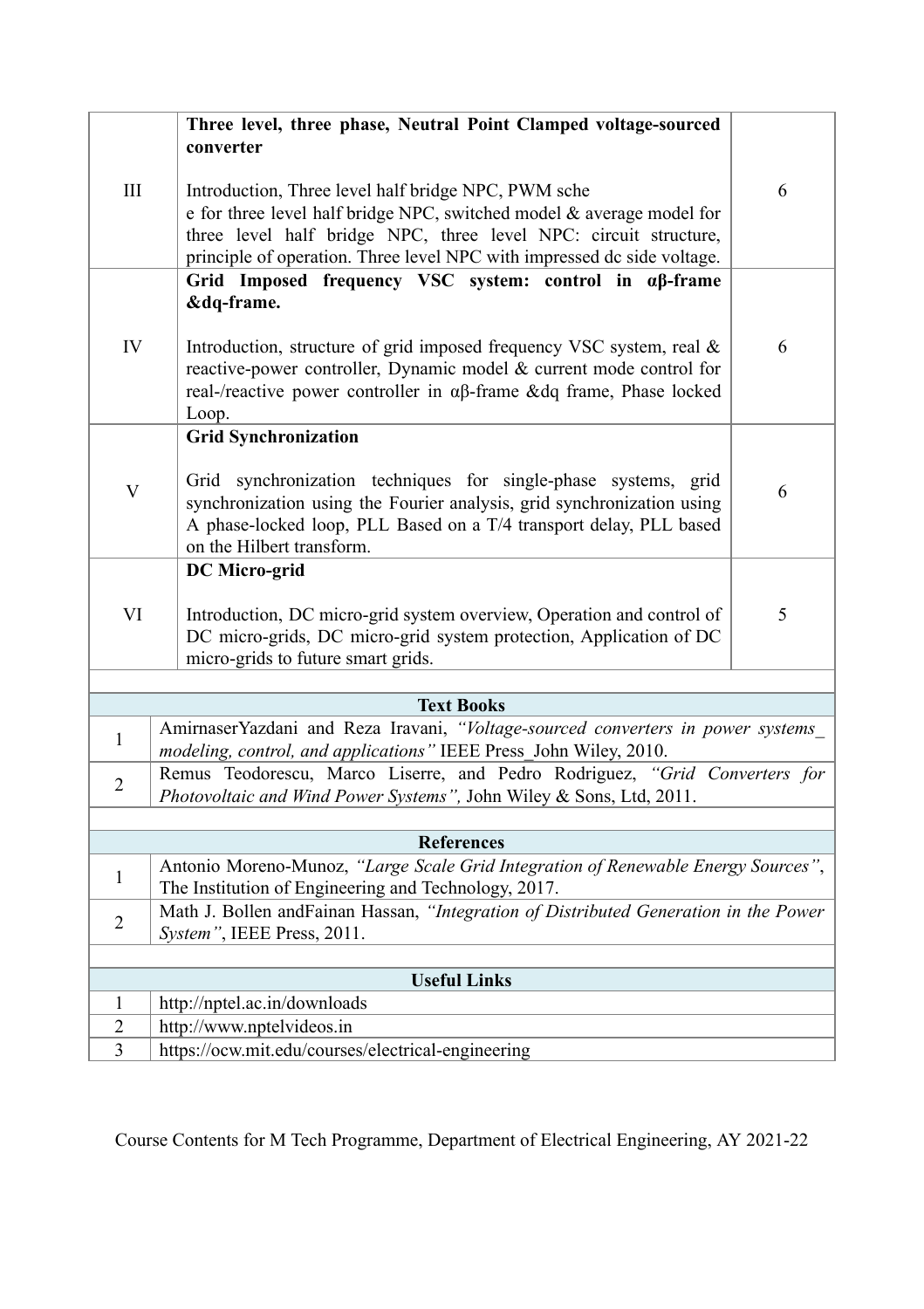| | | |
|---|---|---|
| III | **Three level, three phase, Neutral Point Clamped voltage-sourced converter**<br><br>Introduction, Three level half bridge NPC, PWM sche<br>e for three level half bridge NPC, switched model & average model for three level half bridge NPC, three level NPC: circuit structure, principle of operation. Three level NPC with impressed dc side voltage. | 6 |
| IV | **Grid Imposed frequency VSC system: control in αβ-frame &dq-frame.**<br><br>Introduction, structure of grid imposed frequency VSC system, real & reactive-power controller, Dynamic model & current mode control for real-/reactive power controller in αβ-frame &dq frame, Phase locked Loop. | 6 |
| V | **Grid Synchronization**<br><br>Grid synchronization techniques for single-phase systems, grid synchronization using the Fourier analysis, grid synchronization using A phase-locked loop, PLL Based on a T/4 transport delay, PLL based on the Hilbert transform. | 6 |
| VI | **DC Micro-grid**<br><br>Introduction, DC micro-grid system overview, Operation and control of DC micro-grids, DC micro-grid system protection, Application of DC micro-grids to future smart grids. | 5 |

| **Text Books** | |
|---|---|
| 1 | AmirnaserYazdani and Reza Iravani, *"Voltage-sourced converters in power systems_ modeling, control, and applications"* IEEE Press_John Wiley, 2010. |
| 2 | Remus Teodorescu, Marco Liserre, and Pedro Rodriguez, *"Grid Converters for Photovoltaic and Wind Power Systems",* John Wiley & Sons, Ltd, 2011. |

| **References** | |
|---|---|
| 1 | Antonio Moreno-Munoz, *"Large Scale Grid Integration of Renewable Energy Sources"*, The Institution of Engineering and Technology, 2017. |
| 2 | Math J. Bollen andFainan Hassan, *"Integration of Distributed Generation in the Power System"*, IEEE Press, 2011. |

| **Useful Links** | |
|---|---|
| 1 | http://nptel.ac.in/downloads |
| 2 | http://www.nptelvideos.in |
| 3 | https://ocw.mit.edu/courses/electrical-engineering |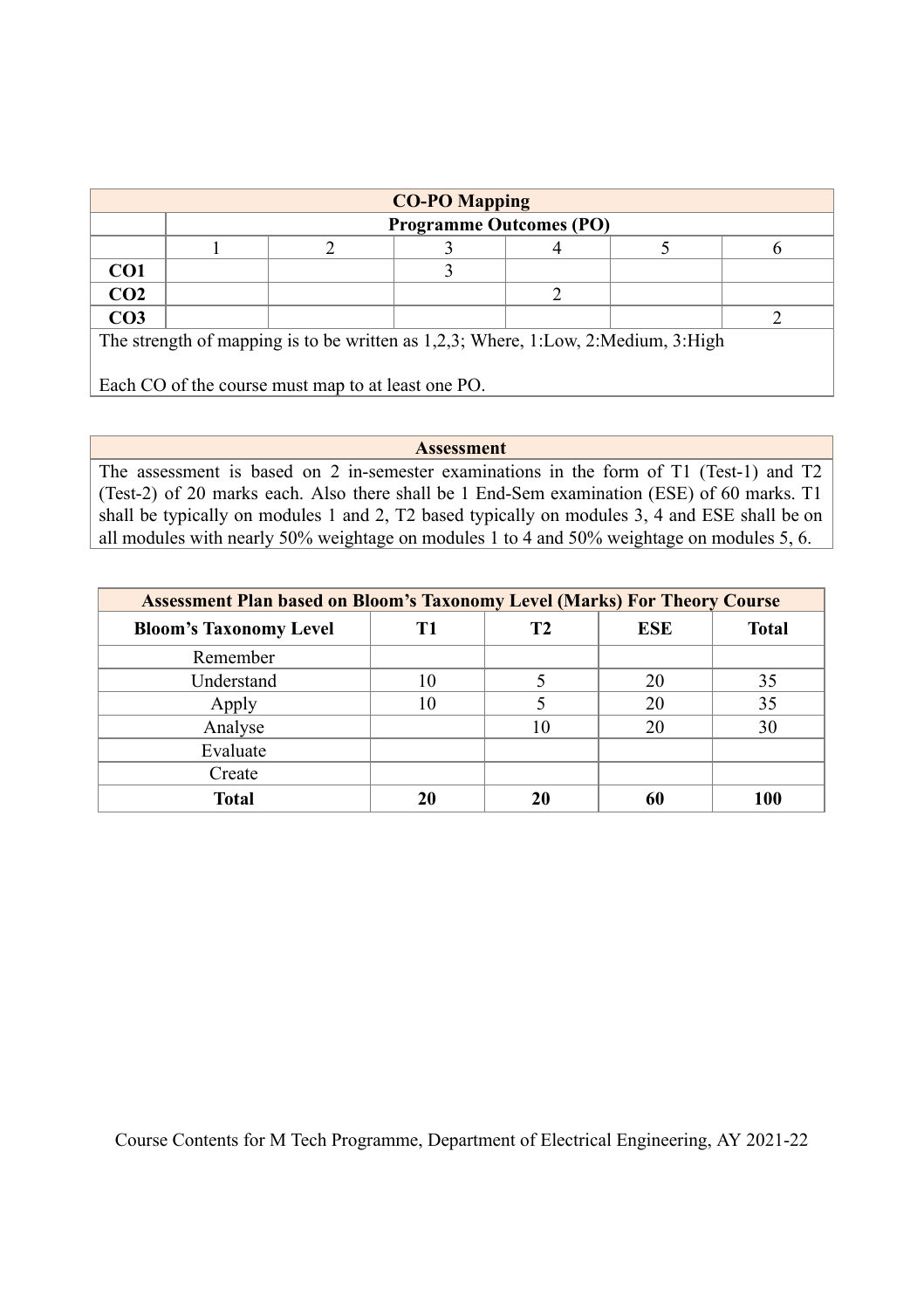| CO-PO Mapping | | | | | | |
|---|---|---|---|---|---|---|
| | Programme Outcomes (PO) | | | | | |
| | 1 | 2 | 3 | 4 | 5 | 6 |
| **CO1** | | | 3 | | | |
| **CO2** | | | | 2 | | |
| **CO3** | | | | | | 2 |

The strength of mapping is to be written as 1,2,3; Where, 1:Low, 2:Medium, 3:High

Each CO of the course must map to at least one PO.

### Assessment

The assessment is based on 2 in-semester examinations in the form of T1 (Test-1) and T2 (Test-2) of 20 marks each. Also there shall be 1 End-Sem examination (ESE) of 60 marks. T1 shall be typically on modules 1 and 2, T2 based typically on modules 3, 4 and ESE shall be on all modules with nearly 50% weightage on modules 1 to 4 and 50% weightage on modules 5, 6.

**Assessment Plan based on Bloom's Taxonomy Level (Marks) For Theory Course**

| Bloom's Taxonomy Level | T1 | T2 | ESE | Total |
|---|---|---|---|---|
| Remember | | | | |
| Understand | 10 | 5 | 20 | 35 |
| Apply | 10 | 5 | 20 | 35 |
| Analyse | | 10 | 20 | 30 |
| Evaluate | | | | |
| Create | | | | |
| **Total** | **20** | **20** | **60** | **100** |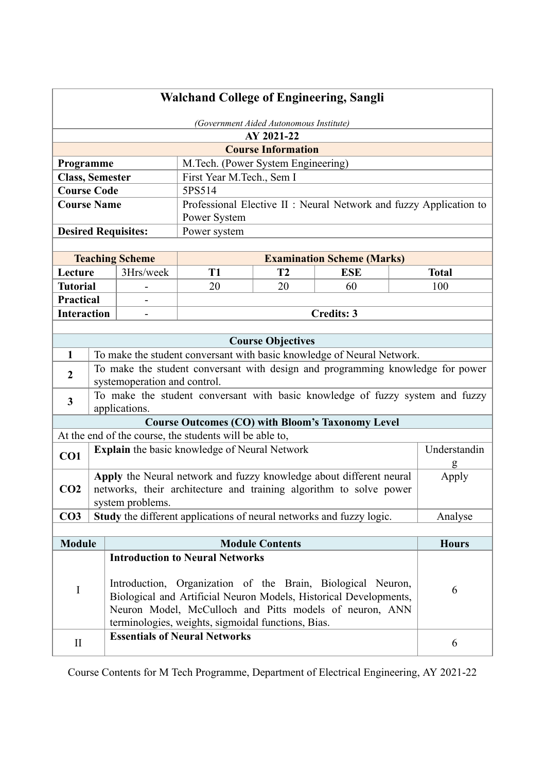# Walchand College of Engineering, Sangli

*(Government Aided Autonomous Institute)*

**AY 2021-22**

**Course Information**

| | |
|---|---|
| **Programme** | M.Tech. (Power System Engineering) |
| **Class, Semester** | First Year M.Tech., Sem I |
| **Course Code** | 5PS514 |
| **Course Name** | Professional Elective II : Neural Network and fuzzy Application to Power System |
| **Desired Requisites:** | Power system |

| **Teaching Scheme** | | **Examination Scheme (Marks)** | | | |
|---|---|---|---|---|---|
| **Lecture** | 3Hrs/week | **T1** | **T2** | **ESE** | **Total** |
| **Tutorial** | - | 20 | 20 | 60 | 100 |
| **Practical** | - | | | | |
| **Interaction** | - | **Credits: 3** | | | |

**Course Objectives**

| | |
|---|---|
| 1 | To make the student conversant with basic knowledge of Neural Network. |
| 2 | To make the student conversant with design and programming knowledge for power systemoperation and control. |
| 3 | To make the student conversant with basic knowledge of fuzzy system and fuzzy applications. |

**Course Outcomes (CO) with Bloom's Taxonomy Level**

At the end of the course, the students will be able to,

| | | |
|---|---|---|
| **CO1** | **Explain** the basic knowledge of Neural Network | Understanding |
| **CO2** | **Apply** the Neural network and fuzzy knowledge about different neural networks, their architecture and training algorithm to solve power system problems. | Apply |
| **CO3** | **Study** the different applications of neural networks and fuzzy logic. | Analyse |

| Module | Module Contents | Hours |
|---|---|---|
| I | **Introduction to Neural Networks**<br><br>Introduction, Organization of the Brain, Biological Neuron, Biological and Artificial Neuron Models, Historical Developments, Neuron Model, McCulloch and Pitts models of neuron, ANN terminologies, weights, sigmoidal functions, Bias. | 6 |
| II | **Essentials of Neural Networks** | 6 |

Course Contents for M Tech Programme, Department of Electrical Engineering, AY 2021-22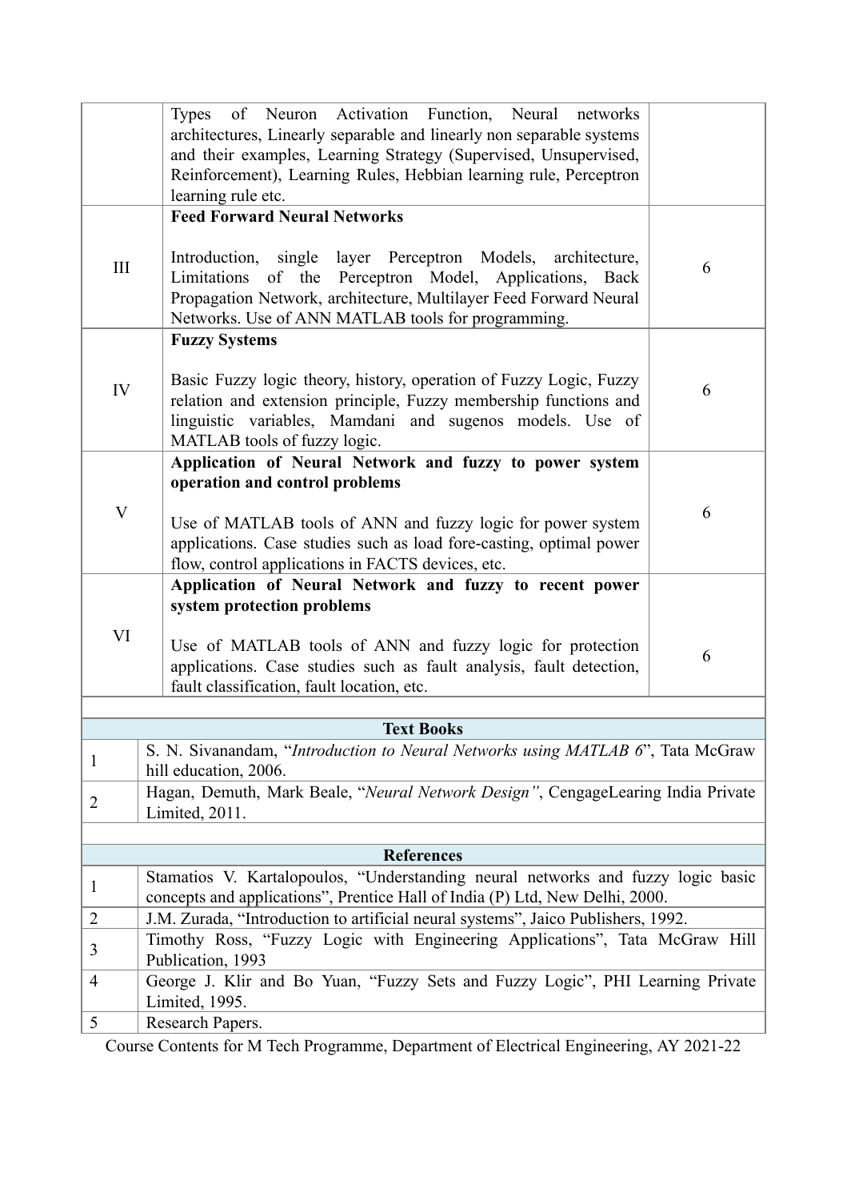| | | |
|---|---|---|
| | Types of Neuron Activation Function, Neural networks architectures, Linearly separable and linearly non separable systems and their examples, Learning Strategy (Supervised, Unsupervised, Reinforcement), Learning Rules, Hebbian learning rule, Perceptron learning rule etc. | |
| III | **Feed Forward Neural Networks**<br><br>Introduction, single layer Perceptron Models, architecture, Limitations of the Perceptron Model, Applications, Back Propagation Network, architecture, Multilayer Feed Forward Neural Networks. Use of ANN MATLAB tools for programming. | 6 |
| IV | **Fuzzy Systems**<br><br>Basic Fuzzy logic theory, history, operation of Fuzzy Logic, Fuzzy relation and extension principle, Fuzzy membership functions and linguistic variables, Mamdani and sugenos models. Use of MATLAB tools of fuzzy logic. | 6 |
| V | **Application of Neural Network and fuzzy to power system operation and control problems**<br><br>Use of MATLAB tools of ANN and fuzzy logic for power system applications. Case studies such as load fore-casting, optimal power flow, control applications in FACTS devices, etc. | 6 |
| VI | **Application of Neural Network and fuzzy to recent power system protection problems**<br><br>Use of MATLAB tools of ANN and fuzzy logic for protection applications. Case studies such as fault analysis, fault detection, fault classification, fault location, etc. | 6 |

| **Text Books** | |
|---|---|
| 1 | S. N. Sivanandam, "*Introduction to Neural Networks using MATLAB 6*", Tata McGraw hill education, 2006. |
| 2 | Hagan, Demuth, Mark Beale, "*Neural Network Design"*, CengageLearing India Private Limited, 2011. |

| **References** | |
|---|---|
| 1 | Stamatios V. Kartalopoulos, "Understanding neural networks and fuzzy logic basic concepts and applications", Prentice Hall of India (P) Ltd, New Delhi, 2000. |
| 2 | J.M. Zurada, "Introduction to artificial neural systems", Jaico Publishers, 1992. |
| 3 | Timothy Ross, "Fuzzy Logic with Engineering Applications", Tata McGraw Hill Publication, 1993 |
| 4 | George J. Klir and Bo Yuan, "Fuzzy Sets and Fuzzy Logic", PHI Learning Private Limited, 1995. |
| 5 | Research Papers. |

Course Contents for M Tech Programme, Department of Electrical Engineering, AY 2021-22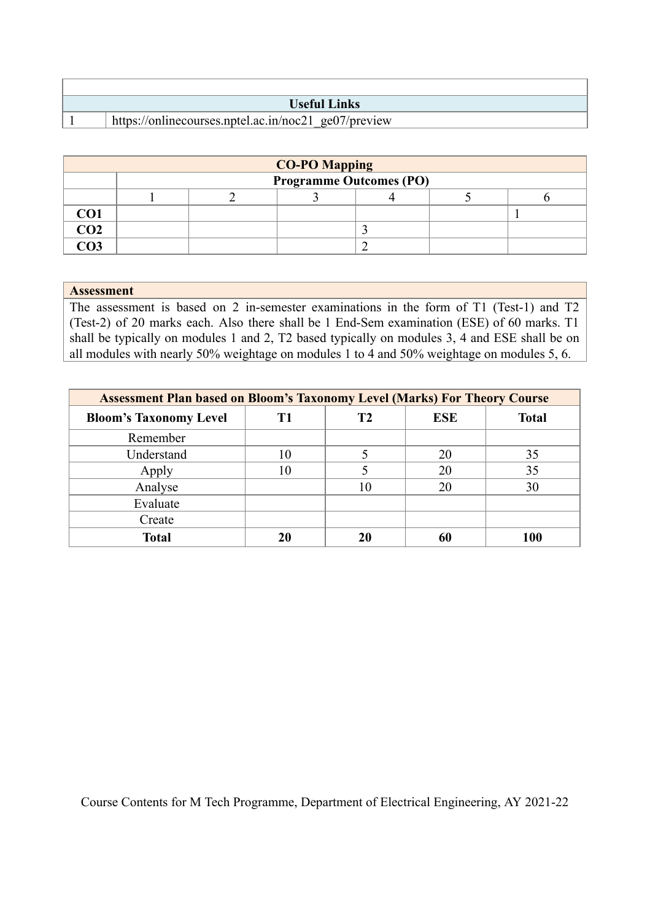| | Useful Links |
|---|---|
| 1 | https://onlinecourses.nptel.ac.in/noc21_ge07/preview |

| CO-PO Mapping | | | | | | |
|---|---|---|---|---|---|---|
| | Programme Outcomes (PO) | | | | | |
| | 1 | 2 | 3 | 4 | 5 | 6 |
| **CO1** | | | | | | 1 |
| **CO2** | | | | 3 | | |
| **CO3** | | | | 2 | | |

| Assessment |
|---|
| The assessment is based on 2 in-semester examinations in the form of T1 (Test-1) and T2 (Test-2) of 20 marks each. Also there shall be 1 End-Sem examination (ESE) of 60 marks. T1 shall be typically on modules 1 and 2, T2 based typically on modules 3, 4 and ESE shall be on all modules with nearly 50% weightage on modules 1 to 4 and 50% weightage on modules 5, 6. |

| Assessment Plan based on Bloom's Taxonomy Level (Marks) For Theory Course | | | | |
|---|---|---|---|---|
| **Bloom's Taxonomy Level** | **T1** | **T2** | **ESE** | **Total** |
| Remember | | | | |
| Understand | 10 | 5 | 20 | 35 |
| Apply | 10 | 5 | 20 | 35 |
| Analyse | | 10 | 20 | 30 |
| Evaluate | | | | |
| Create | | | | |
| **Total** | **20** | **20** | **60** | **100** |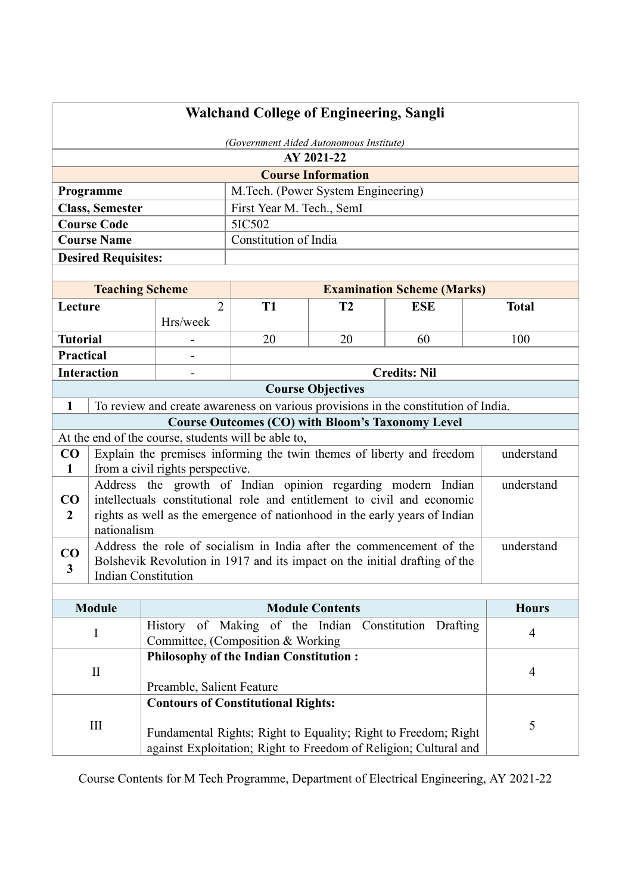# Walchand College of Engineering, Sangli

*(Government Aided Autonomous Institute)*

**AY 2021-22**

**Course Information**

| | |
|---|---|
| **Programme** | M.Tech. (Power System Engineering) |
| **Class, Semester** | First Year M. Tech., SemI |
| **Course Code** | 5IC502 |
| **Course Name** | Constitution of India |
| **Desired Requisites:** | |

| **Teaching Scheme** | | **Examination Scheme (Marks)** | | | |
|---|---|---|---|---|---|
| **Lecture** | 2 Hrs/week | **T1** | **T2** | **ESE** | **Total** |
| **Tutorial** | - | 20 | 20 | 60 | 100 |
| **Practical** | - | | | | |
| **Interaction** | - | **Credits: Nil** | | | |

**Course Objectives**

| | |
|---|---|
| 1 | To review and create awareness on various provisions in the constitution of India. |

**Course Outcomes (CO) with Bloom's Taxonomy Level**

At the end of the course, students will be able to,

| | | |
|---|---|---|
| **CO 1** | Explain the premises informing the twin themes of liberty and freedom from a civil rights perspective. | understand |
| **CO 2** | Address the growth of Indian opinion regarding modern Indian intellectuals constitutional role and entitlement to civil and economic rights as well as the emergence of nationhood in the early years of Indian nationalism | understand |
| **CO 3** | Address the role of socialism in India after the commencement of the Bolshevik Revolution in 1917 and its impact on the initial drafting of the Indian Constitution | understand |

| Module | Module Contents | Hours |
|---|---|---|
| I | History of Making of the Indian Constitution Drafting Committee, (Composition & Working | 4 |
| II | **Philosophy of the Indian Constitution :**<br><br>Preamble, Salient Feature | 4 |
| III | **Contours of Constitutional Rights:**<br><br>Fundamental Rights; Right to Equality; Right to Freedom; Right against Exploitation; Right to Freedom of Religion; Cultural and | 5 |

Course Contents for M Tech Programme, Department of Electrical Engineering, AY 2021-22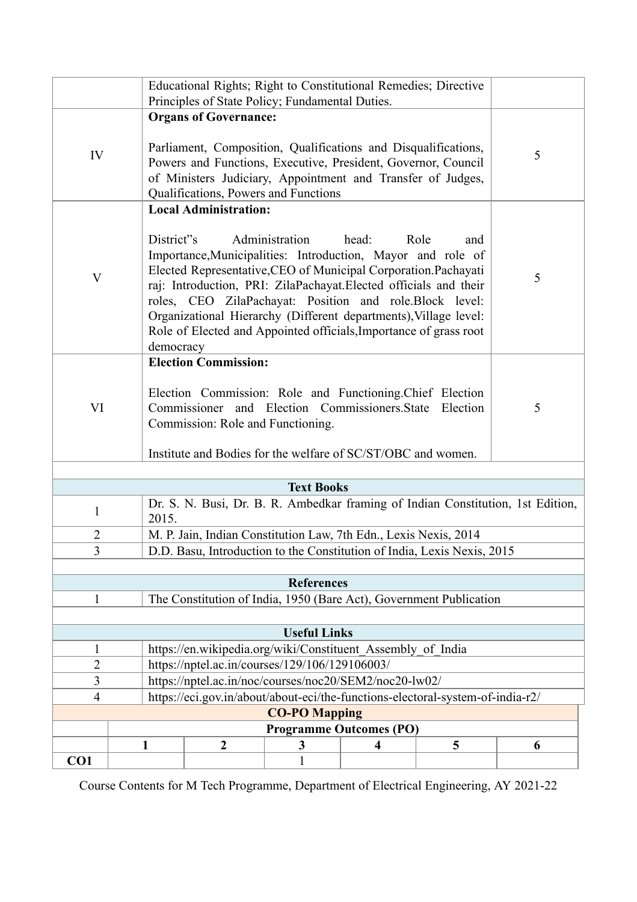| | | |
|---|---|---|
| | Educational Rights; Right to Constitutional Remedies; Directive Principles of State Policy; Fundamental Duties. | |
| IV | **Organs of Governance:**<br><br>Parliament, Composition, Qualifications and Disqualifications, Powers and Functions, Executive, President, Governor, Council of Ministers Judiciary, Appointment and Transfer of Judges, Qualifications, Powers and Functions | 5 |
| V | **Local Administration:**<br><br>District"s Administration head: Role and Importance,Municipalities: Introduction, Mayor and role of Elected Representative,CEO of Municipal Corporation.Pachayati raj: Introduction, PRI: ZilaPachayat.Elected officials and their roles, CEO ZilaPachayat: Position and role.Block level: Organizational Hierarchy (Different departments),Village level: Role of Elected and Appointed officials,Importance of grass root democracy | 5 |
| VI | **Election Commission:**<br><br>Election Commission: Role and Functioning.Chief Election Commissioner and Election Commissioners.State Election Commission: Role and Functioning.<br><br>Institute and Bodies for the welfare of SC/ST/OBC and women. | 5 |

| Text Books | |
|---|---|
| 1 | Dr. S. N. Busi, Dr. B. R. Ambedkar framing of Indian Constitution, 1st Edition, 2015. |
| 2 | M. P. Jain, Indian Constitution Law, 7th Edn., Lexis Nexis, 2014 |
| 3 | D.D. Basu, Introduction to the Constitution of India, Lexis Nexis, 2015 |

| References | |
|---|---|
| 1 | The Constitution of India, 1950 (Bare Act), Government Publication |

| Useful Links | |
|---|---|
| 1 | https://en.wikipedia.org/wiki/Constituent_Assembly_of_India |
| 2 | https://nptel.ac.in/courses/129/106/129106003/ |
| 3 | https://nptel.ac.in/noc/courses/noc20/SEM2/noc20-lw02/ |
| 4 | https://eci.gov.in/about/about-eci/the-functions-electoral-system-of-india-r2/ |

**CO-PO Mapping**

| | Programme Outcomes (PO) | | | | | |
|---|---|---|---|---|---|---|
| | 1 | 2 | 3 | 4 | 5 | 6 |
| **CO1** | | | 1 | | | |

Course Contents for M Tech Programme, Department of Electrical Engineering, AY 2021-22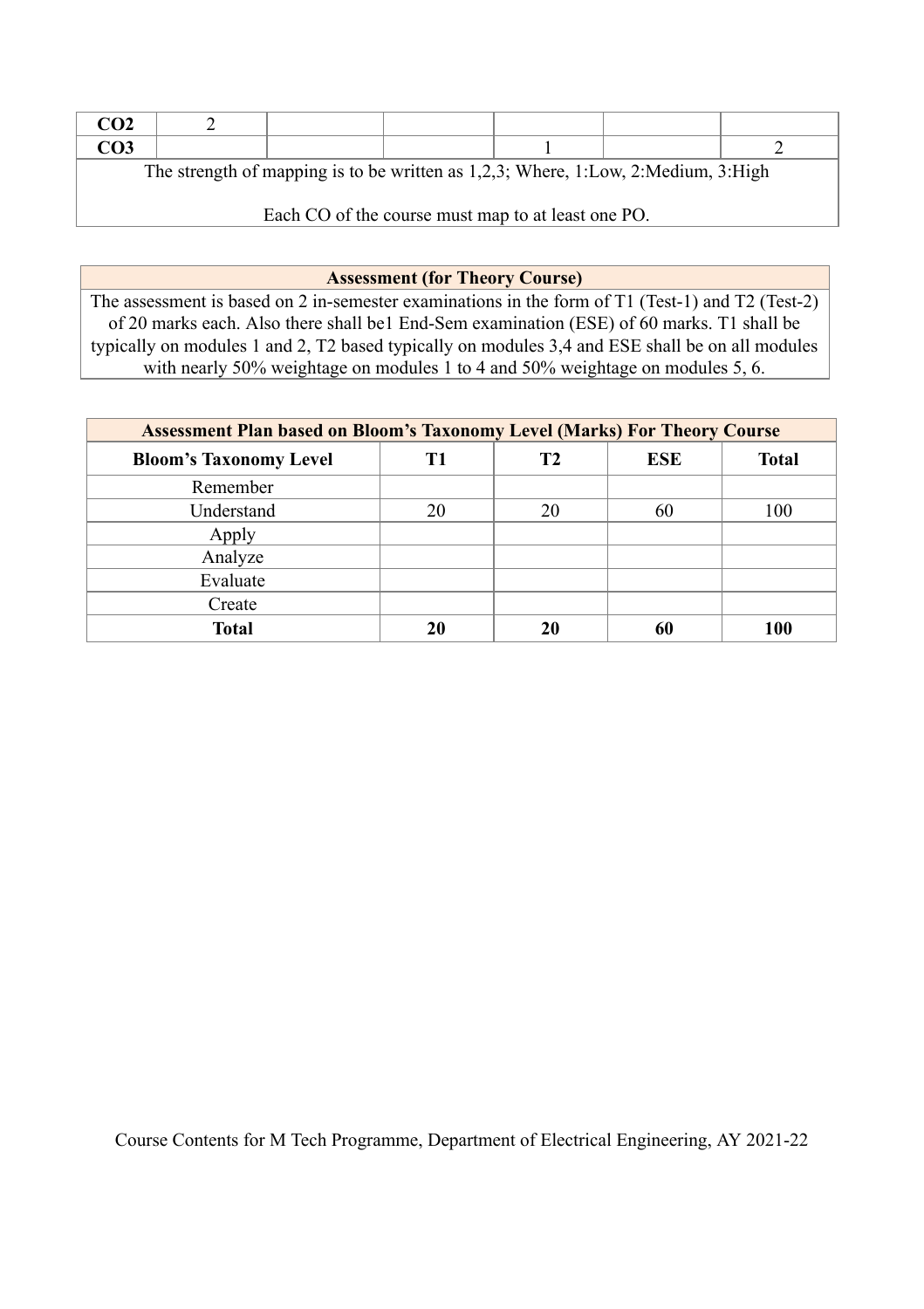| | | | | | | |
|---|---|---|---|---|---|---|
| **CO2** | 2 | | | | | |
| **CO3** | | | | 1 | | 2 |

The strength of mapping is to be written as 1,2,3; Where, 1:Low, 2:Medium, 3:High

Each CO of the course must map to at least one PO.

| **Assessment (for Theory Course)** |
|---|
| The assessment is based on 2 in-semester examinations in the form of T1 (Test-1) and T2 (Test-2) of 20 marks each. Also there shall be1 End-Sem examination (ESE) of 60 marks. T1 shall be typically on modules 1 and 2, T2 based typically on modules 3,4 and ESE shall be on all modules with nearly 50% weightage on modules 1 to 4 and 50% weightage on modules 5, 6. |

| **Assessment Plan based on Bloom's Taxonomy Level (Marks) For Theory Course** | | | | |
|---|---|---|---|---|
| **Bloom's Taxonomy Level** | **T1** | **T2** | **ESE** | **Total** |
| Remember | | | | |
| Understand | 20 | 20 | 60 | 100 |
| Apply | | | | |
| Analyze | | | | |
| Evaluate | | | | |
| Create | | | | |
| **Total** | **20** | **20** | **60** | **100** |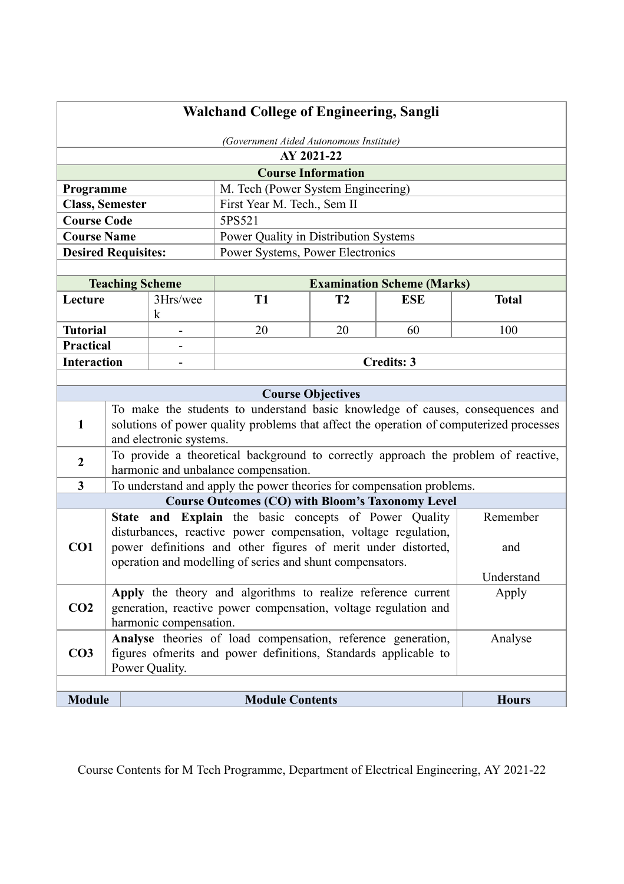## Walchand College of Engineering, Sangli

*(Government Aided Autonomous Institute)*

**AY 2021-22**

**Course Information**

| | |
|---|---|
| **Programme** | M. Tech (Power System Engineering) |
| **Class, Semester** | First Year M. Tech., Sem II |
| **Course Code** | 5PS521 |
| **Course Name** | Power Quality in Distribution Systems |
| **Desired Requisites:** | Power Systems, Power Electronics |

| **Teaching Scheme** | | **Examination Scheme (Marks)** | | | |
|---|---|---|---|---|---|
| **Lecture** | 3Hrs/week | **T1** | **T2** | **ESE** | **Total** |
| **Tutorial** | - | 20 | 20 | 60 | 100 |
| **Practical** | - | | | | |
| **Interaction** | - | **Credits: 3** | | | |

**Course Objectives**

| | |
|---|---|
| **1** | To make the students to understand basic knowledge of causes, consequences and solutions of power quality problems that affect the operation of computerized processes and electronic systems. |
| **2** | To provide a theoretical background to correctly approach the problem of reactive, harmonic and unbalance compensation. |
| **3** | To understand and apply the power theories for compensation problems. |

**Course Outcomes (CO) with Bloom's Taxonomy Level**

| | | |
|---|---|---|
| **CO1** | **State and Explain** the basic concepts of Power Quality disturbances, reactive power compensation, voltage regulation, power definitions and other figures of merit under distorted, operation and modelling of series and shunt compensators. | Remember and Understand |
| **CO2** | **Apply** the theory and algorithms to realize reference current generation, reactive power compensation, voltage regulation and harmonic compensation. | Apply |
| **CO3** | **Analyse** theories of load compensation, reference generation, figures ofmerits and power definitions, Standards applicable to Power Quality. | Analyse |

| **Module** | **Module Contents** | **Hours** |
|---|---|---|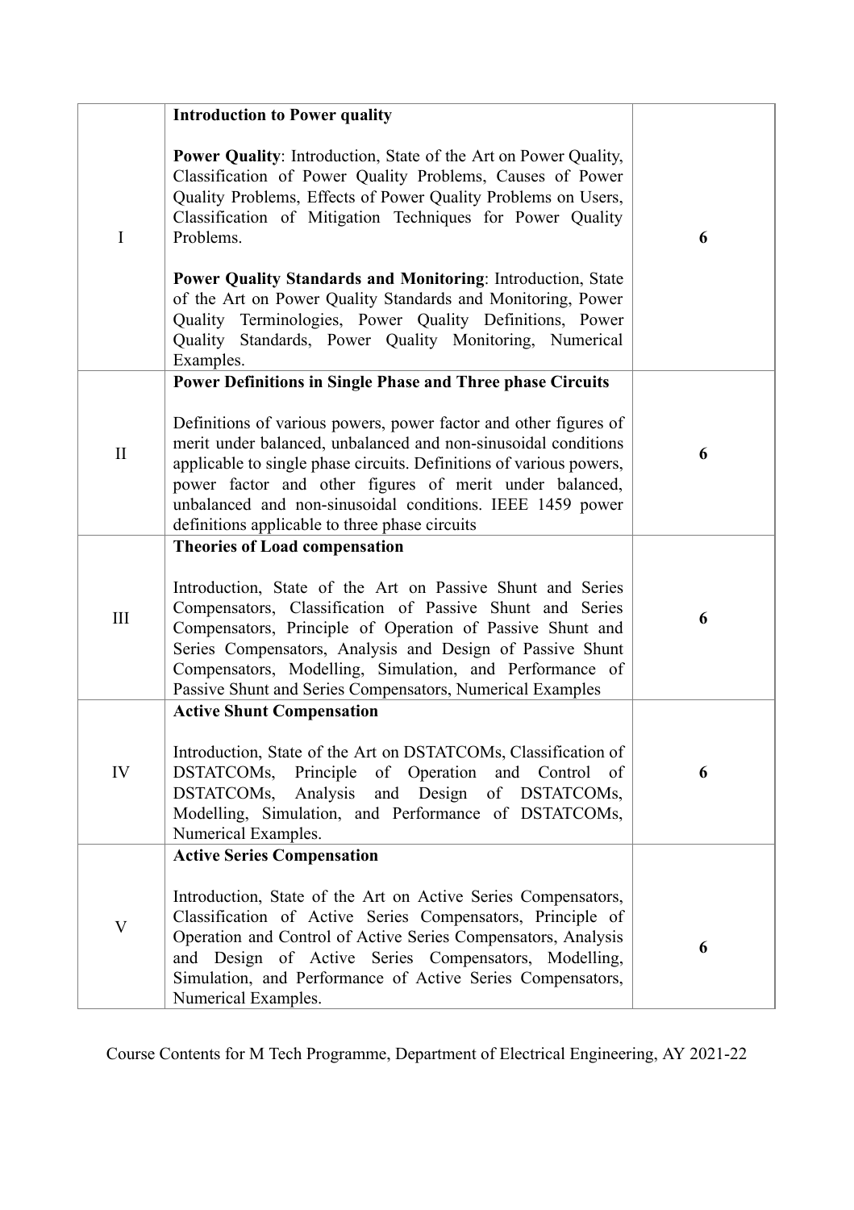| | | |
|---|---|---|
| I | **Introduction to Power quality**<br><br>**Power Quality**: Introduction, State of the Art on Power Quality, Classification of Power Quality Problems, Causes of Power Quality Problems, Effects of Power Quality Problems on Users, Classification of Mitigation Techniques for Power Quality Problems.<br><br>**Power Quality Standards and Monitoring**: Introduction, State of the Art on Power Quality Standards and Monitoring, Power Quality Terminologies, Power Quality Definitions, Power Quality Standards, Power Quality Monitoring, Numerical Examples. | **6** |
| II | **Power Definitions in Single Phase and Three phase Circuits**<br><br>Definitions of various powers, power factor and other figures of merit under balanced, unbalanced and non-sinusoidal conditions applicable to single phase circuits. Definitions of various powers, power factor and other figures of merit under balanced, unbalanced and non-sinusoidal conditions. IEEE 1459 power definitions applicable to three phase circuits | **6** |
| III | **Theories of Load compensation**<br><br>Introduction, State of the Art on Passive Shunt and Series Compensators, Classification of Passive Shunt and Series Compensators, Principle of Operation of Passive Shunt and Series Compensators, Analysis and Design of Passive Shunt Compensators, Modelling, Simulation, and Performance of Passive Shunt and Series Compensators, Numerical Examples | **6** |
| IV | **Active Shunt Compensation**<br><br>Introduction, State of the Art on DSTATCOMs, Classification of DSTATCOMs, Principle of Operation and Control of DSTATCOMs, Analysis and Design of DSTATCOMs, Modelling, Simulation, and Performance of DSTATCOMs, Numerical Examples. | **6** |
| V | **Active Series Compensation**<br><br>Introduction, State of the Art on Active Series Compensators, Classification of Active Series Compensators, Principle of Operation and Control of Active Series Compensators, Analysis and Design of Active Series Compensators, Modelling, Simulation, and Performance of Active Series Compensators, Numerical Examples. | **6** |

Course Contents for M Tech Programme, Department of Electrical Engineering, AY 2021-22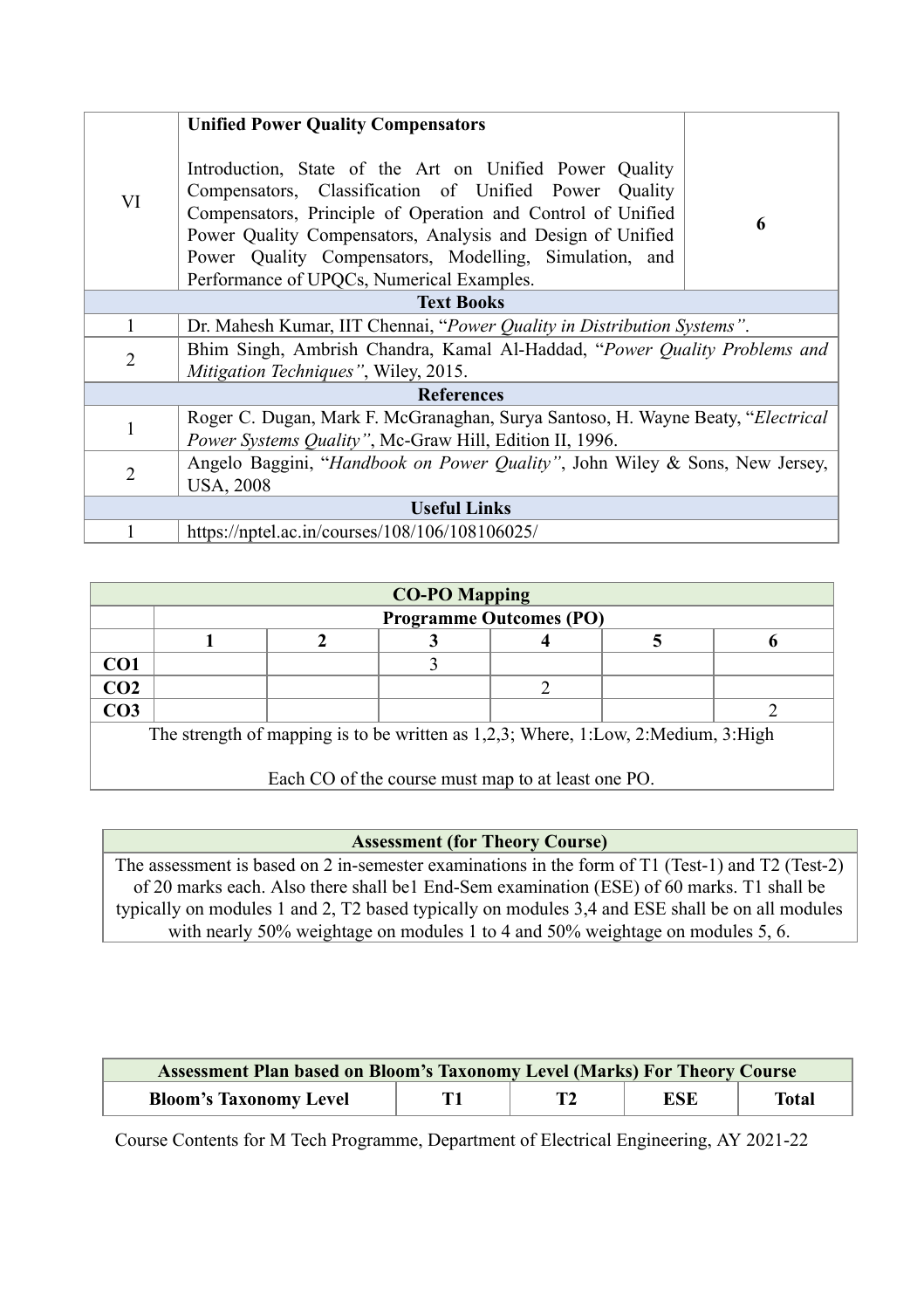| VI | **Unified Power Quality Compensators**<br><br>Introduction, State of the Art on Unified Power Quality Compensators, Classification of Unified Power Quality Compensators, Principle of Operation and Control of Unified Power Quality Compensators, Analysis and Design of Unified Power Quality Compensators, Modelling, Simulation, and Performance of UPQCs, Numerical Examples. | **6** |
|---|---|---|

| **Text Books** | |
|---|---|
| 1 | Dr. Mahesh Kumar, IIT Chennai, “*Power Quality in Distribution Systems”*. |
| 2 | Bhim Singh, Ambrish Chandra, Kamal Al-Haddad, “*Power Quality Problems and Mitigation Techniques”*, Wiley, 2015. |
| **References** | |
| 1 | Roger C. Dugan, Mark F. McGranaghan, Surya Santoso, H. Wayne Beaty, “*Electrical Power Systems Quality”*, Mc-Graw Hill, Edition II, 1996. |
| 2 | Angelo Baggini, “*Handbook on Power Quality”*, John Wiley & Sons, New Jersey, USA, 2008 |
| **Useful Links** | |
| 1 | https://nptel.ac.in/courses/108/106/108106025/ |

| **CO-PO Mapping** | | | | | | |
|---|---|---|---|---|---|---|
| | **Programme Outcomes (PO)** | | | | | |
| | **1** | **2** | **3** | **4** | **5** | **6** |
| **CO1** | | | 3 | | | |
| **CO2** | | | | 2 | | |
| **CO3** | | | | | | 2 |

The strength of mapping is to be written as 1,2,3; Where, 1:Low, 2:Medium, 3:High

Each CO of the course must map to at least one PO.

| **Assessment (for Theory Course)** |
|---|
| The assessment is based on 2 in-semester examinations in the form of T1 (Test-1) and T2 (Test-2) of 20 marks each. Also there shall be1 End-Sem examination (ESE) of 60 marks. T1 shall be typically on modules 1 and 2, T2 based typically on modules 3,4 and ESE shall be on all modules with nearly 50% weightage on modules 1 to 4 and 50% weightage on modules 5, 6. |

| **Assessment Plan based on Bloom’s Taxonomy Level (Marks) For Theory Course** | | | | |
|---|---|---|---|---|
| **Bloom’s Taxonomy Level** | **T1** | **T2** | **ESE** | **Total** |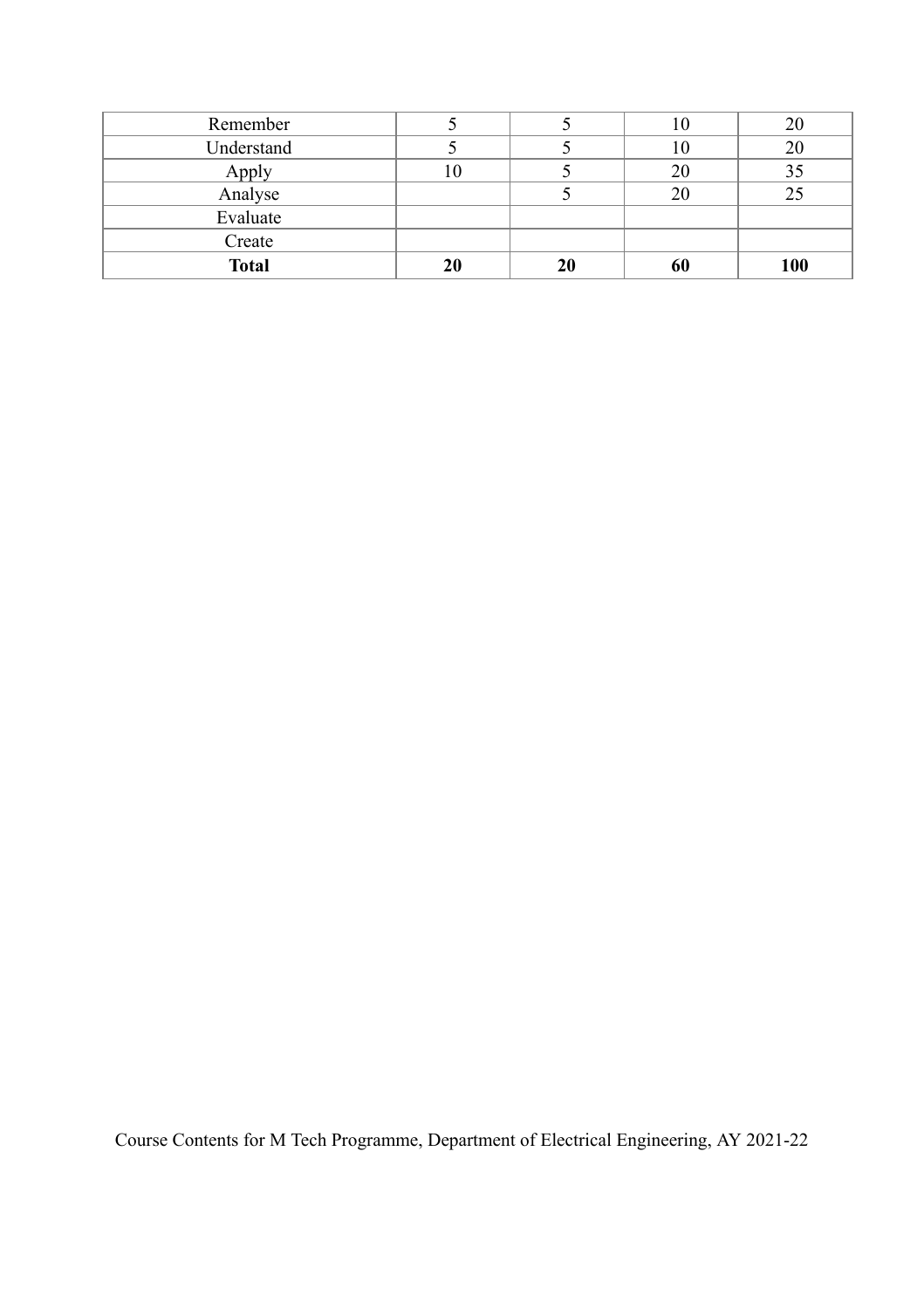| Remember | 5 | 5 | 10 | 20 |
|---|---|---|---|---|
| Understand | 5 | 5 | 10 | 20 |
| Apply | 10 | 5 | 20 | 35 |
| Analyse | | 5 | 20 | 25 |
| Evaluate | | | | |
| Create | | | | |
| **Total** | **20** | **20** | **60** | **100** |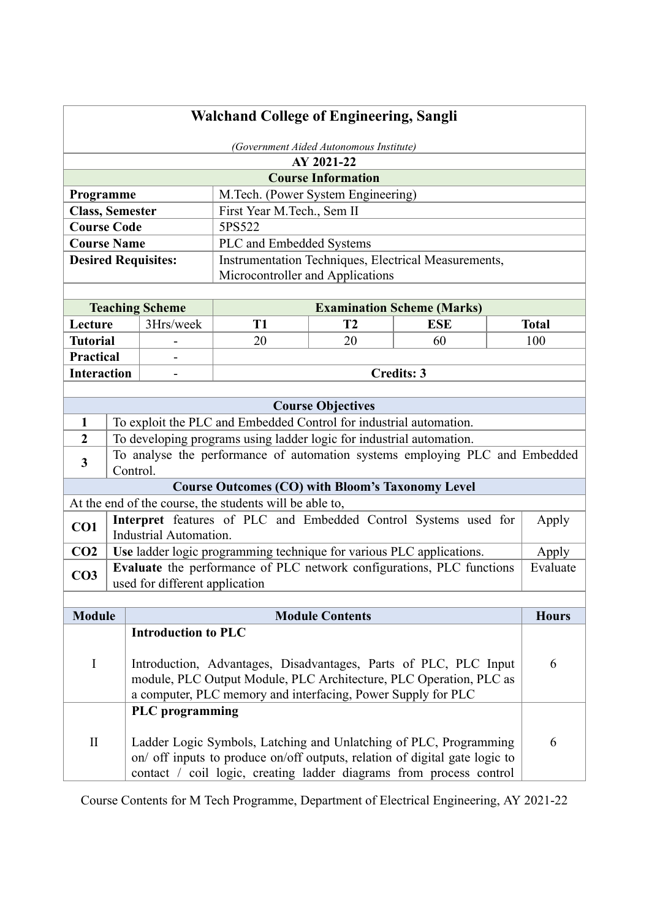# Walchand College of Engineering, Sangli

*(Government Aided Autonomous Institute)*

**AY 2021-22**

## Course Information

| | |
|---|---|
| **Programme** | M.Tech. (Power System Engineering) |
| **Class, Semester** | First Year M.Tech., Sem II |
| **Course Code** | 5PS522 |
| **Course Name** | PLC and Embedded Systems |
| **Desired Requisites:** | Instrumentation Techniques, Electrical Measurements, Microcontroller and Applications |

| **Teaching Scheme** | | **Examination Scheme (Marks)** | | | |
|---|---|---|---|---|---|
| **Lecture** | 3Hrs/week | **T1** | **T2** | **ESE** | **Total** |
| **Tutorial** | - | 20 | 20 | 60 | 100 |
| **Practical** | - | | | | |
| **Interaction** | - | **Credits: 3** | | | |

## Course Objectives

| | |
|---|---|
| **1** | To exploit the PLC and Embedded Control for industrial automation. |
| **2** | To developing programs using ladder logic for industrial automation. |
| **3** | To analyse the performance of automation systems employing PLC and Embedded Control. |

## Course Outcomes (CO) with Bloom's Taxonomy Level

At the end of the course, the students will be able to,

| | | |
|---|---|---|
| **CO1** | **Interpret** features of PLC and Embedded Control Systems used for Industrial Automation. | Apply |
| **CO2** | **Use** ladder logic programming technique for various PLC applications. | Apply |
| **CO3** | **Evaluate** the performance of PLC network configurations, PLC functions used for different application | Evaluate |

| **Module** | **Module Contents** | **Hours** |
|---|---|---|
| I | **Introduction to PLC**<br><br>Introduction, Advantages, Disadvantages, Parts of PLC, PLC Input module, PLC Output Module, PLC Architecture, PLC Operation, PLC as a computer, PLC memory and interfacing, Power Supply for PLC | 6 |
| II | **PLC programming**<br><br>Ladder Logic Symbols, Latching and Unlatching of PLC, Programming on/ off inputs to produce on/off outputs, relation of digital gate logic to contact / coil logic, creating ladder diagrams from process control | 6 |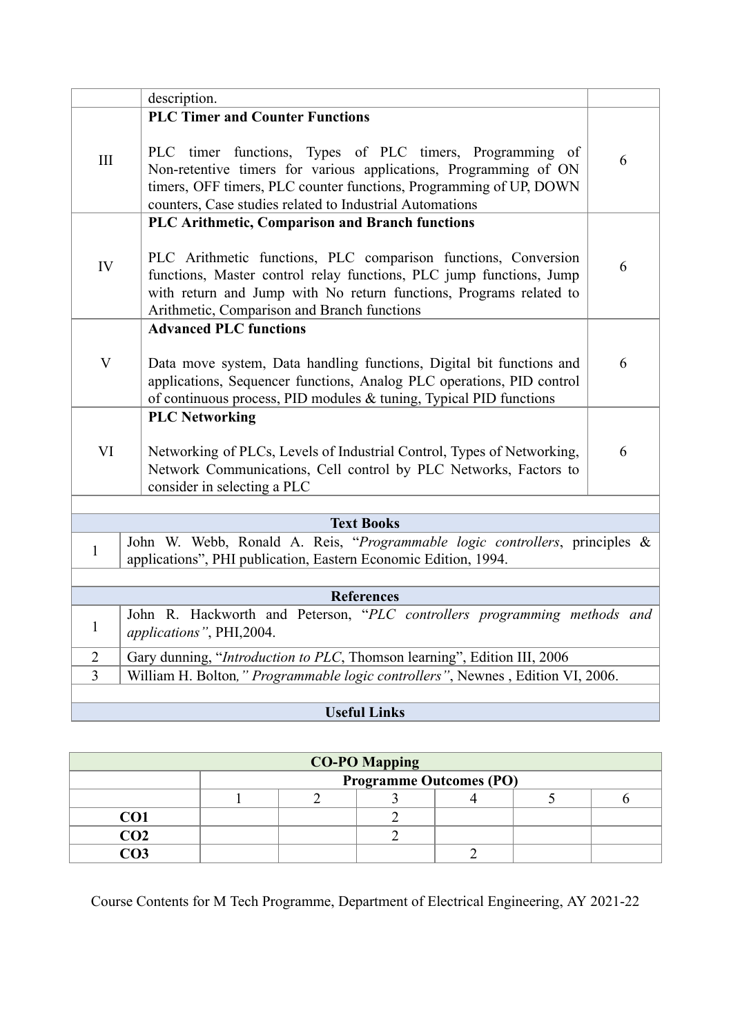|  |  |  |
|---|---|---|
|  | description. |  |
| III | **PLC Timer and Counter Functions**<br><br>PLC timer functions, Types of PLC timers, Programming of Non-retentive timers for various applications, Programming of ON timers, OFF timers, PLC counter functions, Programming of UP, DOWN counters, Case studies related to Industrial Automations | 6 |
| IV | **PLC Arithmetic, Comparison and Branch functions**<br><br>PLC Arithmetic functions, PLC comparison functions, Conversion functions, Master control relay functions, PLC jump functions, Jump with return and Jump with No return functions, Programs related to Arithmetic, Comparison and Branch functions | 6 |
| V | **Advanced PLC functions**<br><br>Data move system, Data handling functions, Digital bit functions and applications, Sequencer functions, Analog PLC operations, PID control of continuous process, PID modules & tuning, Typical PID functions | 6 |
| VI | **PLC Networking**<br><br>Networking of PLCs, Levels of Industrial Control, Types of Networking, Network Communications, Cell control by PLC Networks, Factors to consider in selecting a PLC | 6 |

| **Text Books** | |
|---|---|
| 1 | John W. Webb, Ronald A. Reis, "*Programmable logic controllers*, principles & applications", PHI publication, Eastern Economic Edition, 1994. |

| **References** | |
|---|---|
| 1 | John R. Hackworth and Peterson, "*PLC controllers programming methods and applications"*, PHI,2004. |
| 2 | Gary dunning, "*Introduction to PLC*, Thomson learning", Edition III, 2006 |
| 3 | William H. Bolton*," Programmable logic controllers"*, Newnes , Edition VI, 2006. |

**Useful Links**

| **CO-PO Mapping** | | | | | | |
|---|---|---|---|---|---|---|
|  | **Programme Outcomes (PO)** | | | | | |
|  | 1 | 2 | 3 | 4 | 5 | 6 |
| **CO1** |  |  | 2 |  |  |  |
| **CO2** |  |  | 2 |  |  |  |
| **CO3** |  |  |  | 2 |  |  |

Course Contents for M Tech Programme, Department of Electrical Engineering, AY 2021-22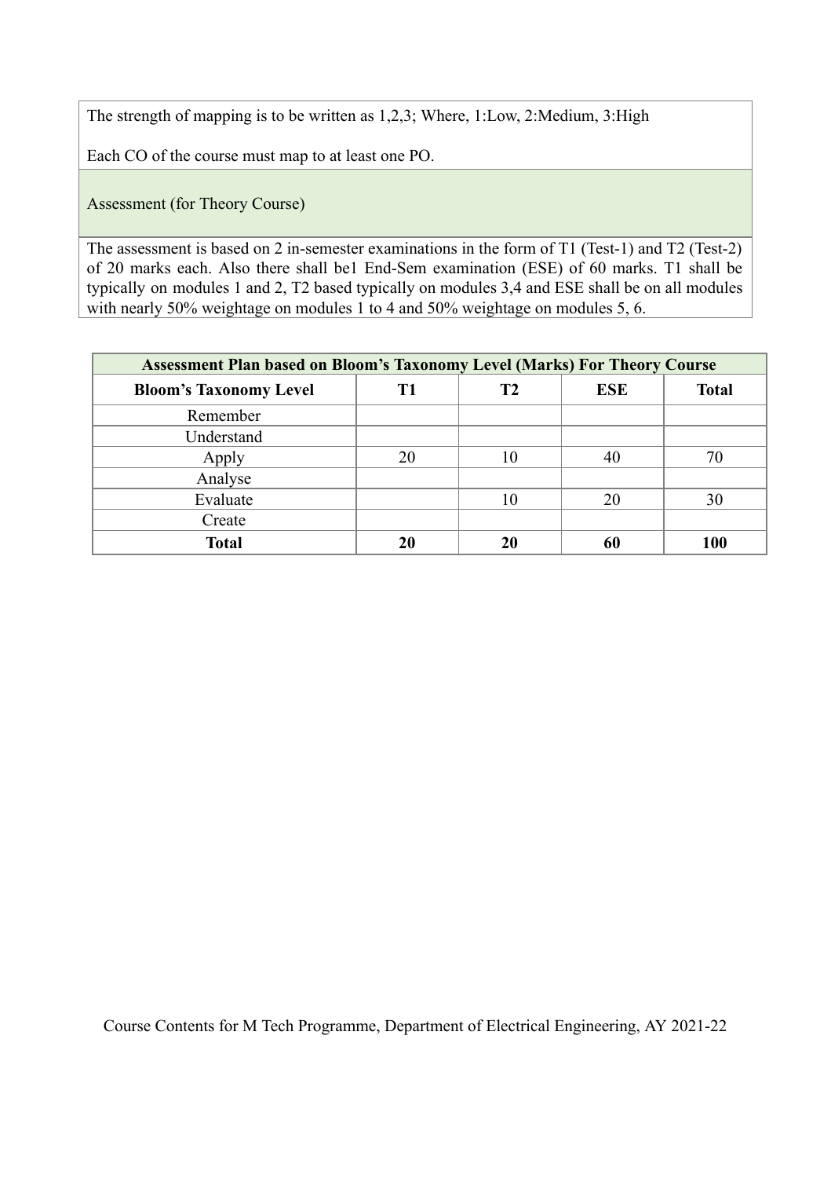The strength of mapping is to be written as 1,2,3; Where, 1:Low, 2:Medium, 3:High

Each CO of the course must map to at least one PO.

## Assessment (for Theory Course)

The assessment is based on 2 in-semester examinations in the form of T1 (Test-1) and T2 (Test-2) of 20 marks each. Also there shall be1 End-Sem examination (ESE) of 60 marks. T1 shall be typically on modules 1 and 2, T2 based typically on modules 3,4 and ESE shall be on all modules with nearly 50% weightage on modules 1 to 4 and 50% weightage on modules 5, 6.

| **Assessment Plan based on Bloom's Taxonomy Level (Marks) For Theory Course** | | | | |
|---|---|---|---|---|
| **Bloom's Taxonomy Level** | **T1** | **T2** | **ESE** | **Total** |
| Remember | | | | |
| Understand | | | | |
| Apply | 20 | 10 | 40 | 70 |
| Analyse | | | | |
| Evaluate | | 10 | 20 | 30 |
| Create | | | | |
| **Total** | **20** | **20** | **60** | **100** |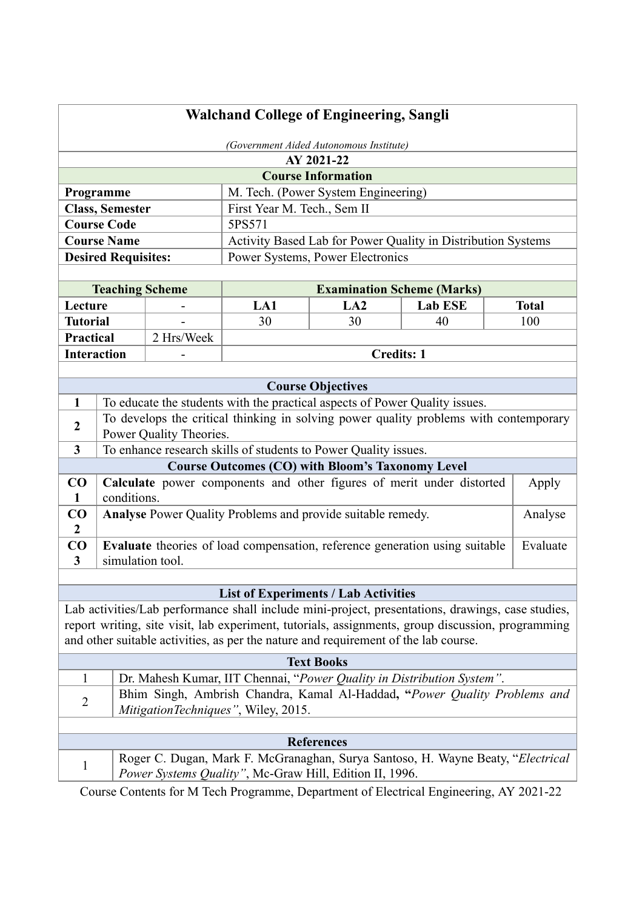# Walchand College of Engineering, Sangli

*(Government Aided Autonomous Institute)*

**AY 2021-22**

## Course Information

| | |
|---|---|
| **Programme** | M. Tech. (Power System Engineering) |
| **Class, Semester** | First Year M. Tech., Sem II |
| **Course Code** | 5PS571 |
| **Course Name** | Activity Based Lab for Power Quality in Distribution Systems |
| **Desired Requisites:** | Power Systems, Power Electronics |

| **Teaching Scheme** | | **Examination Scheme (Marks)** | | | |
|---|---|---|---|---|---|
| **Lecture** | - | **LA1** | **LA2** | **Lab ESE** | **Total** |
| **Tutorial** | - | 30 | 30 | 40 | 100 |
| **Practical** | 2 Hrs/Week | | | | |
| **Interaction** | - | **Credits: 1** | | | |

## Course Objectives

| | |
|---|---|
| **1** | To educate the students with the practical aspects of Power Quality issues. |
| **2** | To develops the critical thinking in solving power quality problems with contemporary Power Quality Theories. |
| **3** | To enhance research skills of students to Power Quality issues. |

## Course Outcomes (CO) with Bloom's Taxonomy Level

| | | |
|---|---|---|
| **CO 1** | **Calculate** power components and other figures of merit under distorted conditions. | Apply |
| **CO 2** | **Analyse** Power Quality Problems and provide suitable remedy. | Analyse |
| **CO 3** | **Evaluate** theories of load compensation, reference generation using suitable simulation tool. | Evaluate |

## List of Experiments / Lab Activities

Lab activities/Lab performance shall include mini-project, presentations, drawings, case studies, report writing, site visit, lab experiment, tutorials, assignments, group discussion, programming and other suitable activities, as per the nature and requirement of the lab course.

## Text Books

| | |
|---|---|
| 1 | Dr. Mahesh Kumar, IIT Chennai, "*Power Quality in Distribution System*". |
| 2 | Bhim Singh, Ambrish Chandra, Kamal Al-Haddad, **"***Power Quality Problems and MitigationTechniques*", Wiley, 2015. |

## References

| | |
|---|---|
| 1 | Roger C. Dugan, Mark F. McGranaghan, Surya Santoso, H. Wayne Beaty, "*Electrical Power Systems Quality*", Mc-Graw Hill, Edition II, 1996. |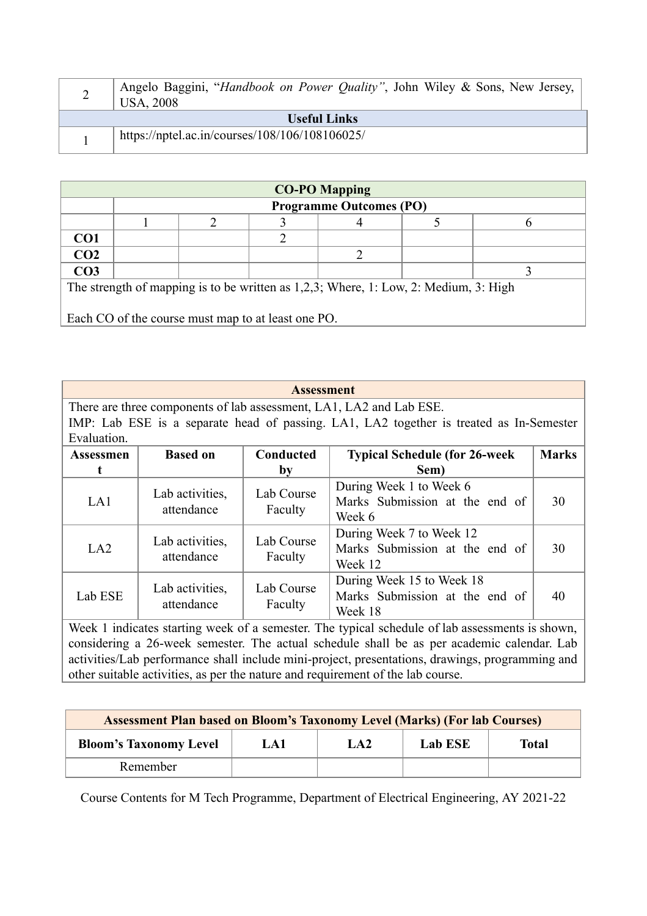| | |
|---|---|
| 2 | Angelo Baggini, "*Handbook on Power Quality*", John Wiley & Sons, New Jersey, USA, 2008 |
| **Useful Links** | |
| 1 | https://nptel.ac.in/courses/108/106/108106025/ |

| **CO-PO Mapping** | | | | | | |
|---|---|---|---|---|---|---|
| | **Programme Outcomes (PO)** | | | | | |
| | 1 | 2 | 3 | 4 | 5 | 6 |
| **CO1** | | | 2 | | | |
| **CO2** | | | | 2 | | |
| **CO3** | | | | | | 3 |
| The strength of mapping is to be written as 1,2,3; Where, 1: Low, 2: Medium, 3: High<br><br>Each CO of the course must map to at least one PO. | | | | | | |

| **Assessment** | | | | |
|---|---|---|---|---|
| There are three components of lab assessment, LA1, LA2 and Lab ESE.<br>IMP: Lab ESE is a separate head of passing. LA1, LA2 together is treated as In-Semester Evaluation. | | | | |
| **Assessment** | **Based on** | **Conducted by** | **Typical Schedule (for 26-week Sem)** | **Marks** |
| LA1 | Lab activities, attendance | Lab Course Faculty | During Week 1 to Week 6<br>Marks Submission at the end of Week 6 | 30 |
| LA2 | Lab activities, attendance | Lab Course Faculty | During Week 7 to Week 12<br>Marks Submission at the end of Week 12 | 30 |
| Lab ESE | Lab activities, attendance | Lab Course Faculty | During Week 15 to Week 18<br>Marks Submission at the end of Week 18 | 40 |
| Week 1 indicates starting week of a semester. The typical schedule of lab assessments is shown, considering a 26-week semester. The actual schedule shall be as per academic calendar. Lab activities/Lab performance shall include mini-project, presentations, drawings, programming and other suitable activities, as per the nature and requirement of the lab course. | | | | |

| **Assessment Plan based on Bloom's Taxonomy Level (Marks) (For lab Courses)** | | | | |
|---|---|---|---|---|
| **Bloom's Taxonomy Level** | **LA1** | **LA2** | **Lab ESE** | **Total** |
| Remember | | | | |

Course Contents for M Tech Programme, Department of Electrical Engineering, AY 2021-22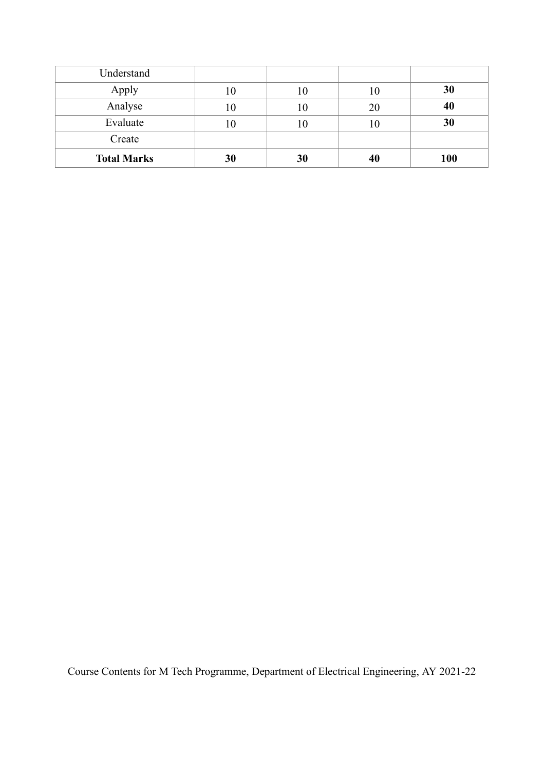| | | | | |
|---|---|---|---|---|
| Understand | | | | |
| Apply | 10 | 10 | 10 | **30** |
| Analyse | 10 | 10 | 20 | **40** |
| Evaluate | 10 | 10 | 10 | **30** |
| Create | | | | |
| **Total Marks** | **30** | **30** | **40** | **100** |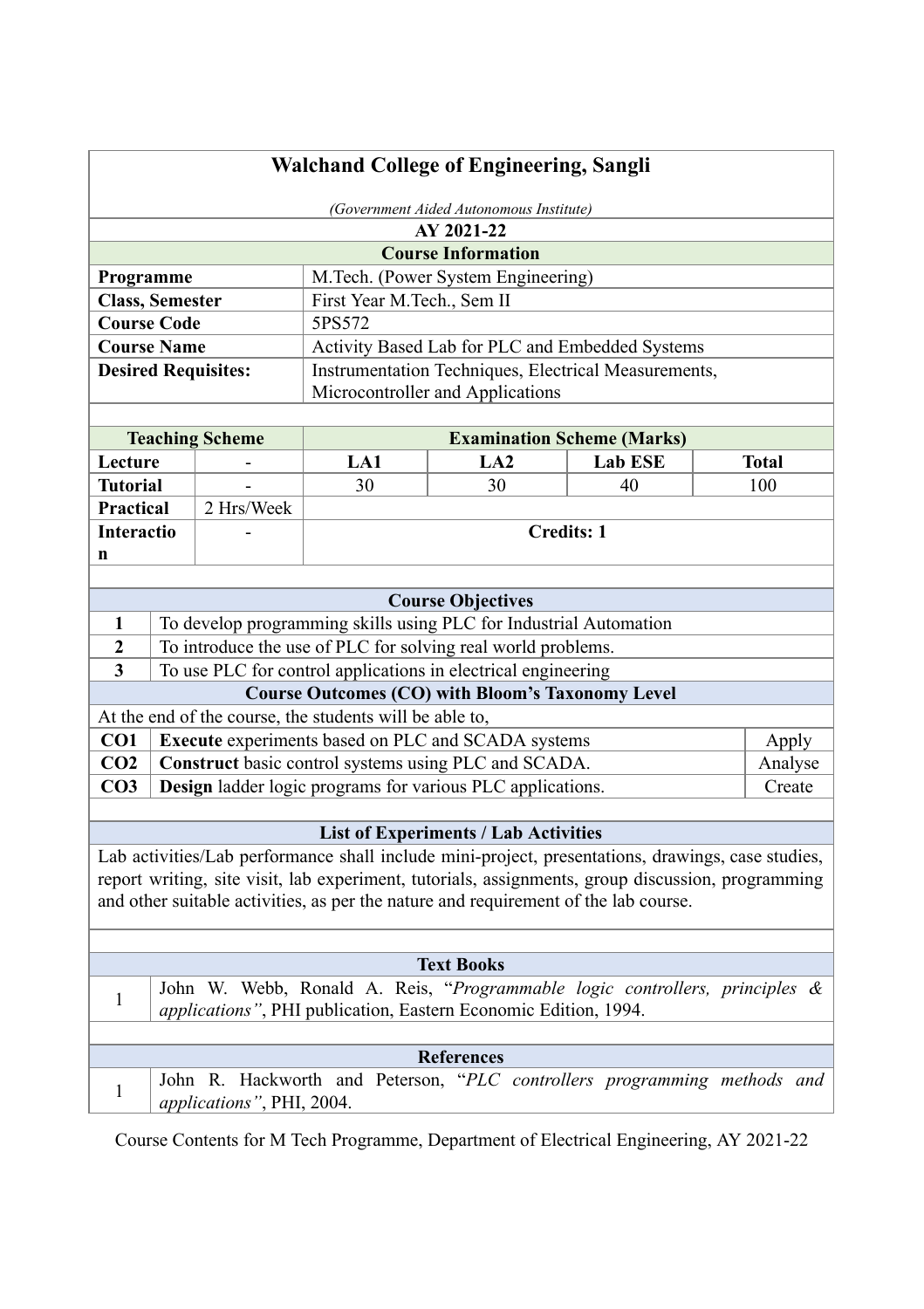# Walchand College of Engineering, Sangli

*(Government Aided Autonomous Institute)*

**AY 2021-22**

## Course Information

| | |
|---|---|
| **Programme** | M.Tech. (Power System Engineering) |
| **Class, Semester** | First Year M.Tech., Sem II |
| **Course Code** | 5PS572 |
| **Course Name** | Activity Based Lab for PLC and Embedded Systems |
| **Desired Requisites:** | Instrumentation Techniques, Electrical Measurements, Microcontroller and Applications |

| Teaching Scheme | | Examination Scheme (Marks) | | | |
|---|---|---|---|---|---|
| **Lecture** | - | **LA1** | **LA2** | **Lab ESE** | **Total** |
| **Tutorial** | - | 30 | 30 | 40 | 100 |
| **Practical** | 2 Hrs/Week | | | | |
| **Interaction** | - | **Credits: 1** | | | |

## Course Objectives

| | |
|---|---|
| **1** | To develop programming skills using PLC for Industrial Automation |
| **2** | To introduce the use of PLC for solving real world problems. |
| **3** | To use PLC for control applications in electrical engineering |

## Course Outcomes (CO) with Bloom's Taxonomy Level

At the end of the course, the students will be able to,

| | | |
|---|---|---|
| **CO1** | **Execute** experiments based on PLC and SCADA systems | Apply |
| **CO2** | **Construct** basic control systems using PLC and SCADA. | Analyse |
| **CO3** | **Design** ladder logic programs for various PLC applications. | Create |

## List of Experiments / Lab Activities

Lab activities/Lab performance shall include mini-project, presentations, drawings, case studies, report writing, site visit, lab experiment, tutorials, assignments, group discussion, programming and other suitable activities, as per the nature and requirement of the lab course.

## Text Books

1. John W. Webb, Ronald A. Reis, "*Programmable logic controllers, principles & applications"*, PHI publication, Eastern Economic Edition, 1994.

## References

1. John R. Hackworth and Peterson, "*PLC controllers programming methods and applications"*, PHI, 2004.

Course Contents for M Tech Programme, Department of Electrical Engineering, AY 2021-22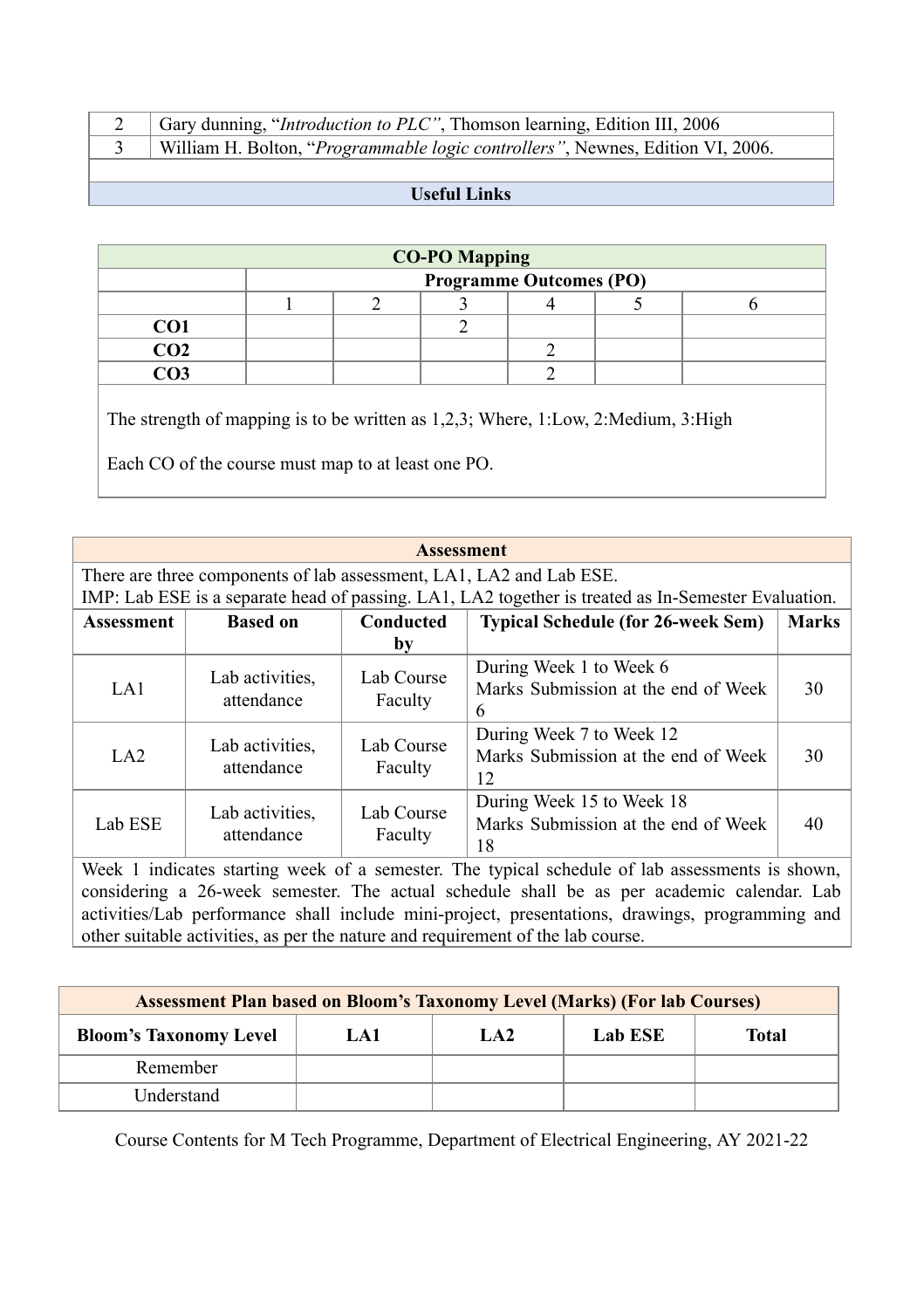| | |
|---|---|
| 2 | Gary dunning, “*Introduction to PLC*”, Thomson learning, Edition III, 2006 |
| 3 | William H. Bolton, “*Programmable logic controllers*”, Newnes, Edition VI, 2006. |

**Useful Links**

| CO-PO Mapping | | | | | | |
|---|---|---|---|---|---|---|
| | Programme Outcomes (PO) | | | | | |
| | 1 | 2 | 3 | 4 | 5 | 6 |
| **CO1** | | | 2 | | | |
| **CO2** | | | | 2 | | |
| **CO3** | | | | 2 | | |

The strength of mapping is to be written as 1,2,3; Where, 1:Low, 2:Medium, 3:High

Each CO of the course must map to at least one PO.

**Assessment**

There are three components of lab assessment, LA1, LA2 and Lab ESE.
IMP: Lab ESE is a separate head of passing. LA1, LA2 together is treated as In-Semester Evaluation.

| Assessment | Based on | Conducted by | Typical Schedule (for 26-week Sem) | Marks |
|---|---|---|---|---|
| LA1 | Lab activities, attendance | Lab Course Faculty | During Week 1 to Week 6<br>Marks Submission at the end of Week 6 | 30 |
| LA2 | Lab activities, attendance | Lab Course Faculty | During Week 7 to Week 12<br>Marks Submission at the end of Week 12 | 30 |
| Lab ESE | Lab activities, attendance | Lab Course Faculty | During Week 15 to Week 18<br>Marks Submission at the end of Week 18 | 40 |

Week 1 indicates starting week of a semester. The typical schedule of lab assessments is shown, considering a 26-week semester. The actual schedule shall be as per academic calendar. Lab activities/Lab performance shall include mini-project, presentations, drawings, programming and other suitable activities, as per the nature and requirement of the lab course.

**Assessment Plan based on Bloom’s Taxonomy Level (Marks) (For lab Courses)**

| Bloom’s Taxonomy Level | LA1 | LA2 | Lab ESE | Total |
|---|---|---|---|---|
| Remember | | | | |
| Understand | | | | |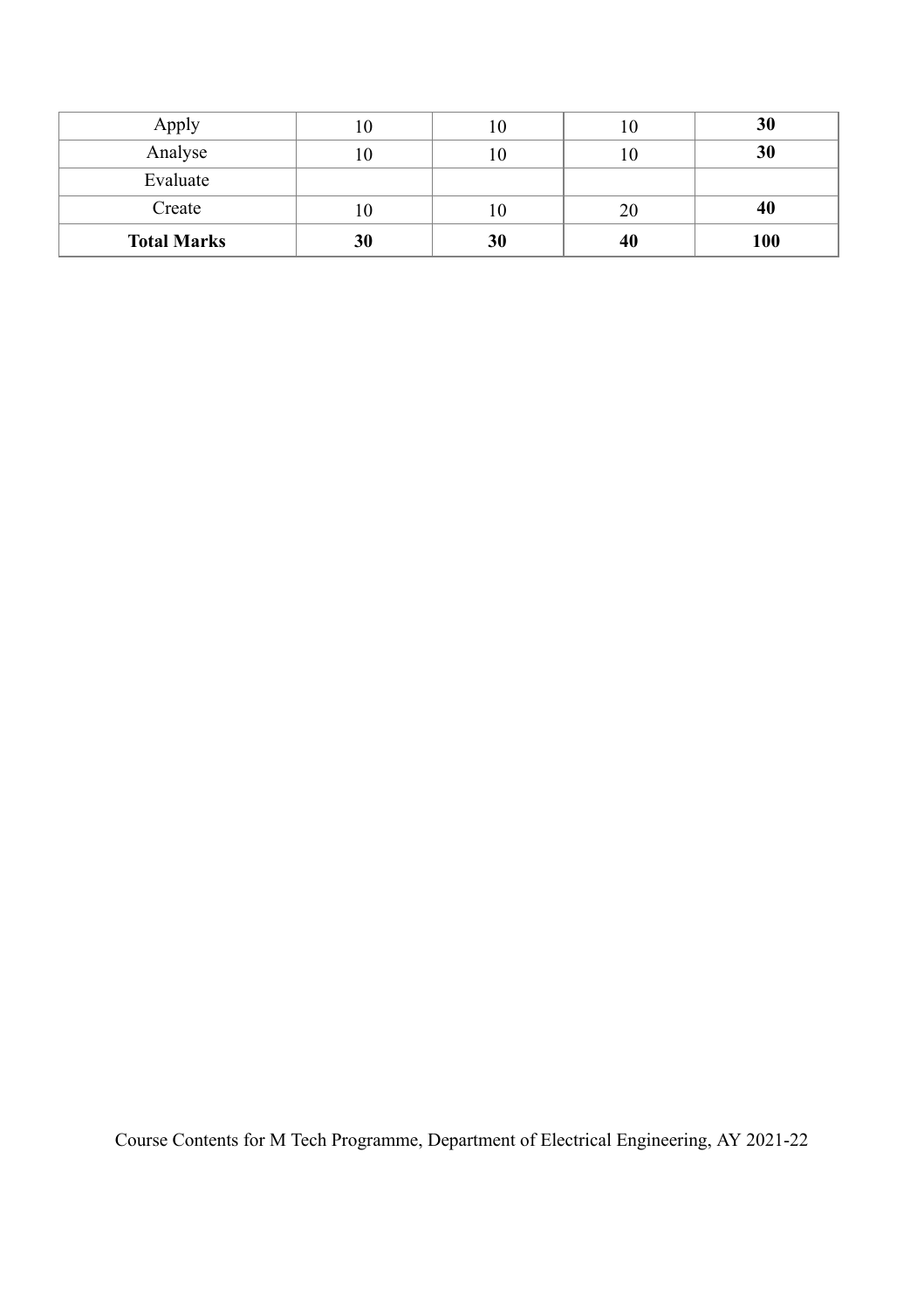| | | | | |
|---|---|---|---|---|
| Apply | 10 | 10 | 10 | **30** |
| Analyse | 10 | 10 | 10 | **30** |
| Evaluate | | | | |
| Create | 10 | 10 | 20 | **40** |
| **Total Marks** | **30** | **30** | **40** | **100** |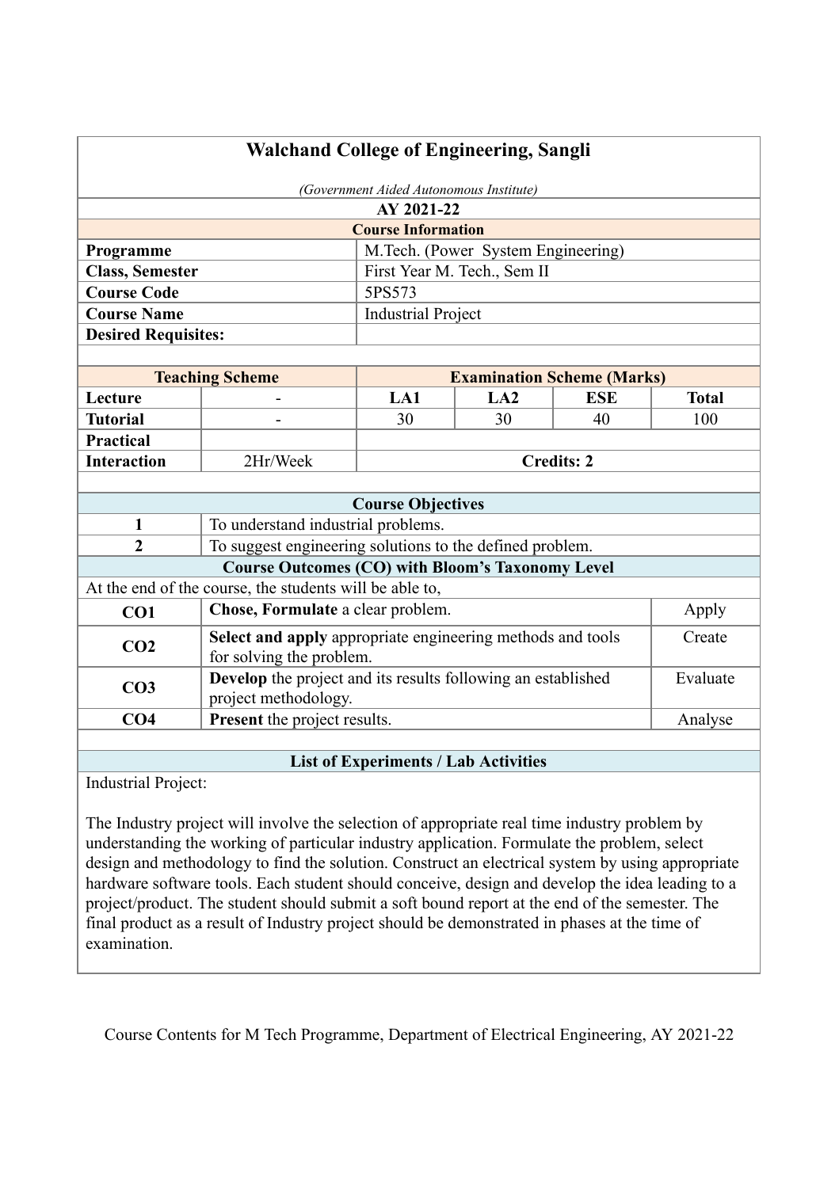# Walchand College of Engineering, Sangli

*(Government Aided Autonomous Institute)*

**AY 2021-22**

**Course Information**

| | |
|---|---|
| **Programme** | M.Tech. (Power System Engineering) |
| **Class, Semester** | First Year M. Tech., Sem II |
| **Course Code** | 5PS573 |
| **Course Name** | Industrial Project |
| **Desired Requisites:** | |

| **Teaching Scheme** | | **Examination Scheme (Marks)** | | | |
|---|---|---|---|---|---|
| **Lecture** | - | **LA1** | **LA2** | **ESE** | **Total** |
| **Tutorial** | - | 30 | 30 | 40 | 100 |
| **Practical** | | | | | |
| **Interaction** | 2Hr/Week | **Credits: 2** | | | |

**Course Objectives**

| | |
|---|---|
| 1 | To understand industrial problems. |
| 2 | To suggest engineering solutions to the defined problem. |

**Course Outcomes (CO) with Bloom's Taxonomy Level**

At the end of the course, the students will be able to,

| | | |
|---|---|---|
| **CO1** | **Chose, Formulate** a clear problem. | Apply |
| **CO2** | **Select and apply** appropriate engineering methods and tools for solving the problem. | Create |
| **CO3** | **Develop** the project and its results following an established project methodology. | Evaluate |
| **CO4** | **Present** the project results. | Analyse |

**List of Experiments / Lab Activities**

Industrial Project:

The Industry project will involve the selection of appropriate real time industry problem by understanding the working of particular industry application. Formulate the problem, select design and methodology to find the solution. Construct an electrical system by using appropriate hardware software tools. Each student should conceive, design and develop the idea leading to a project/product. The student should submit a soft bound report at the end of the semester. The final product as a result of Industry project should be demonstrated in phases at the time of examination.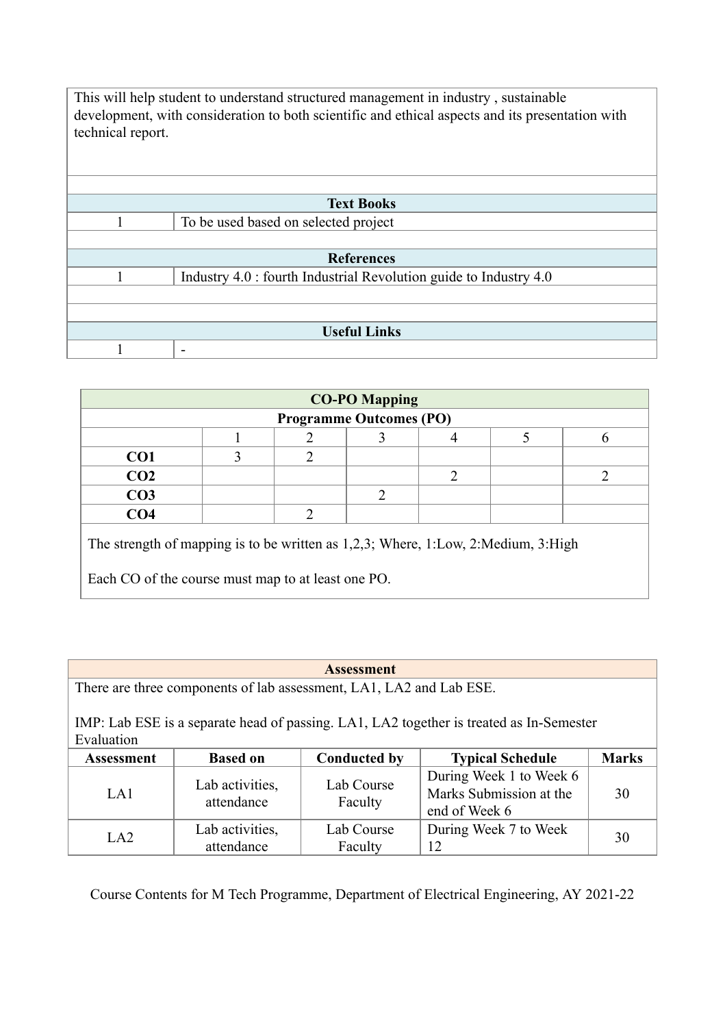This will help student to understand structured management in industry , sustainable development, with consideration to both scientific and ethical aspects and its presentation with technical report.

| Text Books | |
|---|---|
| 1 | To be used based on selected project |

| References | |
|---|---|
| 1 | Industry 4.0 : fourth Industrial Revolution guide to Industry 4.0 |

| Useful Links | |
|---|---|
| 1 | - |

**CO-PO Mapping**

| Programme Outcomes (PO) | | | | | | |
|---|---|---|---|---|---|---|
| | 1 | 2 | 3 | 4 | 5 | 6 |
| **CO1** | 3 | 2 | | | | |
| **CO2** | | | | 2 | | 2 |
| **CO3** | | | 2 | | | |
| **CO4** | | 2 | | | | |

The strength of mapping is to be written as 1,2,3; Where, 1:Low, 2:Medium, 3:High

Each CO of the course must map to at least one PO.

**Assessment**

There are three components of lab assessment, LA1, LA2 and Lab ESE.

IMP: Lab ESE is a separate head of passing. LA1, LA2 together is treated as In-Semester Evaluation

| Assessment | Based on | Conducted by | Typical Schedule | Marks |
|---|---|---|---|---|
| LA1 | Lab activities, attendance | Lab Course Faculty | During Week 1 to Week 6 Marks Submission at the end of Week 6 | 30 |
| LA2 | Lab activities, attendance | Lab Course Faculty | During Week 7 to Week 12 | 30 |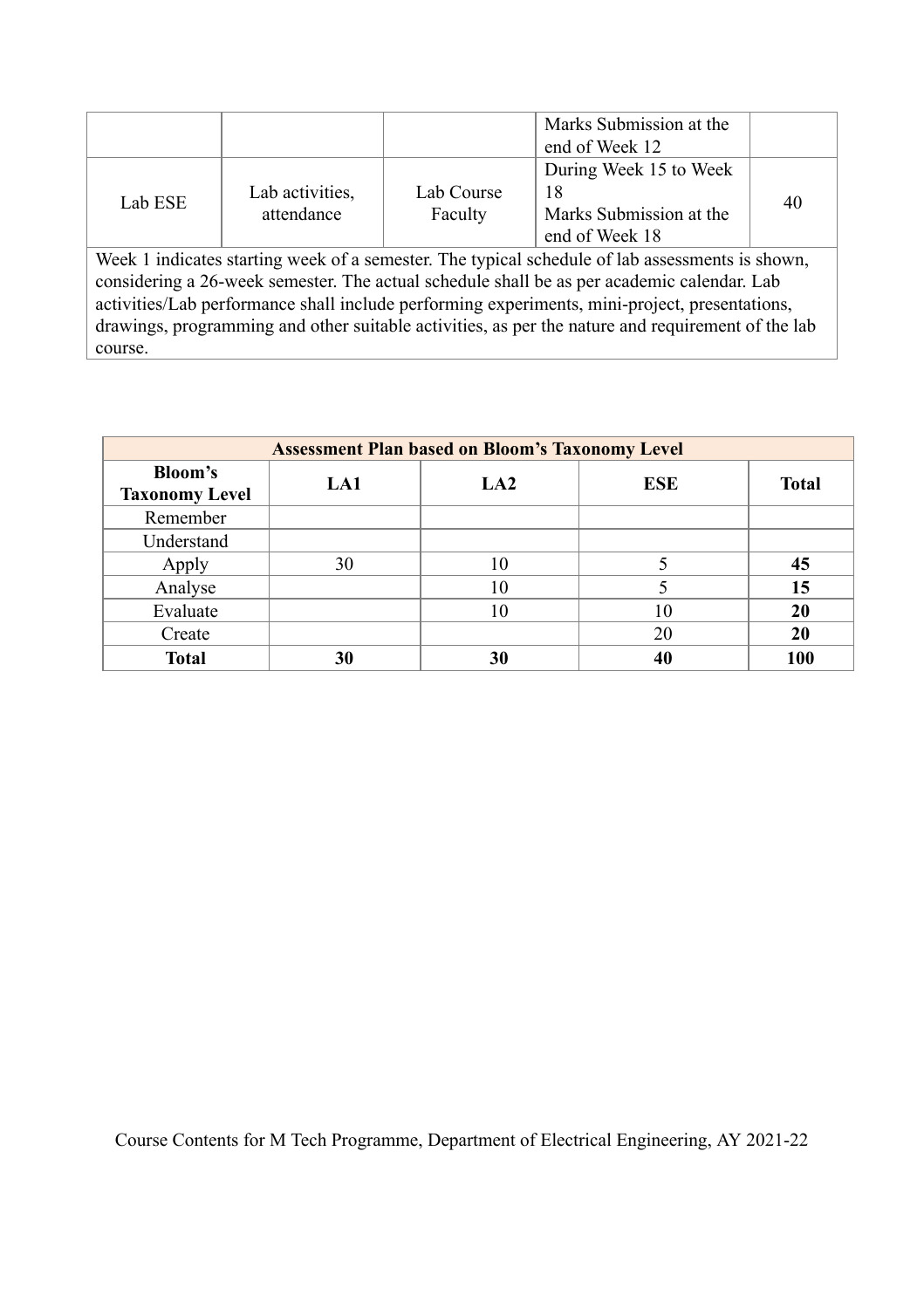| | | | Marks Submission at the end of Week 12 | |
|---|---|---|---|---|
| Lab ESE | Lab activities, attendance | Lab Course Faculty | During Week 15 to Week 18<br>Marks Submission at the end of Week 18 | 40 |

Week 1 indicates starting week of a semester. The typical schedule of lab assessments is shown, considering a 26-week semester. The actual schedule shall be as per academic calendar. Lab activities/Lab performance shall include performing experiments, mini-project, presentations, drawings, programming and other suitable activities, as per the nature and requirement of the lab course.

| **Assessment Plan based on Bloom's Taxonomy Level** | | | | |
|---|---|---|---|---|
| **Bloom's Taxonomy Level** | **LA1** | **LA2** | **ESE** | **Total** |
| Remember | | | | |
| Understand | | | | |
| Apply | 30 | 10 | 5 | **45** |
| Analyse | | 10 | 5 | **15** |
| Evaluate | | 10 | 10 | **20** |
| Create | | | 20 | **20** |
| **Total** | **30** | **30** | **40** | **100** |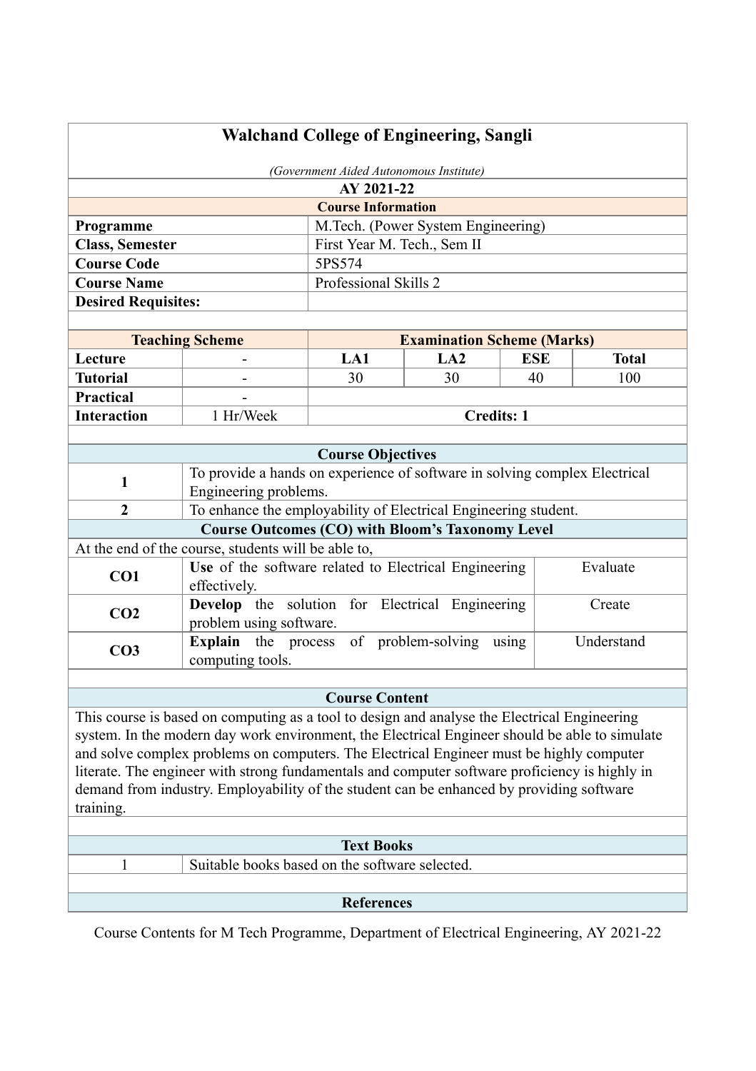# Walchand College of Engineering, Sangli

*(Government Aided Autonomous Institute)*

**AY 2021-22**

**Course Information**

| | |
|---|---|
| **Programme** | M.Tech. (Power System Engineering) |
| **Class, Semester** | First Year M. Tech., Sem II |
| **Course Code** | 5PS574 |
| **Course Name** | Professional Skills 2 |
| **Desired Requisites:** | |

| **Teaching Scheme** | | **Examination Scheme (Marks)** | | | |
|---|---|---|---|---|---|
| **Lecture** | - | **LA1** | **LA2** | **ESE** | **Total** |
| **Tutorial** | - | 30 | 30 | 40 | 100 |
| **Practical** | - | | | | |
| **Interaction** | 1 Hr/Week | **Credits: 1** | | | |

**Course Objectives**

| | |
|---|---|
| 1 | To provide a hands on experience of software in solving complex Electrical Engineering problems. |
| 2 | To enhance the employability of Electrical Engineering student. |

**Course Outcomes (CO) with Bloom's Taxonomy Level**

At the end of the course, students will be able to,

| | | |
|---|---|---|
| **CO1** | **Use** of the software related to Electrical Engineering effectively. | Evaluate |
| **CO2** | **Develop** the solution for Electrical Engineering problem using software. | Create |
| **CO3** | **Explain** the process of problem-solving using computing tools. | Understand |

**Course Content**

This course is based on computing as a tool to design and analyse the Electrical Engineering system. In the modern day work environment, the Electrical Engineer should be able to simulate and solve complex problems on computers. The Electrical Engineer must be highly computer literate. The engineer with strong fundamentals and computer software proficiency is highly in demand from industry. Employability of the student can be enhanced by providing software training.

**Text Books**

| | |
|---|---|
| 1 | Suitable books based on the software selected. |

**References**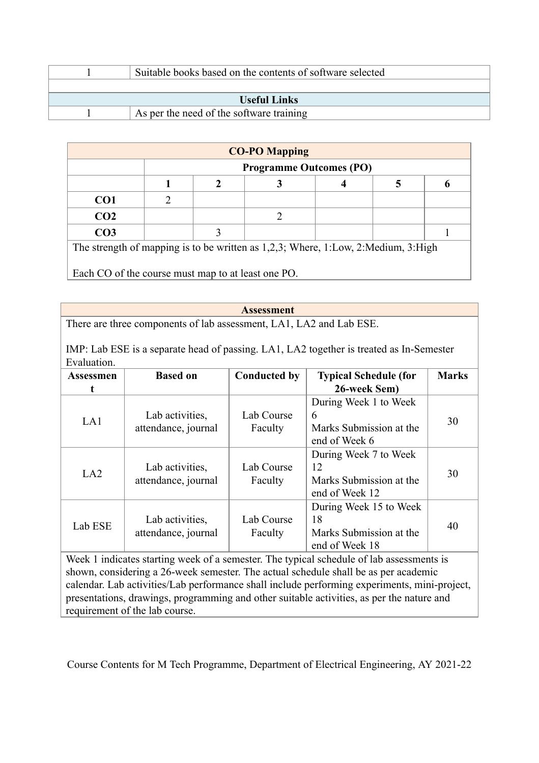| 1 | Suitable books based on the contents of software selected |
|---|---|
| | |
| **Useful Links** | |
| 1 | As per the need of the software training |

| **CO-PO Mapping** | | | | | | |
|---|---|---|---|---|---|---|
| | **Programme Outcomes (PO)** | | | | | |
| | **1** | **2** | **3** | **4** | **5** | **6** |
| **CO1** | 2 | | | | | |
| **CO2** | | | 2 | | | |
| **CO3** | | 3 | | | | 1 |

The strength of mapping is to be written as 1,2,3; Where, 1:Low, 2:Medium, 3:High

Each CO of the course must map to at least one PO.

**Assessment**

There are three components of lab assessment, LA1, LA2 and Lab ESE.

IMP: Lab ESE is a separate head of passing. LA1, LA2 together is treated as In-Semester Evaluation.

| **Assessment** | **Based on** | **Conducted by** | **Typical Schedule (for 26-week Sem)** | **Marks** |
|---|---|---|---|---|
| LA1 | Lab activities, attendance, journal | Lab Course Faculty | During Week 1 to Week 6<br>Marks Submission at the end of Week 6 | 30 |
| LA2 | Lab activities, attendance, journal | Lab Course Faculty | During Week 7 to Week 12<br>Marks Submission at the end of Week 12 | 30 |
| Lab ESE | Lab activities, attendance, journal | Lab Course Faculty | During Week 15 to Week 18<br>Marks Submission at the end of Week 18 | 40 |

Week 1 indicates starting week of a semester. The typical schedule of lab assessments is shown, considering a 26-week semester. The actual schedule shall be as per academic calendar. Lab activities/Lab performance shall include performing experiments, mini-project, presentations, drawings, programming and other suitable activities, as per the nature and requirement of the lab course.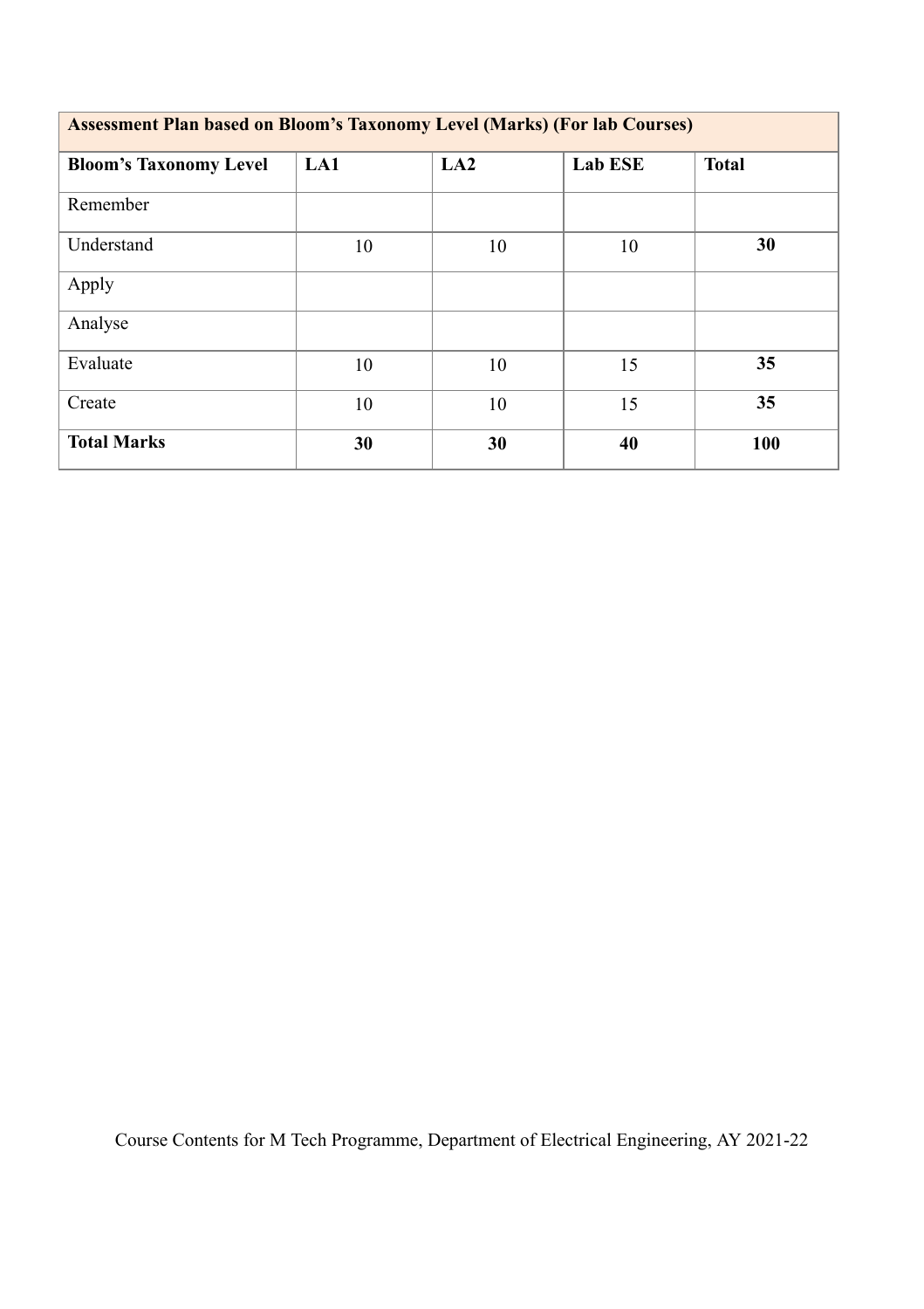| Assessment Plan based on Bloom's Taxonomy Level (Marks) (For lab Courses) | | | | |
|---|---|---|---|---|
| **Bloom's Taxonomy Level** | **LA1** | **LA2** | **Lab ESE** | **Total** |
| Remember | | | | |
| Understand | 10 | 10 | 10 | **30** |
| Apply | | | | |
| Analyse | | | | |
| Evaluate | 10 | 10 | 15 | **35** |
| Create | 10 | 10 | 15 | **35** |
| **Total Marks** | **30** | **30** | **40** | **100** |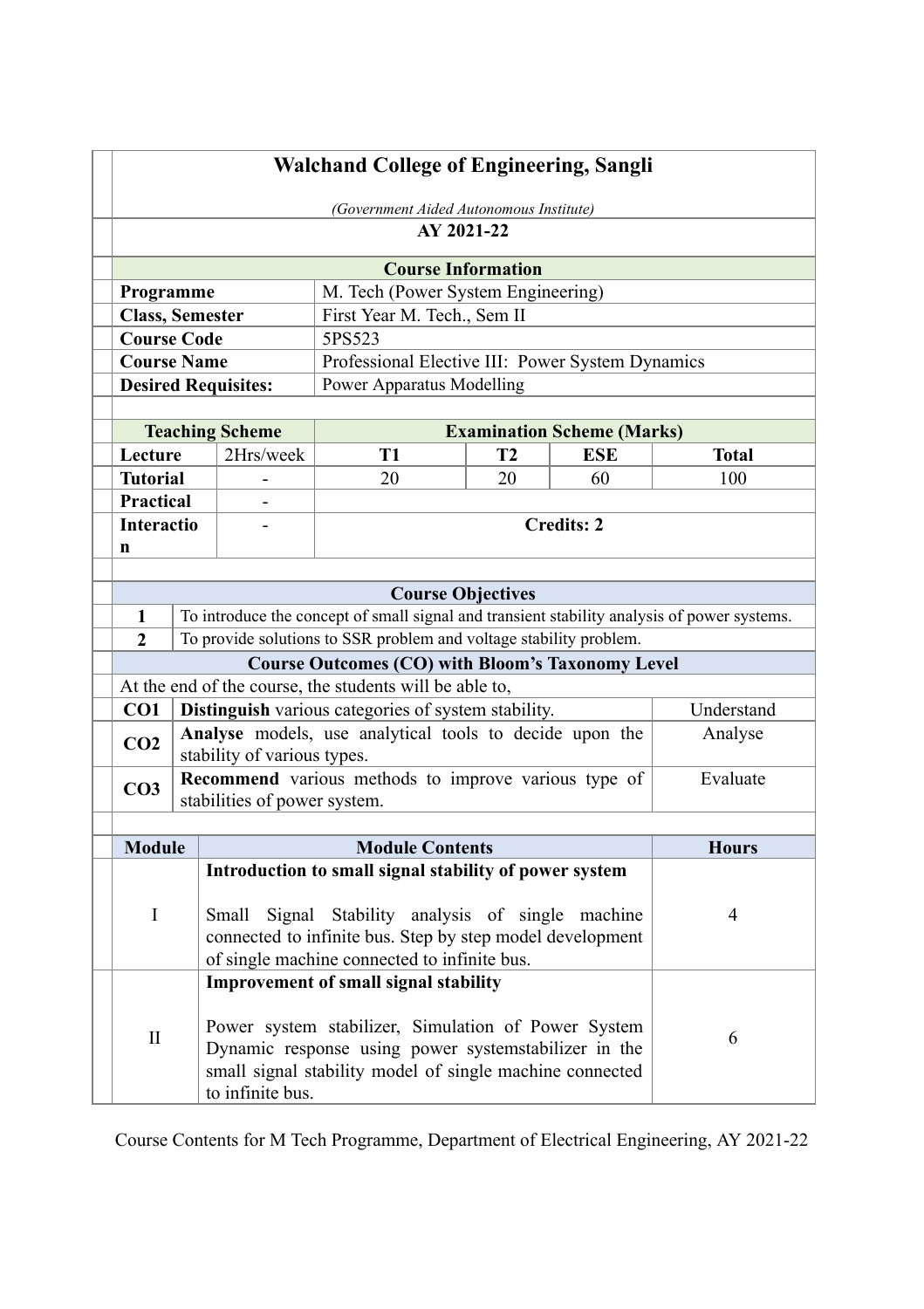# Walchand College of Engineering, Sangli

*(Government Aided Autonomous Institute)*

**AY 2021-22**

## Course Information

| | |
|---|---|
| **Programme** | M. Tech (Power System Engineering) |
| **Class, Semester** | First Year M. Tech., Sem II |
| **Course Code** | 5PS523 |
| **Course Name** | Professional Elective III: Power System Dynamics |
| **Desired Requisites:** | Power Apparatus Modelling |

| **Teaching Scheme** | | **Examination Scheme (Marks)** | | | |
|---|---|---|---|---|---|
| **Lecture** | 2Hrs/week | **T1** | **T2** | **ESE** | **Total** |
| **Tutorial** | - | 20 | 20 | 60 | 100 |
| **Practical** | - | | | | |
| **Interaction** | - | **Credits: 2** | | | |

## Course Objectives

| | |
|---|---|
| 1 | To introduce the concept of small signal and transient stability analysis of power systems. |
| 2 | To provide solutions to SSR problem and voltage stability problem. |

## Course Outcomes (CO) with Bloom's Taxonomy Level

At the end of the course, the students will be able to,

| | | |
|---|---|---|
| **CO1** | **Distinguish** various categories of system stability. | Understand |
| **CO2** | **Analyse** models, use analytical tools to decide upon the stability of various types. | Analyse |
| **CO3** | **Recommend** various methods to improve various type of stabilities of power system. | Evaluate |

| Module | Module Contents | Hours |
|---|---|---|
| I | **Introduction to small signal stability of power system**<br><br>Small Signal Stability analysis of single machine connected to infinite bus. Step by step model development of single machine connected to infinite bus. | 4 |
| II | **Improvement of small signal stability**<br><br>Power system stabilizer, Simulation of Power System Dynamic response using power systemstabilizer in the small signal stability model of single machine connected to infinite bus. | 6 |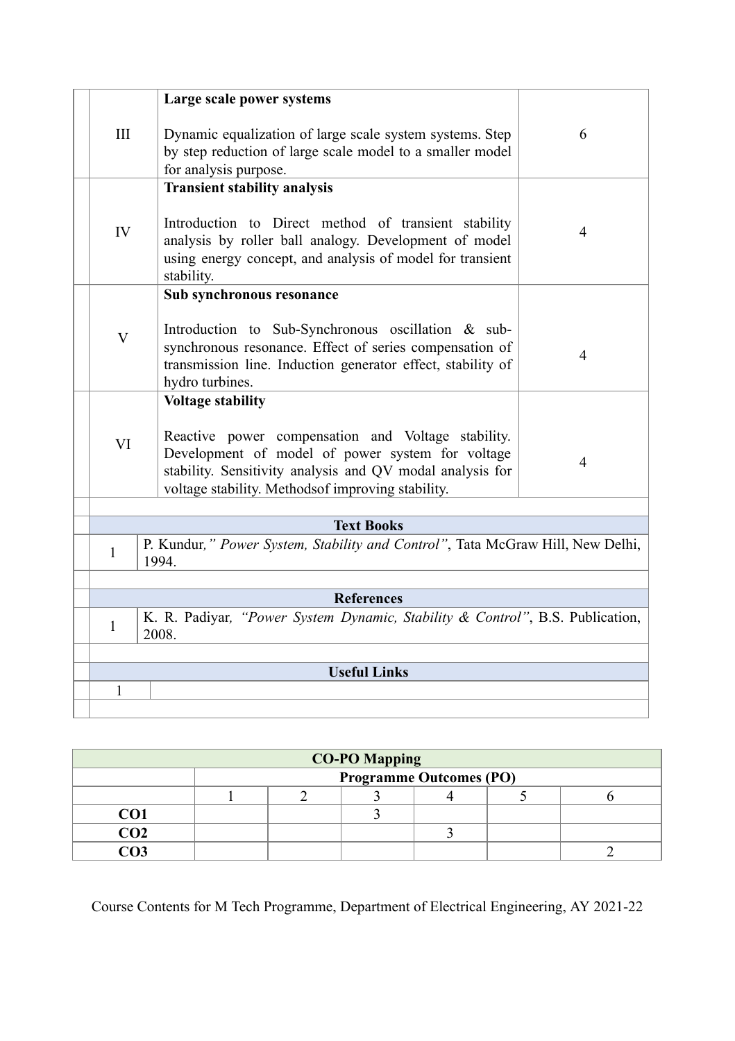| | | | |
|---|---|---|---|
| | III | **Large scale power systems**<br><br>Dynamic equalization of large scale system systems. Step by step reduction of large scale model to a smaller model for analysis purpose. | 6 |
| | IV | **Transient stability analysis**<br><br>Introduction to Direct method of transient stability analysis by roller ball analogy. Development of model using energy concept, and analysis of model for transient stability. | 4 |
| | V | **Sub synchronous resonance**<br><br>Introduction to Sub-Synchronous oscillation & sub-synchronous resonance. Effect of series compensation of transmission line. Induction generator effect, stability of hydro turbines. | 4 |
| | VI | **Voltage stability**<br><br>Reactive power compensation and Voltage stability. Development of model of power system for voltage stability. Sensitivity analysis and QV modal analysis for voltage stability. Methodsof improving stability. | 4 |

| **Text Books** | |
|---|---|
| 1 | P. Kundur,*" Power System, Stability and Control"*, Tata McGraw Hill, New Delhi, 1994. |

| **References** | |
|---|---|
| 1 | K. R. Padiyar, *"Power System Dynamic, Stability & Control"*, B.S. Publication, 2008. |

| **Useful Links** | |
|---|---|
| 1 | |

| **CO-PO Mapping** | | | | | | |
|---|---|---|---|---|---|---|
| | **Programme Outcomes (PO)** | | | | | |
| | 1 | 2 | 3 | 4 | 5 | 6 |
| **CO1** | | | 3 | | | |
| **CO2** | | | | 3 | | |
| **CO3** | | | | | | 2 |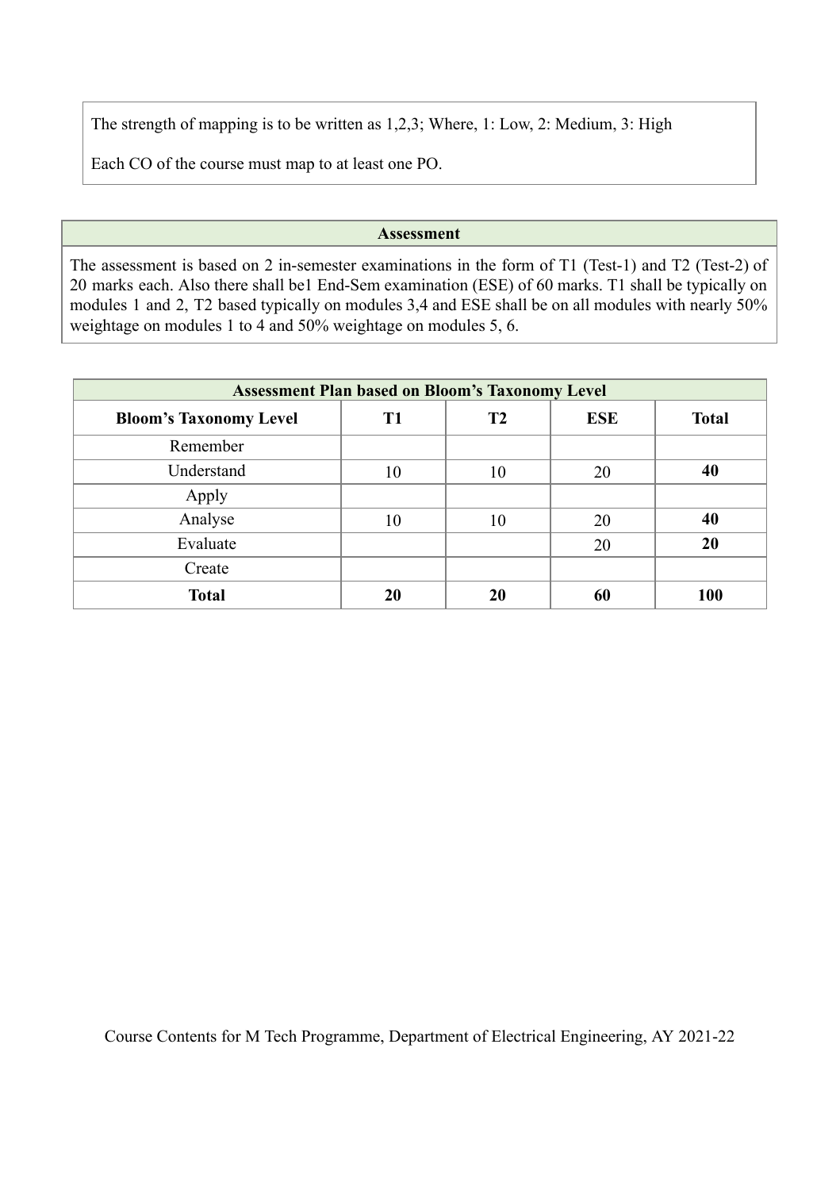The strength of mapping is to be written as 1,2,3; Where, 1: Low, 2: Medium, 3: High

Each CO of the course must map to at least one PO.

| Assessment |
| --- |
| The assessment is based on 2 in-semester examinations in the form of T1 (Test-1) and T2 (Test-2) of 20 marks each. Also there shall be1 End-Sem examination (ESE) of 60 marks. T1 shall be typically on modules 1 and 2, T2 based typically on modules 3,4 and ESE shall be on all modules with nearly 50% weightage on modules 1 to 4 and 50% weightage on modules 5, 6. |

| Assessment Plan based on Bloom's Taxonomy Level | | | | |
| --- | --- | --- | --- | --- |
| **Bloom's Taxonomy Level** | **T1** | **T2** | **ESE** | **Total** |
| Remember | | | | |
| Understand | 10 | 10 | 20 | **40** |
| Apply | | | | |
| Analyse | 10 | 10 | 20 | **40** |
| Evaluate | | | 20 | **20** |
| Create | | | | |
| **Total** | **20** | **20** | **60** | **100** |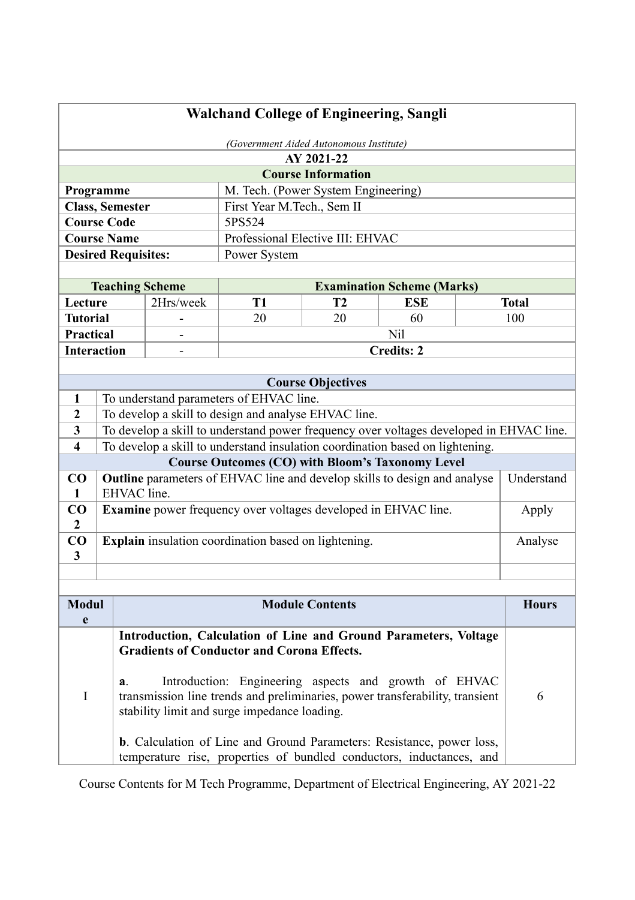# Walchand College of Engineering, Sangli

*(Government Aided Autonomous Institute)*

**AY 2021-22**

## Course Information

| | |
|---|---|
| **Programme** | M. Tech. (Power System Engineering) |
| **Class, Semester** | First Year M.Tech., Sem II |
| **Course Code** | 5PS524 |
| **Course Name** | Professional Elective III: EHVAC |
| **Desired Requisites:** | Power System |

| Teaching Scheme | | Examination Scheme (Marks) | | | |
|---|---|---|---|---|---|
| **Lecture** | 2Hrs/week | **T1** | **T2** | **ESE** | **Total** |
| **Tutorial** | - | 20 | 20 | 60 | 100 |
| **Practical** | - | Nil | | | |
| **Interaction** | - | **Credits: 2** | | | |

## Course Objectives

| | |
|---|---|
| 1 | To understand parameters of EHVAC line. |
| 2 | To develop a skill to design and analyse EHVAC line. |
| 3 | To develop a skill to understand power frequency over voltages developed in EHVAC line. |
| 4 | To develop a skill to understand insulation coordination based on lightening. |

## Course Outcomes (CO) with Bloom's Taxonomy Level

| | | |
|---|---|---|
| CO 1 | **Outline** parameters of EHVAC line and develop skills to design and analyse EHVAC line. | Understand |
| CO 2 | **Examine** power frequency over voltages developed in EHVAC line. | Apply |
| CO 3 | **Explain** insulation coordination based on lightening. | Analyse |

| Module | Module Contents | Hours |
|---|---|---|
| I | **Introduction, Calculation of Line and Ground Parameters, Voltage Gradients of Conductor and Corona Effects.** <br><br> **a**. Introduction: Engineering aspects and growth of EHVAC transmission line trends and preliminaries, power transferability, transient stability limit and surge impedance loading. <br><br> **b**. Calculation of Line and Ground Parameters: Resistance, power loss, temperature rise, properties of bundled conductors, inductances, and | 6 |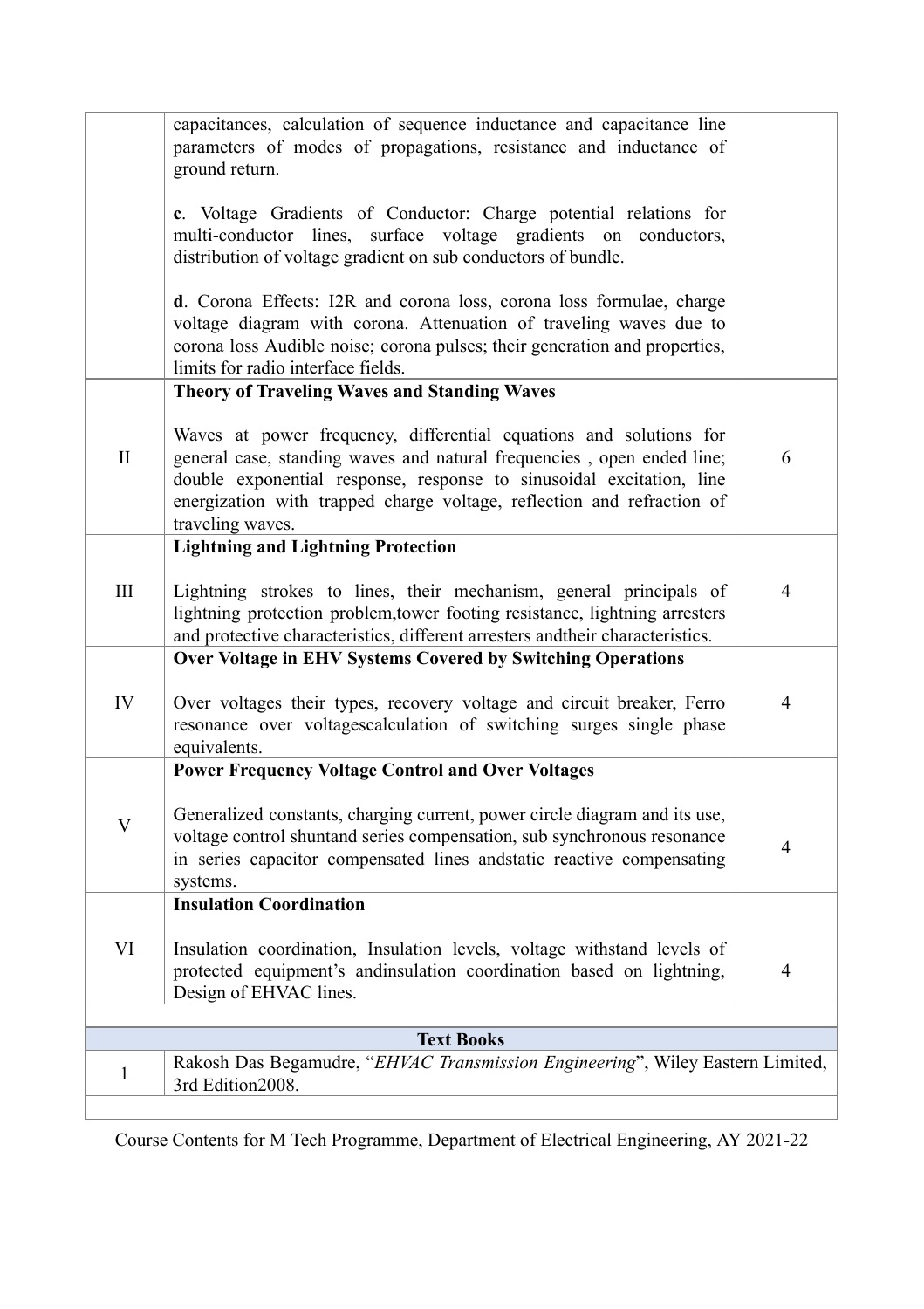| | | |
|---|---|---|
| | capacitances, calculation of sequence inductance and capacitance line parameters of modes of propagations, resistance and inductance of ground return.<br><br>**c**. Voltage Gradients of Conductor: Charge potential relations for multi-conductor lines, surface voltage gradients on conductors, distribution of voltage gradient on sub conductors of bundle.<br><br>**d**. Corona Effects: I2R and corona loss, corona loss formulae, charge voltage diagram with corona. Attenuation of traveling waves due to corona loss Audible noise; corona pulses; their generation and properties, limits for radio interface fields. | |
| II | **Theory of Traveling Waves and Standing Waves**<br><br>Waves at power frequency, differential equations and solutions for general case, standing waves and natural frequencies , open ended line; double exponential response, response to sinusoidal excitation, line energization with trapped charge voltage, reflection and refraction of traveling waves. | 6 |
| III | **Lightning and Lightning Protection**<br><br>Lightning strokes to lines, their mechanism, general principals of lightning protection problem,tower footing resistance, lightning arresters and protective characteristics, different arresters andtheir characteristics. | 4 |
| IV | **Over Voltage in EHV Systems Covered by Switching Operations**<br><br>Over voltages their types, recovery voltage and circuit breaker, Ferro resonance over voltagescalculation of switching surges single phase equivalents. | 4 |
| V | **Power Frequency Voltage Control and Over Voltages**<br><br>Generalized constants, charging current, power circle diagram and its use, voltage control shuntand series compensation, sub synchronous resonance in series capacitor compensated lines andstatic reactive compensating systems. | 4 |
| VI | **Insulation Coordination**<br><br>Insulation coordination, Insulation levels, voltage withstand levels of protected equipment's andinsulation coordination based on lightning, Design of EHVAC lines. | 4 |

| **Text Books** | |
|---|---|
| 1 | Rakosh Das Begamudre, "*EHVAC Transmission Engineering*", Wiley Eastern Limited, 3rd Edition2008. |

Course Contents for M Tech Programme, Department of Electrical Engineering, AY 2021-22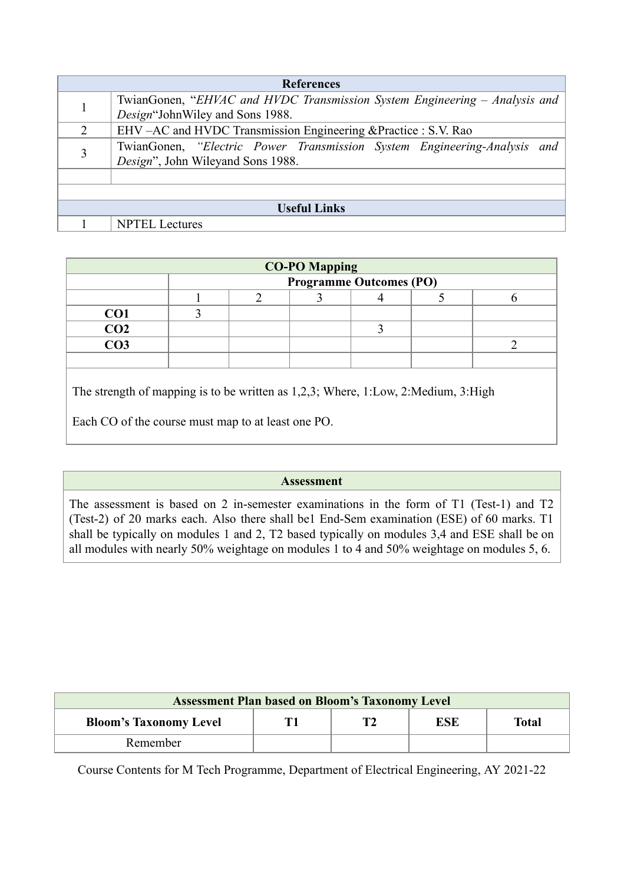| References | |
|---|---|
| 1 | TwianGonen, “*EHVAC and HVDC Transmission System Engineering – Analysis and Design*“JohnWiley and Sons 1988. |
| 2 | EHV –AC and HVDC Transmission Engineering &Practice : S.V. Rao |
| 3 | TwianGonen, *“Electric Power Transmission System Engineering-Analysis and Design*”, John Wileyand Sons 1988. |
| | |
| | |

| Useful Links | |
|---|---|
| 1 | NPTEL Lectures |

| CO-PO Mapping | | | | | | |
|---|---|---|---|---|---|---|
| | Programme Outcomes (PO) | | | | | |
| | 1 | 2 | 3 | 4 | 5 | 6 |
| **CO1** | 3 | | | | | |
| **CO2** | | | | 3 | | |
| **CO3** | | | | | | 2 |
| | | | | | | |

The strength of mapping is to be written as 1,2,3; Where, 1:Low, 2:Medium, 3:High

Each CO of the course must map to at least one PO.

**Assessment**

The assessment is based on 2 in-semester examinations in the form of T1 (Test-1) and T2 (Test-2) of 20 marks each. Also there shall be1 End-Sem examination (ESE) of 60 marks. T1 shall be typically on modules 1 and 2, T2 based typically on modules 3,4 and ESE shall be on all modules with nearly 50% weightage on modules 1 to 4 and 50% weightage on modules 5, 6.

**Assessment Plan based on Bloom's Taxonomy Level**

| Bloom's Taxonomy Level | T1 | T2 | ESE | Total |
|---|---|---|---|---|
| Remember | | | | |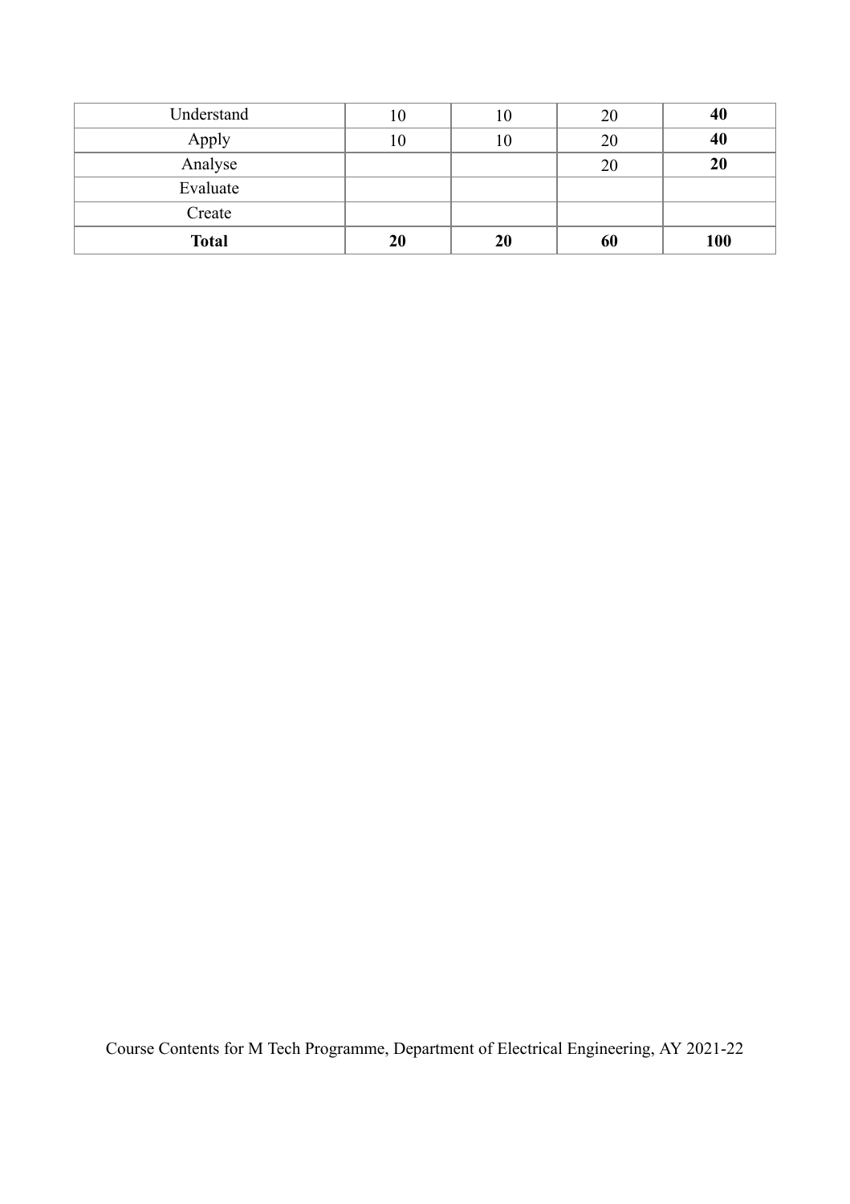| Understand | 10 | 10 | 20 | **40** |
|---|---|---|---|---|
| Apply | 10 | 10 | 20 | **40** |
| Analyse | | | 20 | **20** |
| Evaluate | | | | |
| Create | | | | |
| **Total** | **20** | **20** | **60** | **100** |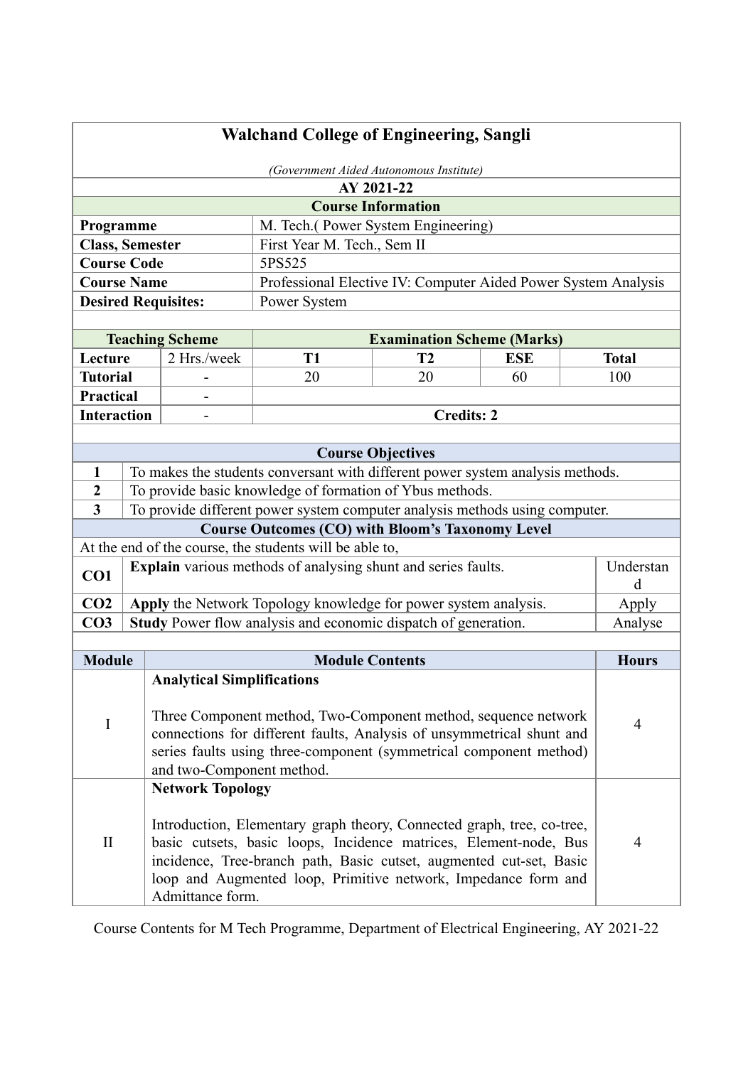# Walchand College of Engineering, Sangli

*(Government Aided Autonomous Institute)*

**AY 2021-22**

## Course Information

| | |
|---|---|
| **Programme** | M. Tech.( Power System Engineering) |
| **Class, Semester** | First Year M. Tech., Sem II |
| **Course Code** | 5PS525 |
| **Course Name** | Professional Elective IV: Computer Aided Power System Analysis |
| **Desired Requisites:** | Power System |

| **Teaching Scheme** | | **Examination Scheme (Marks)** | | | |
|---|---|---|---|---|---|
| **Lecture** | 2 Hrs./week | **T1** | **T2** | **ESE** | **Total** |
| **Tutorial** | - | 20 | 20 | 60 | 100 |
| **Practical** | - | | | | |
| **Interaction** | - | **Credits: 2** | | | |

## Course Objectives

| | |
|---|---|
| **1** | To makes the students conversant with different power system analysis methods. |
| **2** | To provide basic knowledge of formation of Ybus methods. |
| **3** | To provide different power system computer analysis methods using computer. |

## Course Outcomes (CO) with Bloom's Taxonomy Level

At the end of the course, the students will be able to,

| | | |
|---|---|---|
| **CO1** | **Explain** various methods of analysing shunt and series faults. | Understand |
| **CO2** | **Apply** the Network Topology knowledge for power system analysis. | Apply |
| **CO3** | **Study** Power flow analysis and economic dispatch of generation. | Analyse |

| Module | Module Contents | Hours |
|---|---|---|
| I | **Analytical Simplifications**<br><br>Three Component method, Two-Component method, sequence network connections for different faults, Analysis of unsymmetrical shunt and series faults using three-component (symmetrical component method) and two-Component method. | 4 |
| II | **Network Topology**<br><br>Introduction, Elementary graph theory, Connected graph, tree, co-tree, basic cutsets, basic loops, Incidence matrices, Element-node, Bus incidence, Tree-branch path, Basic cutset, augmented cut-set, Basic loop and Augmented loop, Primitive network, Impedance form and Admittance form. | 4 |

Course Contents for M Tech Programme, Department of Electrical Engineering, AY 2021-22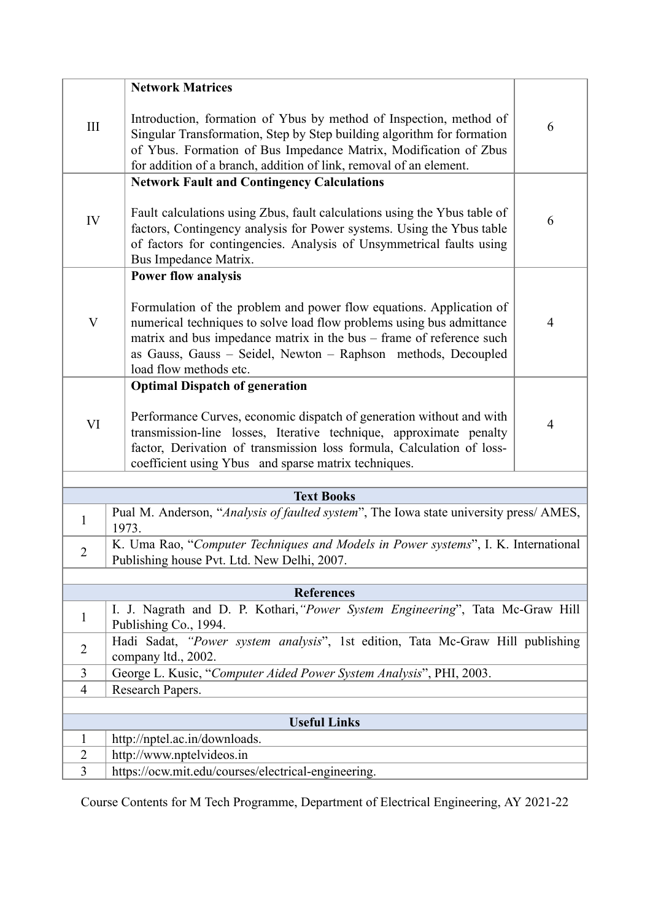| | | |
|---|---|---|
| III | **Network Matrices**<br><br>Introduction, formation of Ybus by method of Inspection, method of Singular Transformation, Step by Step building algorithm for formation of Ybus. Formation of Bus Impedance Matrix, Modification of Zbus for addition of a branch, addition of link, removal of an element. | 6 |
| IV | **Network Fault and Contingency Calculations**<br><br>Fault calculations using Zbus, fault calculations using the Ybus table of factors, Contingency analysis for Power systems. Using the Ybus table of factors for contingencies. Analysis of Unsymmetrical faults using Bus Impedance Matrix. | 6 |
| V | **Power flow analysis**<br><br>Formulation of the problem and power flow equations. Application of numerical techniques to solve load flow problems using bus admittance matrix and bus impedance matrix in the bus – frame of reference such as Gauss, Gauss – Seidel, Newton – Raphson methods, Decoupled load flow methods etc. | 4 |
| VI | **Optimal Dispatch of generation**<br><br>Performance Curves, economic dispatch of generation without and with transmission-line losses, Iterative technique, approximate penalty factor, Derivation of transmission loss formula, Calculation of loss-coefficient using Ybus and sparse matrix techniques. | 4 |

| **Text Books** | |
|---|---|
| 1 | Pual M. Anderson, “*Analysis of faulted system*”, The Iowa state university press/ AMES, 1973. |
| 2 | K. Uma Rao, “*Computer Techniques and Models in Power systems*”, I. K. International Publishing house Pvt. Ltd. New Delhi, 2007. |

| **References** | |
|---|---|
| 1 | I. J. Nagrath and D. P. Kothari,*“Power System Engineering*”, Tata Mc-Graw Hill Publishing Co., 1994. |
| 2 | Hadi Sadat, *“Power system analysis*”, 1st edition, Tata Mc-Graw Hill publishing company ltd., 2002. |
| 3 | George L. Kusic, “*Computer Aided Power System Analysis*”, PHI, 2003. |
| 4 | Research Papers. |

| **Useful Links** | |
|---|---|
| 1 | http://nptel.ac.in/downloads. |
| 2 | http://www.nptelvideos.in |
| 3 | https://ocw.mit.edu/courses/electrical-engineering. |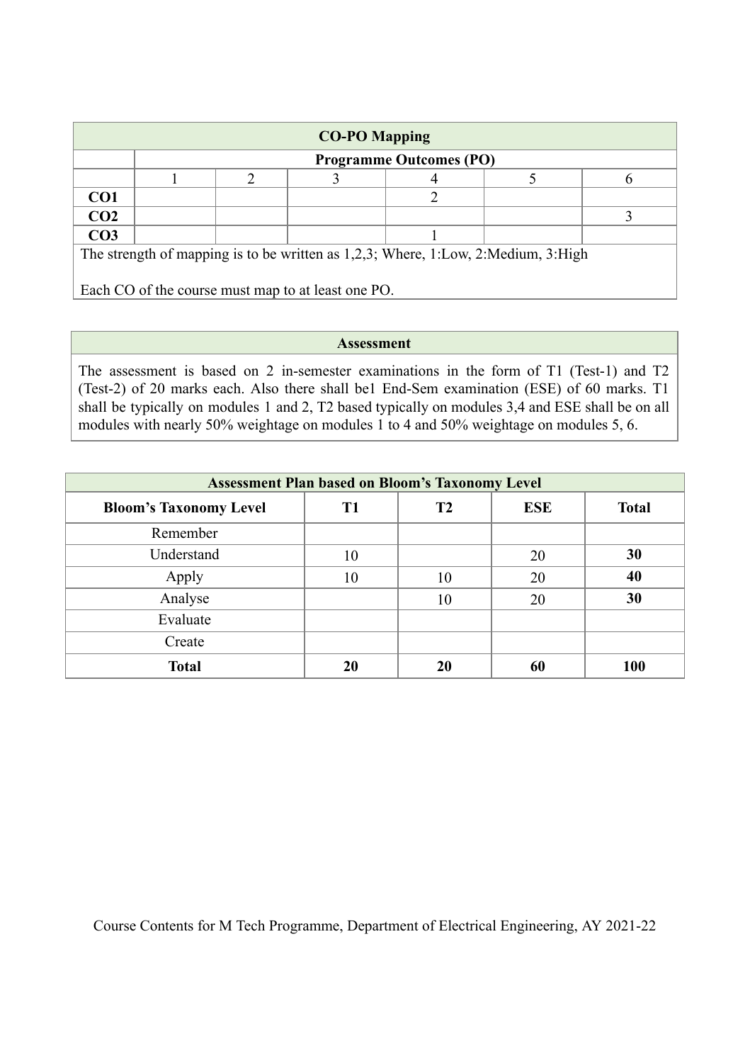| CO-PO Mapping | | | | | | |
|---|---|---|---|---|---|---|
| | Programme Outcomes (PO) | | | | | |
| | 1 | 2 | 3 | 4 | 5 | 6 |
| **CO1** | | | | 2 | | |
| **CO2** | | | | | | 3 |
| **CO3** | | | | 1 | | |

The strength of mapping is to be written as 1,2,3; Where, 1:Low, 2:Medium, 3:High

Each CO of the course must map to at least one PO.

## Assessment

The assessment is based on 2 in-semester examinations in the form of T1 (Test-1) and T2 (Test-2) of 20 marks each. Also there shall be1 End-Sem examination (ESE) of 60 marks. T1 shall be typically on modules 1 and 2, T2 based typically on modules 3,4 and ESE shall be on all modules with nearly 50% weightage on modules 1 to 4 and 50% weightage on modules 5, 6.

| Assessment Plan based on Bloom's Taxonomy Level | | | | |
|---|---|---|---|---|
| **Bloom's Taxonomy Level** | **T1** | **T2** | **ESE** | **Total** |
| Remember | | | | |
| Understand | 10 | | 20 | **30** |
| Apply | 10 | 10 | 20 | **40** |
| Analyse | | 10 | 20 | **30** |
| Evaluate | | | | |
| Create | | | | |
| **Total** | **20** | **20** | **60** | **100** |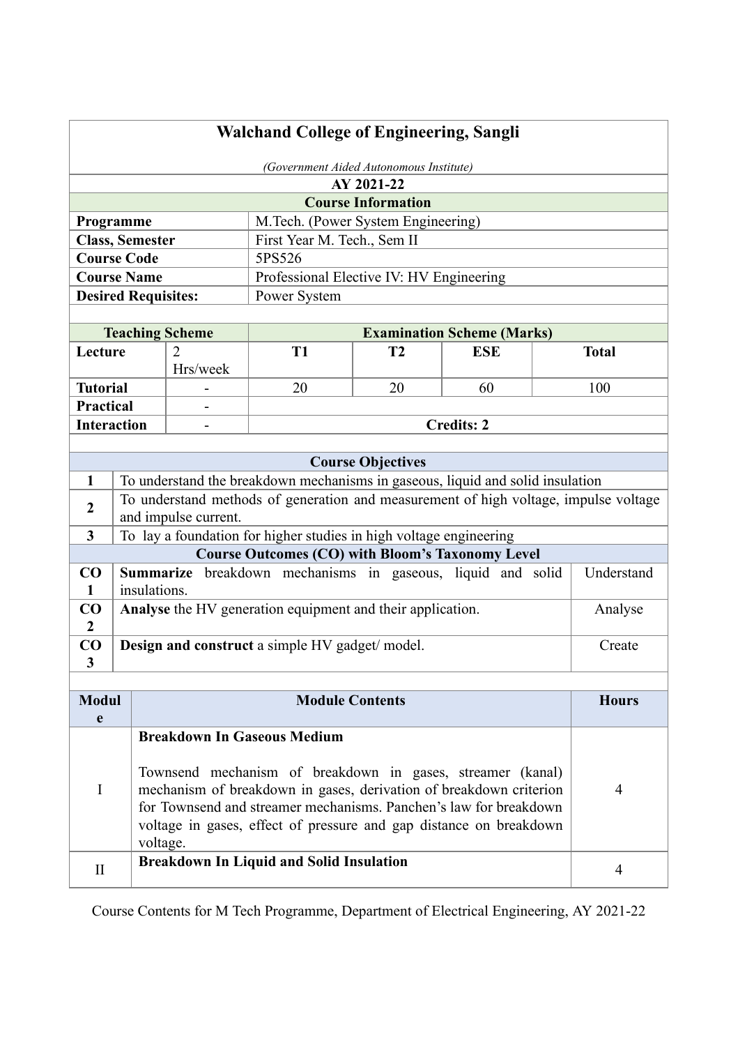## Walchand College of Engineering, Sangli

*(Government Aided Autonomous Institute)*

**AY 2021-22**

**Course Information**

| | |
|---|---|
| **Programme** | M.Tech. (Power System Engineering) |
| **Class, Semester** | First Year M. Tech., Sem II |
| **Course Code** | 5PS526 |
| **Course Name** | Professional Elective IV: HV Engineering |
| **Desired Requisites:** | Power System |

| Teaching Scheme | | Examination Scheme (Marks) | | | |
|---|---|---|---|---|---|
| **Lecture** | 2 Hrs/week | **T1** | **T2** | **ESE** | **Total** |
| **Tutorial** | - | 20 | 20 | 60 | 100 |
| **Practical** | - | | | | |
| **Interaction** | - | **Credits: 2** | | | |

**Course Objectives**

| | |
|---|---|
| 1 | To understand the breakdown mechanisms in gaseous, liquid and solid insulation |
| 2 | To understand methods of generation and measurement of high voltage, impulse voltage and impulse current. |
| 3 | To lay a foundation for higher studies in high voltage engineering |

**Course Outcomes (CO) with Bloom's Taxonomy Level**

| | | |
|---|---|---|
| CO 1 | **Summarize** breakdown mechanisms in gaseous, liquid and solid insulations. | Understand |
| CO 2 | **Analyse** the HV generation equipment and their application. | Analyse |
| CO 3 | **Design and construct** a simple HV gadget/ model. | Create |

| Module | Module Contents | Hours |
|---|---|---|
| I | **Breakdown In Gaseous Medium**<br><br>Townsend mechanism of breakdown in gases, streamer (kanal) mechanism of breakdown in gases, derivation of breakdown criterion for Townsend and streamer mechanisms. Panchen's law for breakdown voltage in gases, effect of pressure and gap distance on breakdown voltage. | 4 |
| II | **Breakdown In Liquid and Solid Insulation** | 4 |

Course Contents for M Tech Programme, Department of Electrical Engineering, AY 2021-22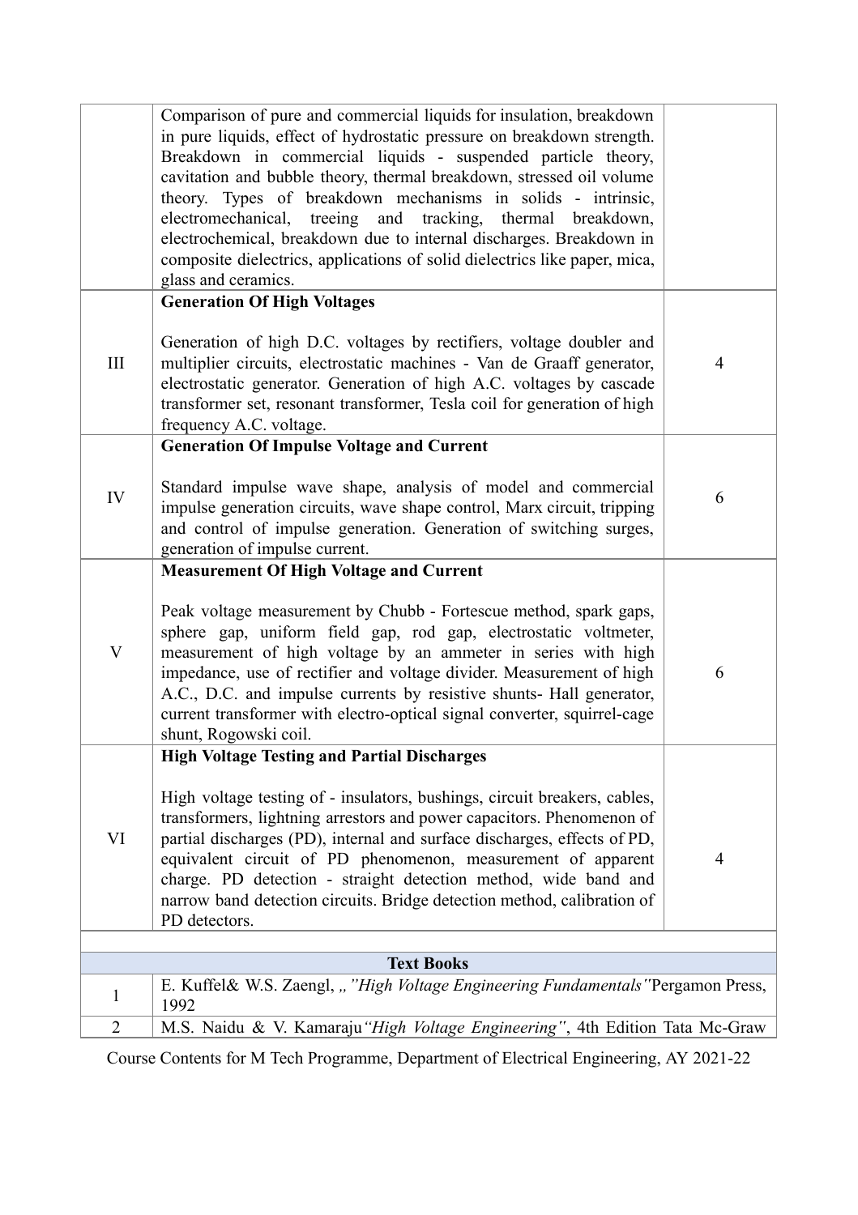| | | |
|---|---|---|
| | Comparison of pure and commercial liquids for insulation, breakdown in pure liquids, effect of hydrostatic pressure on breakdown strength. Breakdown in commercial liquids - suspended particle theory, cavitation and bubble theory, thermal breakdown, stressed oil volume theory. Types of breakdown mechanisms in solids - intrinsic, electromechanical, treeing and tracking, thermal breakdown, electrochemical, breakdown due to internal discharges. Breakdown in composite dielectrics, applications of solid dielectrics like paper, mica, glass and ceramics. | |
| III | **Generation Of High Voltages**<br><br>Generation of high D.C. voltages by rectifiers, voltage doubler and multiplier circuits, electrostatic machines - Van de Graaff generator, electrostatic generator. Generation of high A.C. voltages by cascade transformer set, resonant transformer, Tesla coil for generation of high frequency A.C. voltage. | 4 |
| IV | **Generation Of Impulse Voltage and Current**<br><br>Standard impulse wave shape, analysis of model and commercial impulse generation circuits, wave shape control, Marx circuit, tripping and control of impulse generation. Generation of switching surges, generation of impulse current. | 6 |
| V | **Measurement Of High Voltage and Current**<br><br>Peak voltage measurement by Chubb - Fortescue method, spark gaps, sphere gap, uniform field gap, rod gap, electrostatic voltmeter, measurement of high voltage by an ammeter in series with high impedance, use of rectifier and voltage divider. Measurement of high A.C., D.C. and impulse currents by resistive shunts- Hall generator, current transformer with electro-optical signal converter, squirrel-cage shunt, Rogowski coil. | 6 |
| VI | **High Voltage Testing and Partial Discharges**<br><br>High voltage testing of - insulators, bushings, circuit breakers, cables, transformers, lightning arrestors and power capacitors. Phenomenon of partial discharges (PD), internal and surface discharges, effects of PD, equivalent circuit of PD phenomenon, measurement of apparent charge. PD detection - straight detection method, wide band and narrow band detection circuits. Bridge detection method, calibration of PD detectors. | 4 |

| Text Books | |
|---|---|
| 1 | E. Kuffel& W.S. Zaengl, „ *"High Voltage Engineering Fundamentals"* Pergamon Press, 1992 |
| 2 | M.S. Naidu & V. Kamaraju *"High Voltage Engineering"*, 4th Edition Tata Mc-Graw |

Course Contents for M Tech Programme, Department of Electrical Engineering, AY 2021-22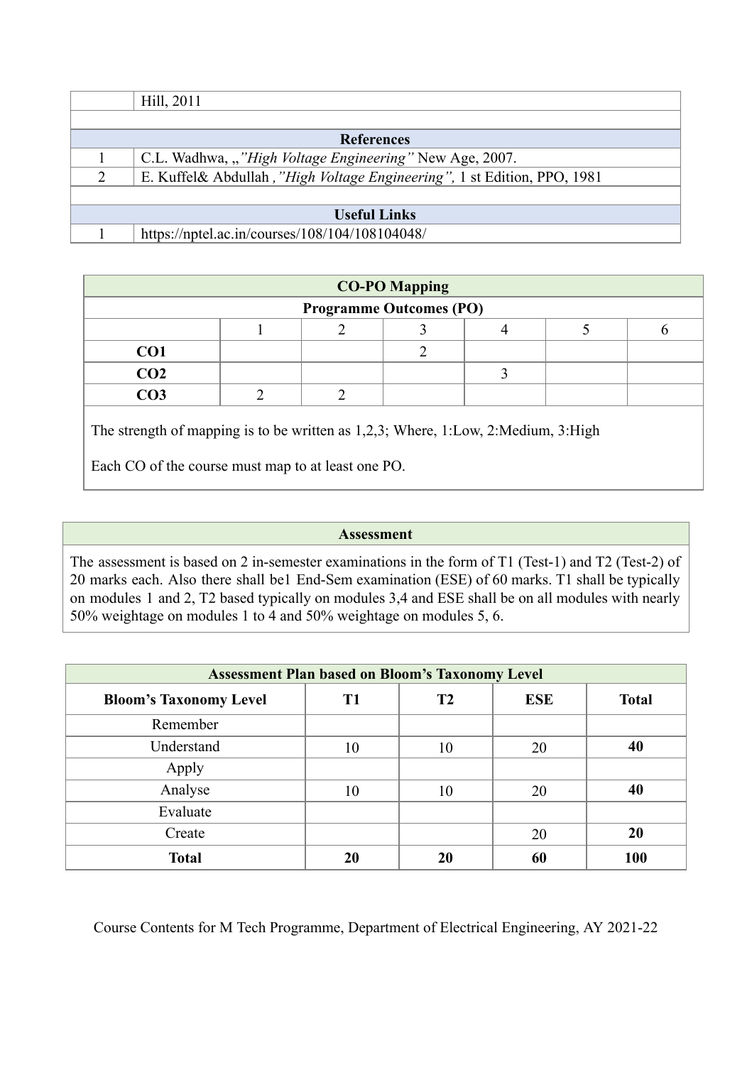| | Hill, 2011 |
|---|---|
| | |
| **References** | |
| 1 | C.L. Wadhwa, „*"High Voltage Engineering"* New Age, 2007. |
| 2 | E. Kuffel& Abdullah *,"High Voltage Engineering",* 1 st Edition, PPO, 1981 |
| | |
| **Useful Links** | |
| 1 | https://nptel.ac.in/courses/108/104/108104048/ |

| **CO-PO Mapping** | | | | | | |
|---|---|---|---|---|---|---|
| **Programme Outcomes (PO)** | | | | | | |
| | 1 | 2 | 3 | 4 | 5 | 6 |
| **CO1** | | | 2 | | | |
| **CO2** | | | | 3 | | |
| **CO3** | 2 | 2 | | | | |

The strength of mapping is to be written as 1,2,3; Where, 1:Low, 2:Medium, 3:High

Each CO of the course must map to at least one PO.

### Assessment

The assessment is based on 2 in-semester examinations in the form of T1 (Test-1) and T2 (Test-2) of 20 marks each. Also there shall be1 End-Sem examination (ESE) of 60 marks. T1 shall be typically on modules 1 and 2, T2 based typically on modules 3,4 and ESE shall be on all modules with nearly 50% weightage on modules 1 to 4 and 50% weightage on modules 5, 6.

| **Assessment Plan based on Bloom's Taxonomy Level** | | | | |
|---|---|---|---|---|
| **Bloom's Taxonomy Level** | **T1** | **T2** | **ESE** | **Total** |
| Remember | | | | |
| Understand | 10 | 10 | 20 | **40** |
| Apply | | | | |
| Analyse | 10 | 10 | 20 | **40** |
| Evaluate | | | | |
| Create | | | 20 | **20** |
| **Total** | **20** | **20** | **60** | **100** |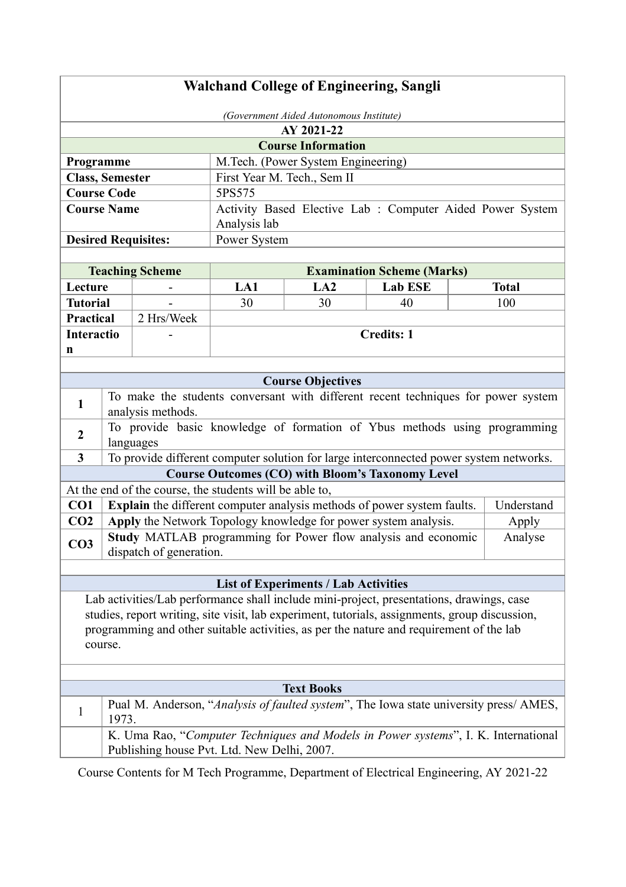# Walchand College of Engineering, Sangli

*(Government Aided Autonomous Institute)*

**AY 2021-22**

## Course Information

| | |
|---|---|
| **Programme** | M.Tech. (Power System Engineering) |
| **Class, Semester** | First Year M. Tech., Sem II |
| **Course Code** | 5PS575 |
| **Course Name** | Activity Based Elective Lab : Computer Aided Power System Analysis lab |
| **Desired Requisites:** | Power System |

| **Teaching Scheme** | | **Examination Scheme (Marks)** | | | |
|---|---|---|---|---|---|
| **Lecture** | - | **LA1** | **LA2** | **Lab ESE** | **Total** |
| **Tutorial** | - | 30 | 30 | 40 | 100 |
| **Practical** | 2 Hrs/Week | | | | |
| **Interaction** | - | **Credits: 1** | | | |

## Course Objectives

| | |
|---|---|
| **1** | To make the students conversant with different recent techniques for power system analysis methods. |
| **2** | To provide basic knowledge of formation of Ybus methods using programming languages |
| **3** | To provide different computer solution for large interconnected power system networks. |

## Course Outcomes (CO) with Bloom's Taxonomy Level

At the end of the course, the students will be able to,

| | | |
|---|---|---|
| **CO1** | **Explain** the different computer analysis methods of power system faults. | Understand |
| **CO2** | **Apply** the Network Topology knowledge for power system analysis. | Apply |
| **CO3** | **Study** MATLAB programming for Power flow analysis and economic dispatch of generation. | Analyse |

## List of Experiments / Lab Activities

Lab activities/Lab performance shall include mini-project, presentations, drawings, case studies, report writing, site visit, lab experiment, tutorials, assignments, group discussion, programming and other suitable activities, as per the nature and requirement of the lab course.

## Text Books

| | |
|---|---|
| 1 | Pual M. Anderson, "*Analysis of faulted system*", The Iowa state university press/ AMES, 1973. |
| | K. Uma Rao, "*Computer Techniques and Models in Power systems*", I. K. International Publishing house Pvt. Ltd. New Delhi, 2007. |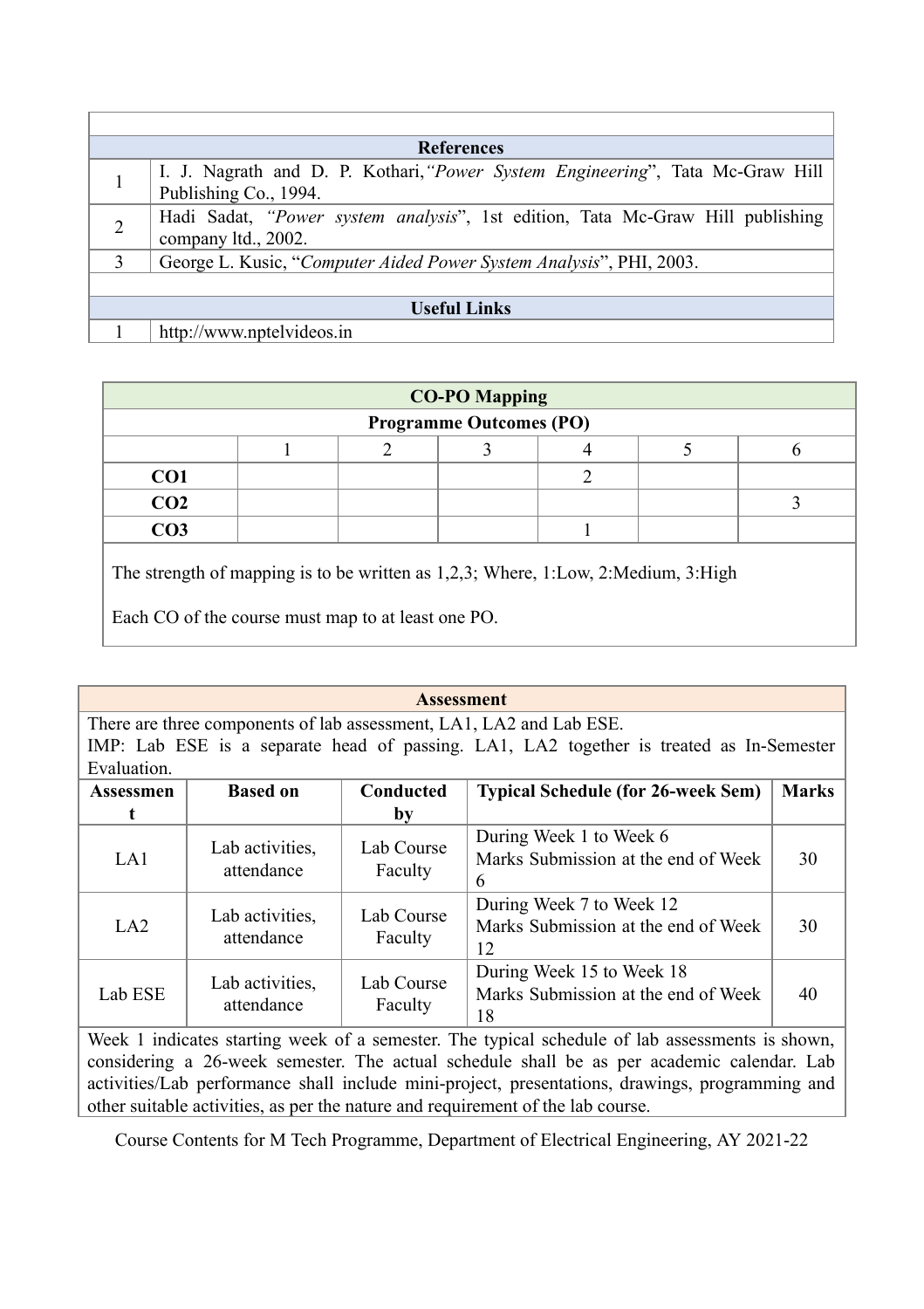| References | |
|---|---|
| 1 | I. J. Nagrath and D. P. Kothari, *"Power System Engineering*", Tata Mc-Graw Hill Publishing Co., 1994. |
| 2 | Hadi Sadat, *"Power system analysis*", 1st edition, Tata Mc-Graw Hill publishing company ltd., 2002. |
| 3 | George L. Kusic, "*Computer Aided Power System Analysis*", PHI, 2003. |

| Useful Links | |
|---|---|
| 1 | http://www.nptelvideos.in |

**CO-PO Mapping**

| | Programme Outcomes (PO) | | | | | |
|---|---|---|---|---|---|---|
| | 1 | 2 | 3 | 4 | 5 | 6 |
| **CO1** | | | | 2 | | |
| **CO2** | | | | | | 3 |
| **CO3** | | | | 1 | | |

The strength of mapping is to be written as 1,2,3; Where, 1:Low, 2:Medium, 3:High

Each CO of the course must map to at least one PO.

**Assessment**

There are three components of lab assessment, LA1, LA2 and Lab ESE.

IMP: Lab ESE is a separate head of passing. LA1, LA2 together is treated as In-Semester Evaluation.

| Assessment | Based on | Conducted by | Typical Schedule (for 26-week Sem) | Marks |
|---|---|---|---|---|
| LA1 | Lab activities, attendance | Lab Course Faculty | During Week 1 to Week 6<br>Marks Submission at the end of Week 6 | 30 |
| LA2 | Lab activities, attendance | Lab Course Faculty | During Week 7 to Week 12<br>Marks Submission at the end of Week 12 | 30 |
| Lab ESE | Lab activities, attendance | Lab Course Faculty | During Week 15 to Week 18<br>Marks Submission at the end of Week 18 | 40 |

Week 1 indicates starting week of a semester. The typical schedule of lab assessments is shown, considering a 26-week semester. The actual schedule shall be as per academic calendar. Lab activities/Lab performance shall include mini-project, presentations, drawings, programming and other suitable activities, as per the nature and requirement of the lab course.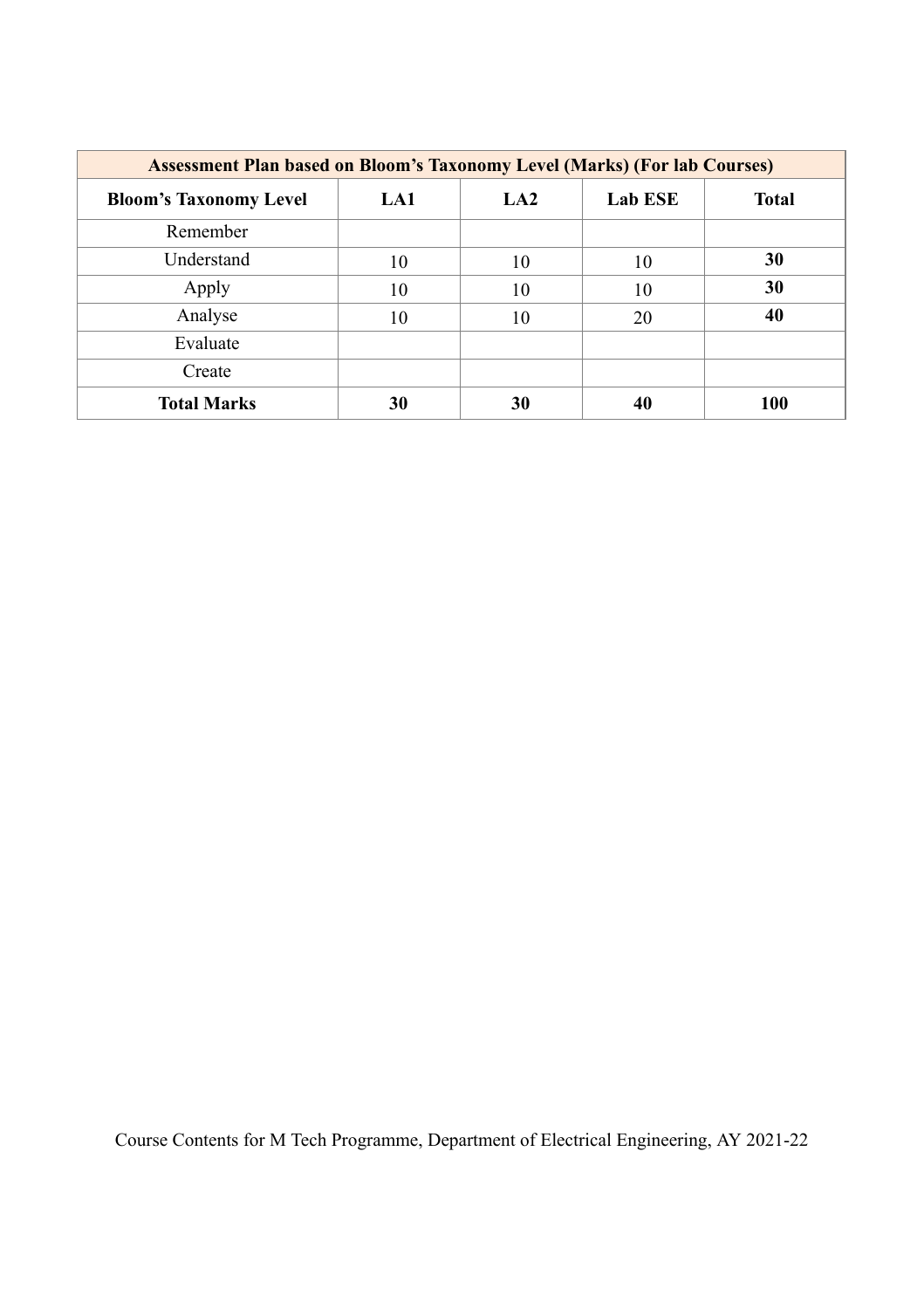| Assessment Plan based on Bloom's Taxonomy Level (Marks) (For lab Courses) | | | | |
|---|---|---|---|---|
| **Bloom's Taxonomy Level** | **LA1** | **LA2** | **Lab ESE** | **Total** |
| Remember | | | | |
| Understand | 10 | 10 | 10 | **30** |
| Apply | 10 | 10 | 10 | **30** |
| Analyse | 10 | 10 | 20 | **40** |
| Evaluate | | | | |
| Create | | | | |
| **Total Marks** | **30** | **30** | **40** | **100** |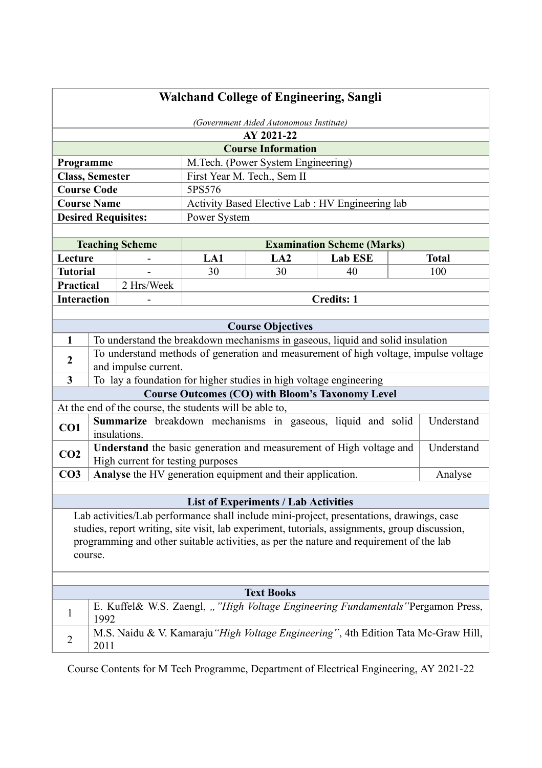# Walchand College of Engineering, Sangli

*(Government Aided Autonomous Institute)*

**AY 2021-22**

| **Course Information** | |
|---|---|
| **Programme** | M.Tech. (Power System Engineering) |
| **Class, Semester** | First Year M. Tech., Sem II |
| **Course Code** | 5PS576 |
| **Course Name** | Activity Based Elective Lab : HV Engineering lab |
| **Desired Requisites:** | Power System |

| **Teaching Scheme** | | **Examination Scheme (Marks)** | | | |
|---|---|---|---|---|---|
| **Lecture** | - | **LA1** | **LA2** | **Lab ESE** | **Total** |
| **Tutorial** | - | 30 | 30 | 40 | 100 |
| **Practical** | 2 Hrs/Week | | | | |
| **Interaction** | - | **Credits: 1** | | | |

## Course Objectives

| | |
|---|---|
| **1** | To understand the breakdown mechanisms in gaseous, liquid and solid insulation |
| **2** | To understand methods of generation and measurement of high voltage, impulse voltage and impulse current. |
| **3** | To lay a foundation for higher studies in high voltage engineering |

## Course Outcomes (CO) with Bloom's Taxonomy Level

At the end of the course, the students will be able to,

| | | |
|---|---|---|
| **CO1** | **Summarize** breakdown mechanisms in gaseous, liquid and solid insulations. | Understand |
| **CO2** | **Understand** the basic generation and measurement of High voltage and High current for testing purposes | Understand |
| **CO3** | **Analyse** the HV generation equipment and their application. | Analyse |

## List of Experiments / Lab Activities

Lab activities/Lab performance shall include mini-project, presentations, drawings, case studies, report writing, site visit, lab experiment, tutorials, assignments, group discussion, programming and other suitable activities, as per the nature and requirement of the lab course.

## Text Books

| | |
|---|---|
| 1 | E. Kuffel& W.S. Zaengl, *„"High Voltage Engineering Fundamentals"*Pergamon Press, 1992 |
| 2 | M.S. Naidu & V. Kamaraju*"High Voltage Engineering"*, 4th Edition Tata Mc-Graw Hill, 2011 |

Course Contents for M Tech Programme, Department of Electrical Engineering, AY 2021-22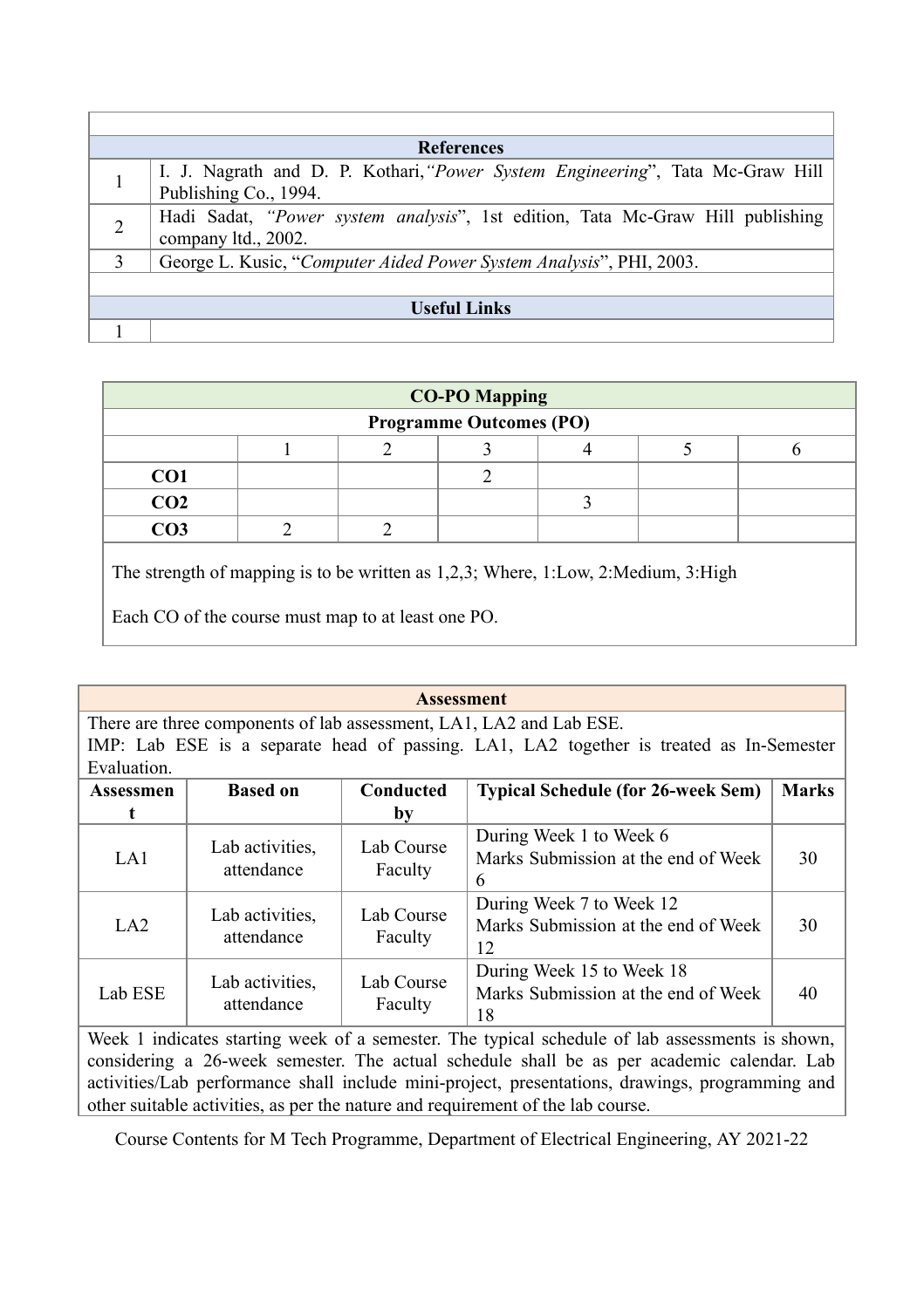| | References |
|---|---|
| 1 | I. J. Nagrath and D. P. Kothari, *"Power System Engineering*", Tata Mc-Graw Hill Publishing Co., 1994. |
| 2 | Hadi Sadat, *"Power system analysis*", 1st edition, Tata Mc-Graw Hill publishing company ltd., 2002. |
| 3 | George L. Kusic, "*Computer Aided Power System Analysis*", PHI, 2003. |

| | Useful Links |
|---|---|
| 1 | |

**CO-PO Mapping**

| | Programme Outcomes (PO) | | | | | |
|---|---|---|---|---|---|---|
| | 1 | 2 | 3 | 4 | 5 | 6 |
| **CO1** | | | 2 | | | |
| **CO2** | | | | 3 | | |
| **CO3** | 2 | 2 | | | | |

The strength of mapping is to be written as 1,2,3; Where, 1:Low, 2:Medium, 3:High

Each CO of the course must map to at least one PO.

**Assessment**

There are three components of lab assessment, LA1, LA2 and Lab ESE.
IMP: Lab ESE is a separate head of passing. LA1, LA2 together is treated as In-Semester Evaluation.

| Assessment | Based on | Conducted by | Typical Schedule (for 26-week Sem) | Marks |
|---|---|---|---|---|
| LA1 | Lab activities, attendance | Lab Course Faculty | During Week 1 to Week 6<br>Marks Submission at the end of Week 6 | 30 |
| LA2 | Lab activities, attendance | Lab Course Faculty | During Week 7 to Week 12<br>Marks Submission at the end of Week 12 | 30 |
| Lab ESE | Lab activities, attendance | Lab Course Faculty | During Week 15 to Week 18<br>Marks Submission at the end of Week 18 | 40 |

Week 1 indicates starting week of a semester. The typical schedule of lab assessments is shown, considering a 26-week semester. The actual schedule shall be as per academic calendar. Lab activities/Lab performance shall include mini-project, presentations, drawings, programming and other suitable activities, as per the nature and requirement of the lab course.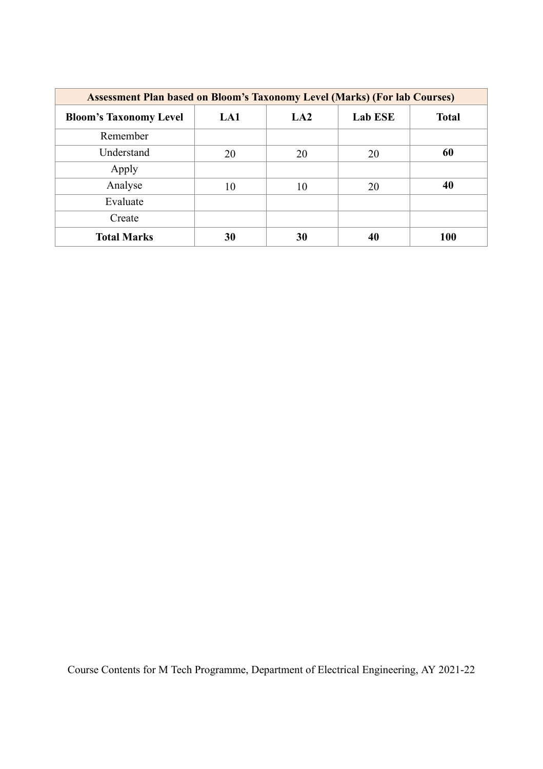| Assessment Plan based on Bloom's Taxonomy Level (Marks) (For lab Courses) | | | | |
|---|---|---|---|---|
| **Bloom's Taxonomy Level** | **LA1** | **LA2** | **Lab ESE** | **Total** |
| Remember | | | | |
| Understand | 20 | 20 | 20 | **60** |
| Apply | | | | |
| Analyse | 10 | 10 | 20 | **40** |
| Evaluate | | | | |
| Create | | | | |
| **Total Marks** | **30** | **30** | **40** | **100** |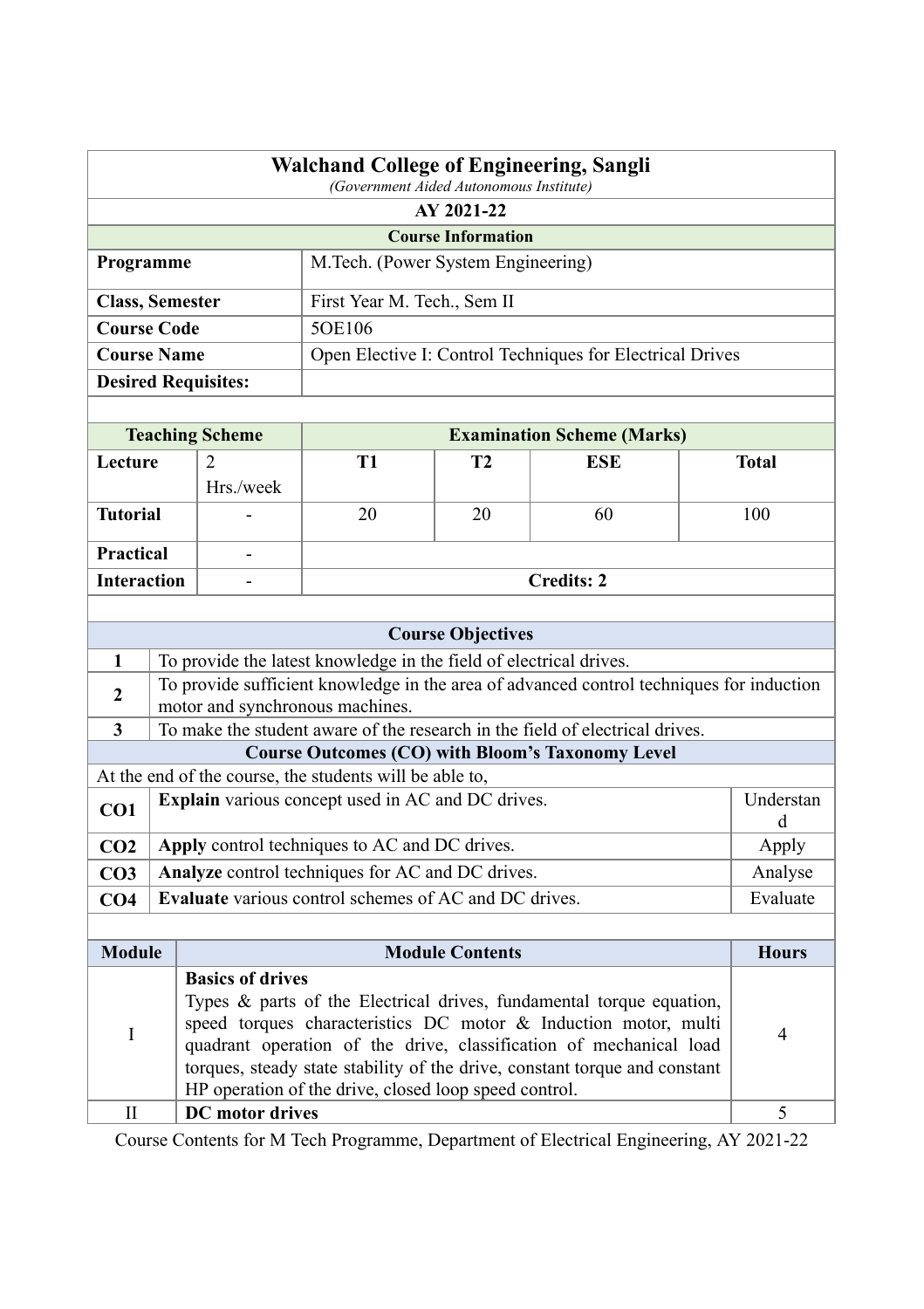# Walchand College of Engineering, Sangli

*(Government Aided Autonomous Institute)*

**AY 2021-22**

| **Course Information** | |
|---|---|
| **Programme** | M.Tech. (Power System Engineering) |
| **Class, Semester** | First Year M. Tech., Sem II |
| **Course Code** | 5OE106 |
| **Course Name** | Open Elective I: Control Techniques for Electrical Drives |
| **Desired Requisites:** | |

| **Teaching Scheme** | | **Examination Scheme (Marks)** | | | |
|---|---|---|---|---|---|
| **Lecture** | 2 Hrs./week | **T1** | **T2** | **ESE** | **Total** |
| **Tutorial** | - | 20 | 20 | 60 | 100 |
| **Practical** | - | | | | |
| **Interaction** | - | **Credits: 2** | | | |

| **Course Objectives** | |
|---|---|
| **1** | To provide the latest knowledge in the field of electrical drives. |
| **2** | To provide sufficient knowledge in the area of advanced control techniques for induction motor and synchronous machines. |
| **3** | To make the student aware of the research in the field of electrical drives. |

**Course Outcomes (CO) with Bloom's Taxonomy Level**

At the end of the course, the students will be able to,

| | | |
|---|---|---|
| **CO1** | **Explain** various concept used in AC and DC drives. | Understand |
| **CO2** | **Apply** control techniques to AC and DC drives. | Apply |
| **CO3** | **Analyze** control techniques for AC and DC drives. | Analyse |
| **CO4** | **Evaluate** various control schemes of AC and DC drives. | Evaluate |

| **Module** | **Module Contents** | **Hours** |
|---|---|---|
| I | **Basics of drives**<br>Types & parts of the Electrical drives, fundamental torque equation, speed torques characteristics DC motor & Induction motor, multi quadrant operation of the drive, classification of mechanical load torques, steady state stability of the drive, constant torque and constant HP operation of the drive, closed loop speed control. | 4 |
| II | **DC motor drives** | 5 |

Course Contents for M Tech Programme, Department of Electrical Engineering, AY 2021-22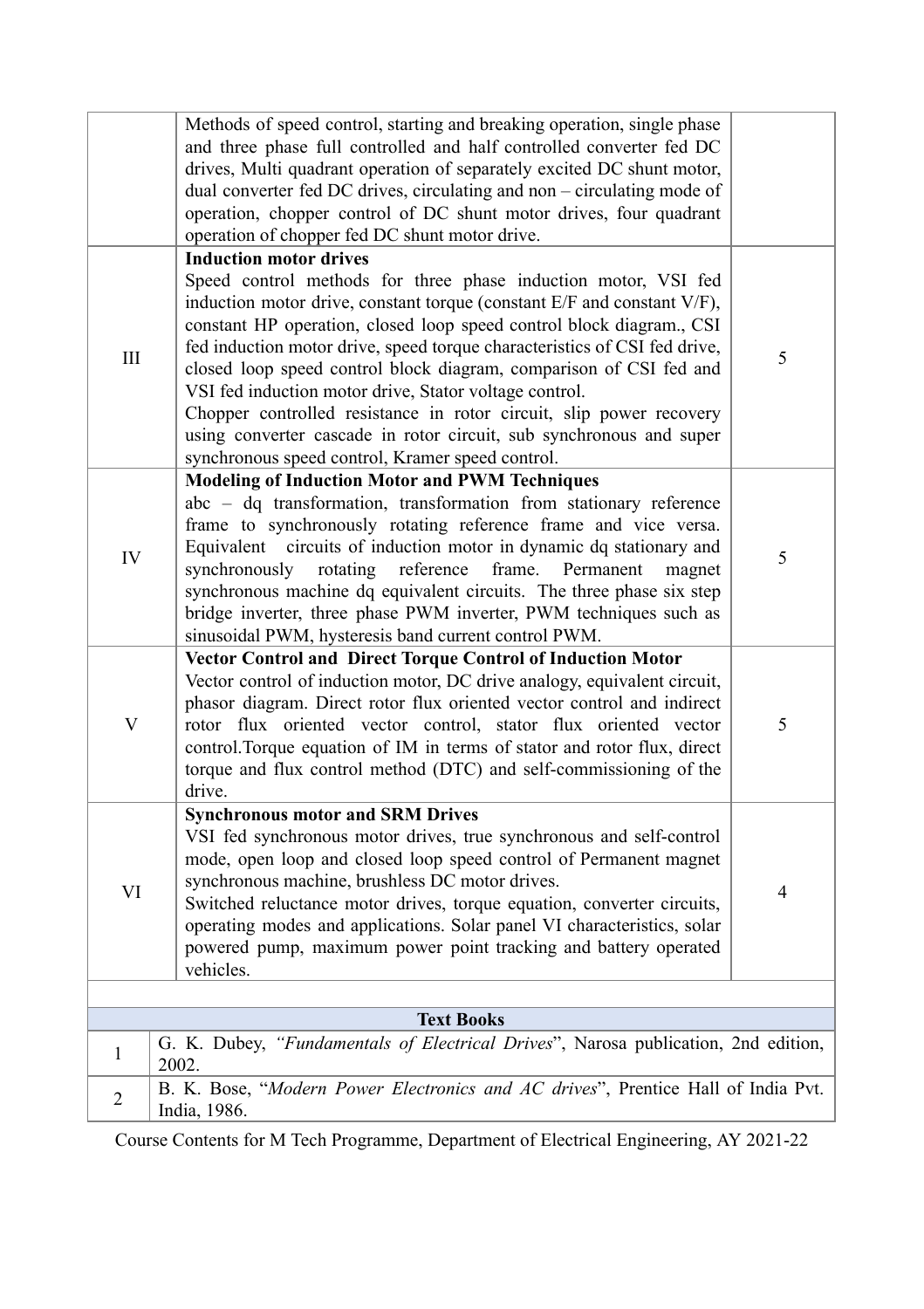| | | |
|---|---|---|
| | Methods of speed control, starting and breaking operation, single phase and three phase full controlled and half controlled converter fed DC drives, Multi quadrant operation of separately excited DC shunt motor, dual converter fed DC drives, circulating and non – circulating mode of operation, chopper control of DC shunt motor drives, four quadrant operation of chopper fed DC shunt motor drive. | |
| III | **Induction motor drives**<br>Speed control methods for three phase induction motor, VSI fed induction motor drive, constant torque (constant E/F and constant V/F), constant HP operation, closed loop speed control block diagram., CSI fed induction motor drive, speed torque characteristics of CSI fed drive, closed loop speed control block diagram, comparison of CSI fed and VSI fed induction motor drive, Stator voltage control.<br>Chopper controlled resistance in rotor circuit, slip power recovery using converter cascade in rotor circuit, sub synchronous and super synchronous speed control, Kramer speed control. | 5 |
| IV | **Modeling of Induction Motor and PWM Techniques**<br>abc – dq transformation, transformation from stationary reference frame to synchronously rotating reference frame and vice versa. Equivalent circuits of induction motor in dynamic dq stationary and synchronously rotating reference frame. Permanent magnet synchronous machine dq equivalent circuits. The three phase six step bridge inverter, three phase PWM inverter, PWM techniques such as sinusoidal PWM, hysteresis band current control PWM. | 5 |
| V | **Vector Control and Direct Torque Control of Induction Motor**<br>Vector control of induction motor, DC drive analogy, equivalent circuit, phasor diagram. Direct rotor flux oriented vector control and indirect rotor flux oriented vector control, stator flux oriented vector control.Torque equation of IM in terms of stator and rotor flux, direct torque and flux control method (DTC) and self-commissioning of the drive. | 5 |
| VI | **Synchronous motor and SRM Drives**<br>VSI fed synchronous motor drives, true synchronous and self-control mode, open loop and closed loop speed control of Permanent magnet synchronous machine, brushless DC motor drives.<br>Switched reluctance motor drives, torque equation, converter circuits, operating modes and applications. Solar panel VI characteristics, solar powered pump, maximum power point tracking and battery operated vehicles. | 4 |

| **Text Books** | |
|---|---|
| 1 | G. K. Dubey, *"Fundamentals of Electrical Drives*", Narosa publication, 2nd edition, 2002. |
| 2 | B. K. Bose, "*Modern Power Electronics and AC drives*", Prentice Hall of India Pvt. India, 1986. |

Course Contents for M Tech Programme, Department of Electrical Engineering, AY 2021-22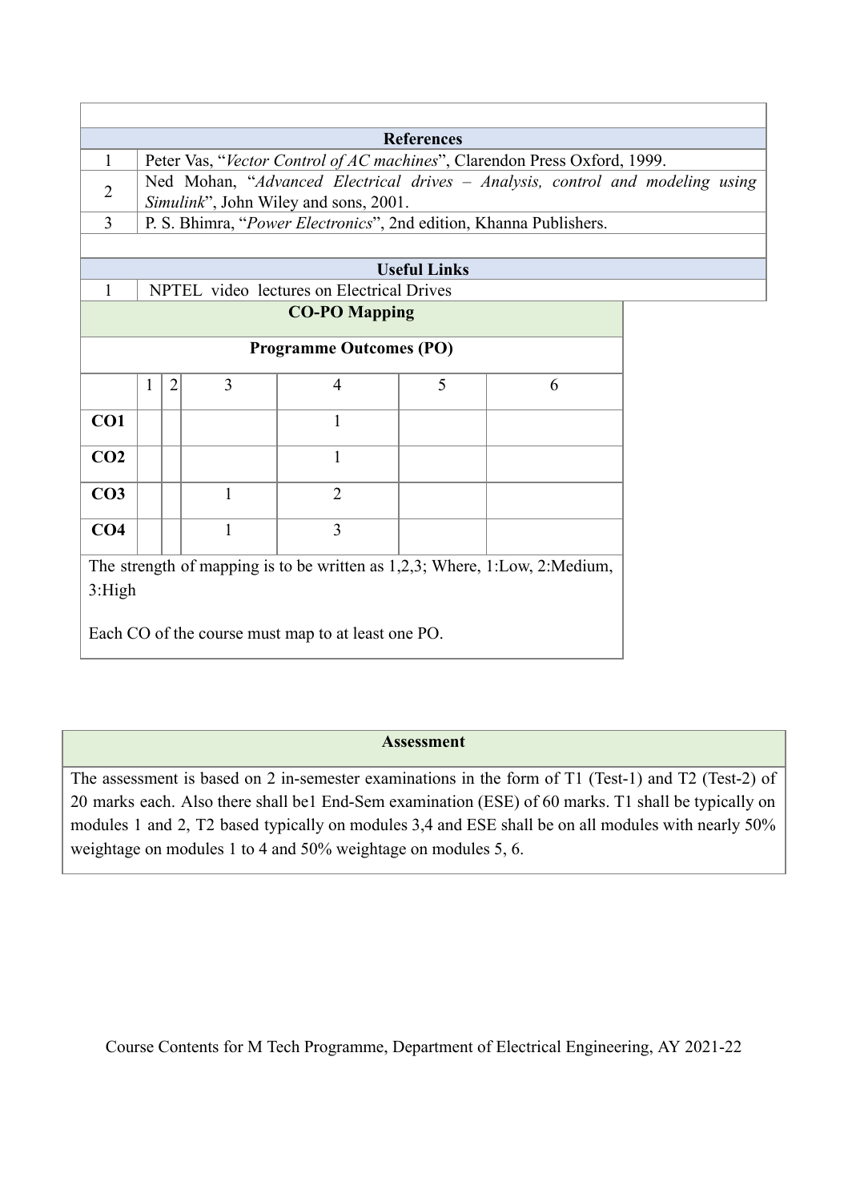| | References |
|---|---|
| 1 | Peter Vas, "*Vector Control of AC machines*", Clarendon Press Oxford, 1999. |
| 2 | Ned Mohan, "*Advanced Electrical drives – Analysis, control and modeling using Simulink*", John Wiley and sons, 2001. |
| 3 | P. S. Bhimra, "*Power Electronics*", 2nd edition, Khanna Publishers. |

| | Useful Links |
|---|---|
| 1 | NPTEL video lectures on Electrical Drives |

**CO-PO Mapping**

| | Programme Outcomes (PO) | | | | | |
|---|---|---|---|---|---|---|
| | 1 | 2 | 3 | 4 | 5 | 6 |
| **CO1** | | | | 1 | | |
| **CO2** | | | | 1 | | |
| **CO3** | | | 1 | 2 | | |
| **CO4** | | | 1 | 3 | | |

The strength of mapping is to be written as 1,2,3; Where, 1:Low, 2:Medium, 3:High

Each CO of the course must map to at least one PO.

**Assessment**

The assessment is based on 2 in-semester examinations in the form of T1 (Test-1) and T2 (Test-2) of 20 marks each. Also there shall be1 End-Sem examination (ESE) of 60 marks. T1 shall be typically on modules 1 and 2, T2 based typically on modules 3,4 and ESE shall be on all modules with nearly 50% weightage on modules 1 to 4 and 50% weightage on modules 5, 6.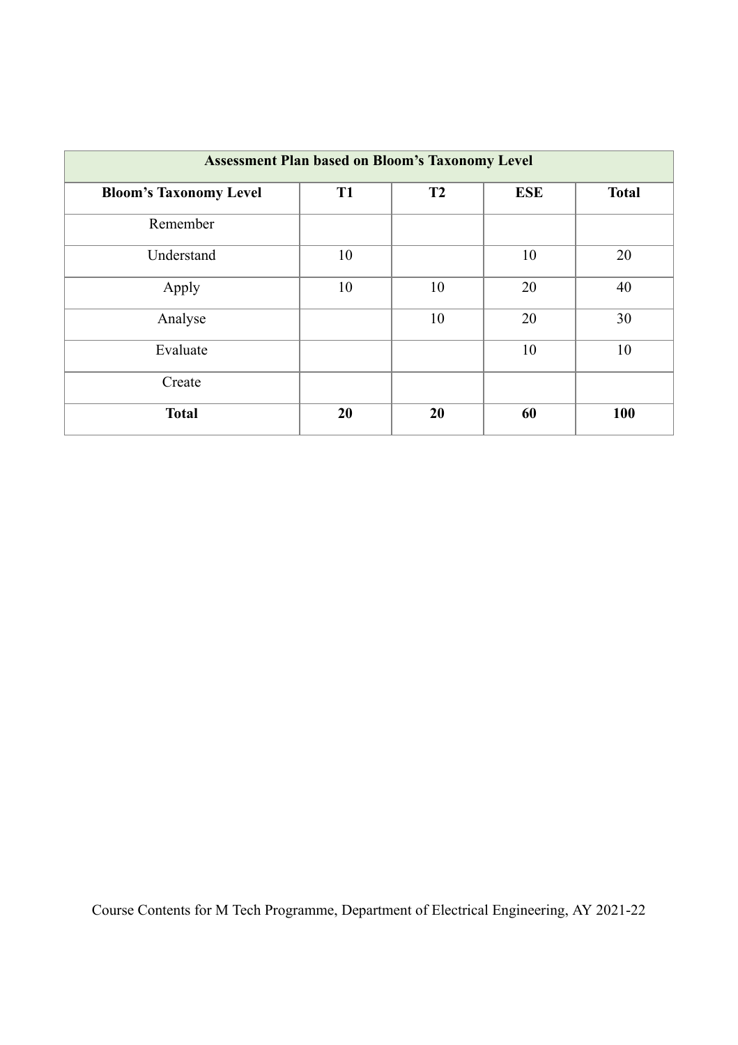| Assessment Plan based on Bloom's Taxonomy Level | | | | |
|---|---|---|---|---|
| **Bloom's Taxonomy Level** | **T1** | **T2** | **ESE** | **Total** |
| Remember | | | | |
| Understand | 10 | | 10 | 20 |
| Apply | 10 | 10 | 20 | 40 |
| Analyse | | 10 | 20 | 30 |
| Evaluate | | | 10 | 10 |
| Create | | | | |
| **Total** | **20** | **20** | **60** | **100** |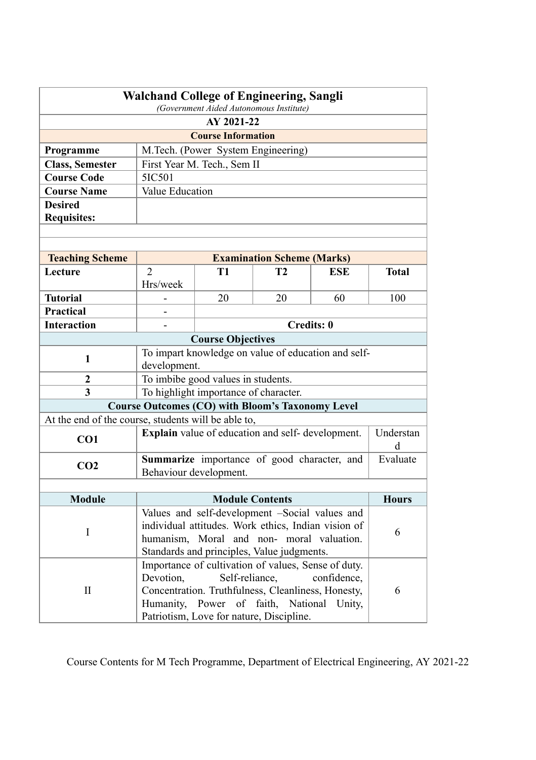# Walchand College of Engineering, Sangli

*(Government Aided Autonomous Institute)*

**AY 2021-22**

**Course Information**

| | |
|---|---|
| **Programme** | M.Tech. (Power System Engineering) |
| **Class, Semester** | First Year M. Tech., Sem II |
| **Course Code** | 5IC501 |
| **Course Name** | Value Education |
| **Desired Requisites:** | |

| **Teaching Scheme** | | **Examination Scheme (Marks)** | | | |
|---|---|---|---|---|---|
| **Lecture** | 2 Hrs/week | **T1** | **T2** | **ESE** | **Total** |
| **Tutorial** | - | 20 | 20 | 60 | 100 |
| **Practical** | - | | | | |
| **Interaction** | - | **Credits: 0** | | | |

**Course Objectives**

| | |
|---|---|
| **1** | To impart knowledge on value of education and self-development. |
| **2** | To imbibe good values in students. |
| **3** | To highlight importance of character. |

**Course Outcomes (CO) with Bloom's Taxonomy Level**

At the end of the course, students will be able to,

| | | |
|---|---|---|
| **CO1** | **Explain** value of education and self- development. | Understand |
| **CO2** | **Summarize** importance of good character, and Behaviour development. | Evaluate |

| **Module** | **Module Contents** | **Hours** |
|---|---|---|
| I | Values and self-development –Social values and individual attitudes. Work ethics, Indian vision of humanism, Moral and non- moral valuation. Standards and principles, Value judgments. | 6 |
| II | Importance of cultivation of values, Sense of duty. Devotion, Self-reliance, confidence, Concentration. Truthfulness, Cleanliness, Honesty, Humanity, Power of faith, National Unity, Patriotism, Love for nature, Discipline. | 6 |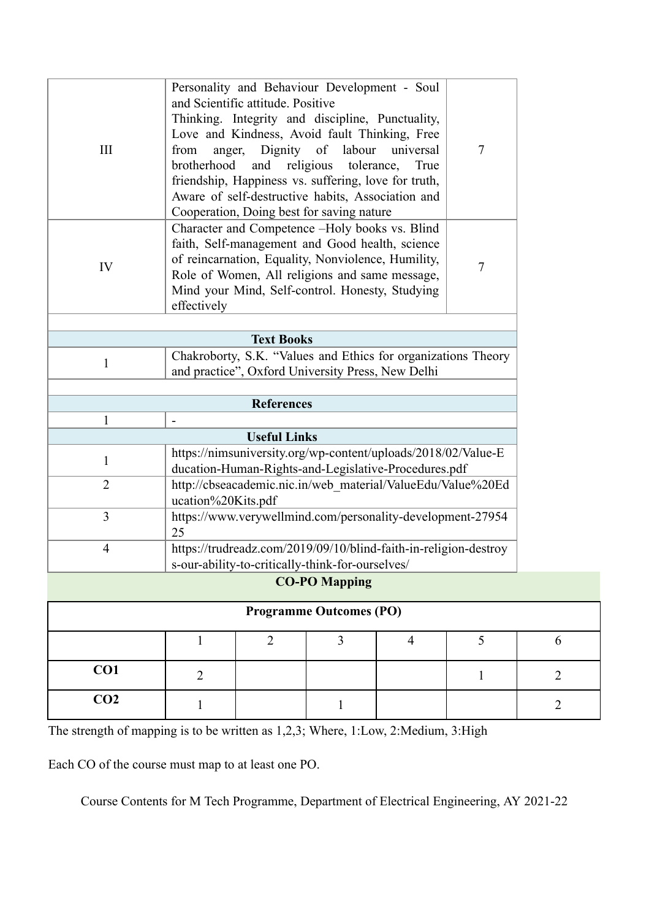| | | |
|---|---|---|
| III | Personality and Behaviour Development - Soul and Scientific attitude. Positive Thinking. Integrity and discipline, Punctuality, Love and Kindness, Avoid fault Thinking, Free from anger, Dignity of labour universal brotherhood and religious tolerance, True friendship, Happiness vs. suffering, love for truth, Aware of self-destructive habits, Association and Cooperation, Doing best for saving nature | 7 |
| IV | Character and Competence –Holy books vs. Blind faith, Self-management and Good health, science of reincarnation, Equality, Nonviolence, Humility, Role of Women, All religions and same message, Mind your Mind, Self-control. Honesty, Studying effectively | 7 |

**Text Books**

| | |
|---|---|
| 1 | Chakroborty, S.K. "Values and Ethics for organizations Theory and practice", Oxford University Press, New Delhi |

**References**

| | |
|---|---|
| 1 | - |

**Useful Links**

| | |
|---|---|
| 1 | https://nimsuniversity.org/wp-content/uploads/2018/02/Value-Education-Human-Rights-and-Legislative-Procedures.pdf |
| 2 | http://cbseacademic.nic.in/web_material/ValueEdu/Value%20Education%20Kits.pdf |
| 3 | https://www.verywellmind.com/personality-development-2795425 |
| 4 | https://trudreadz.com/2019/09/10/blind-faith-in-religion-destroys-our-ability-to-critically-think-for-ourselves/ |

**CO-PO Mapping**

| Programme Outcomes (PO) | | | | | | |
|---|---|---|---|---|---|---|
| | 1 | 2 | 3 | 4 | 5 | 6 |
| **CO1** | 2 | | | | 1 | 2 |
| **CO2** | 1 | | 1 | | | 2 |

The strength of mapping is to be written as 1,2,3; Where, 1:Low, 2:Medium, 3:High

Each CO of the course must map to at least one PO.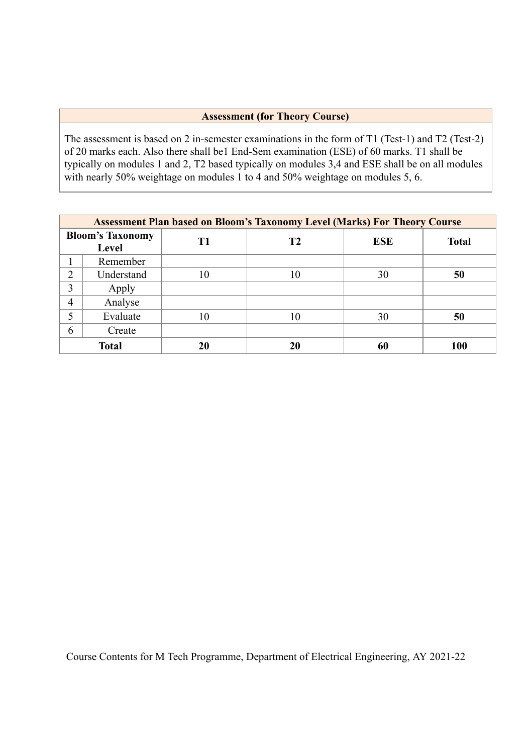| Assessment (for Theory Course) |
|---|
| The assessment is based on 2 in-semester examinations in the form of T1 (Test-1) and T2 (Test-2) of 20 marks each. Also there shall be1 End-Sem examination (ESE) of 60 marks. T1 shall be typically on modules 1 and 2, T2 based typically on modules 3,4 and ESE shall be on all modules with nearly 50% weightage on modules 1 to 4 and 50% weightage on modules 5, 6. |

**Assessment Plan based on Bloom's Taxonomy Level (Marks) For Theory Course**

| Bloom's Taxonomy Level | | T1 | T2 | ESE | Total |
|---|---|---|---|---|---|
| 1 | Remember | | | | |
| 2 | Understand | 10 | 10 | 30 | **50** |
| 3 | Apply | | | | |
| 4 | Analyse | | | | |
| 5 | Evaluate | 10 | 10 | 30 | **50** |
| 6 | Create | | | | |
| **Total** | | **20** | **20** | **60** | **100** |